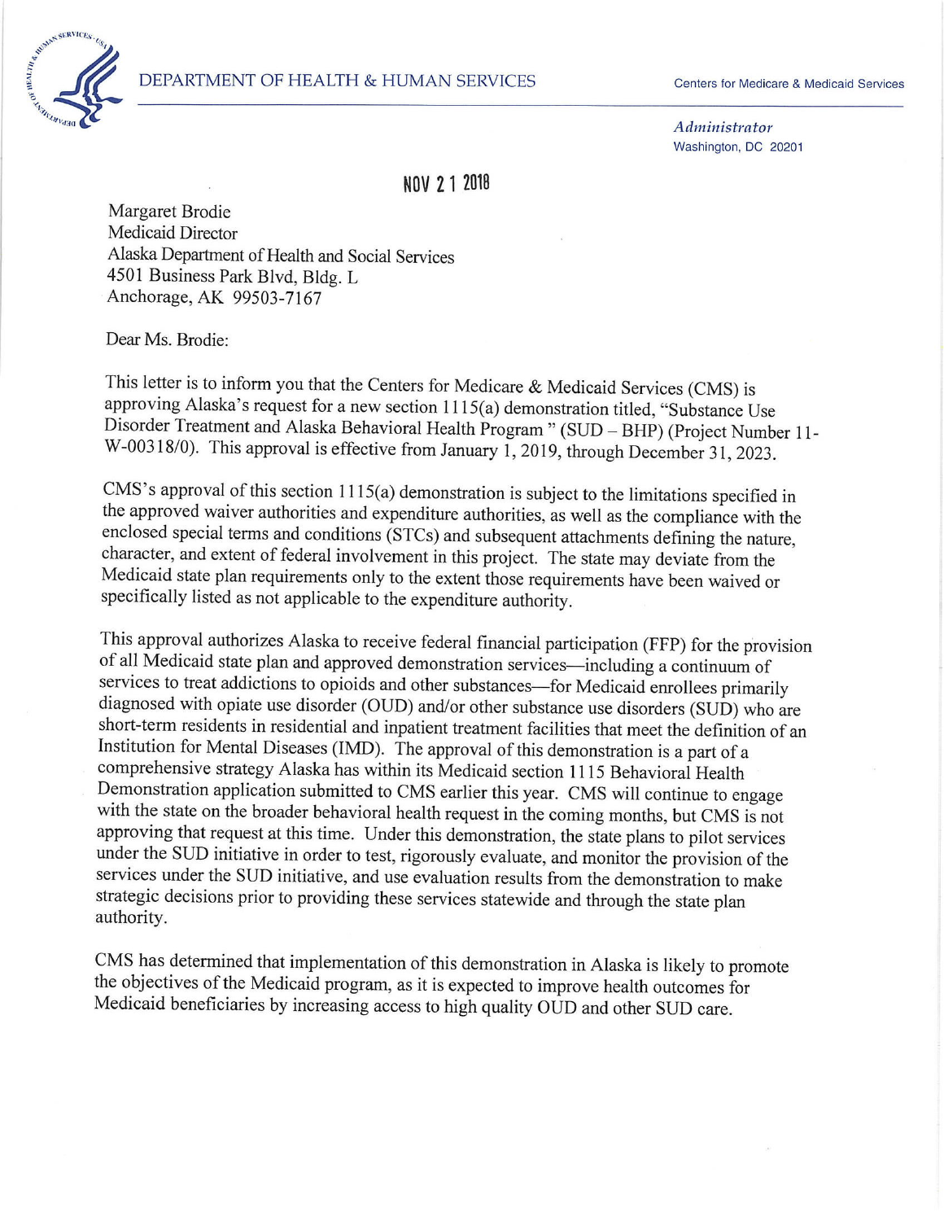DEPARTMENT OF HEALTH & HUMAN SERVICES

Centers for Medicare & Medicaid Services

*Administrator*
Washington, DC 20201

NOV 21 2018

Margaret Brodie
Medicaid Director
Alaska Department of Health and Social Services
4501 Business Park Blvd, Bldg. L
Anchorage, AK 99503-7167

Dear Ms. Brodie:

This letter is to inform you that the Centers for Medicare & Medicaid Services (CMS) is approving Alaska's request for a new section 1115(a) demonstration titled, "Substance Use Disorder Treatment and Alaska Behavioral Health Program " (SUD – BHP) (Project Number 11-W-00318/0). This approval is effective from January 1, 2019, through December 31, 2023.

CMS's approval of this section 1115(a) demonstration is subject to the limitations specified in the approved waiver authorities and expenditure authorities, as well as the compliance with the enclosed special terms and conditions (STCs) and subsequent attachments defining the nature, character, and extent of federal involvement in this project. The state may deviate from the Medicaid state plan requirements only to the extent those requirements have been waived or specifically listed as not applicable to the expenditure authority.

This approval authorizes Alaska to receive federal financial participation (FFP) for the provision of all Medicaid state plan and approved demonstration services—including a continuum of services to treat addictions to opioids and other substances—for Medicaid enrollees primarily diagnosed with opiate use disorder (OUD) and/or other substance use disorders (SUD) who are short-term residents in residential and inpatient treatment facilities that meet the definition of an Institution for Mental Diseases (IMD). The approval of this demonstration is a part of a comprehensive strategy Alaska has within its Medicaid section 1115 Behavioral Health Demonstration application submitted to CMS earlier this year. CMS will continue to engage with the state on the broader behavioral health request in the coming months, but CMS is not approving that request at this time. Under this demonstration, the state plans to pilot services under the SUD initiative in order to test, rigorously evaluate, and monitor the provision of the services under the SUD initiative, and use evaluation results from the demonstration to make strategic decisions prior to providing these services statewide and through the state plan authority.

CMS has determined that implementation of this demonstration in Alaska is likely to promote the objectives of the Medicaid program, as it is expected to improve health outcomes for Medicaid beneficiaries by increasing access to high quality OUD and other SUD care.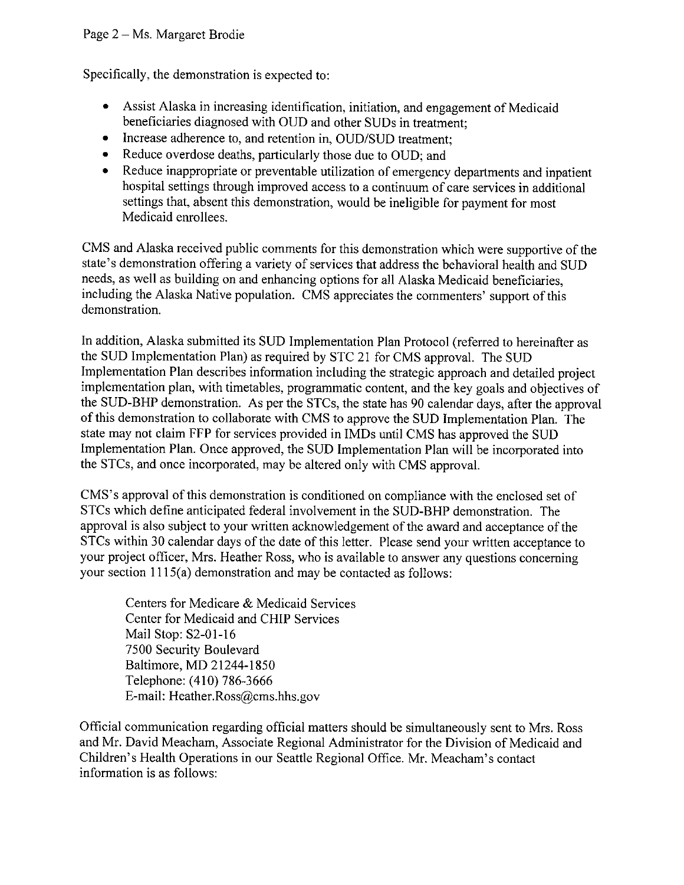Specifically, the demonstration is expected to:

- Assist Alaska in increasing identification, initiation, and engagement of Medicaid beneficiaries diagnosed with OUD and other SUDs in treatment;
- Increase adherence to, and retention in, OUD/SUD treatment;
- Reduce overdose deaths, particularly those due to OUD; and
- Reduce inappropriate or preventable utilization of emergency departments and inpatient hospital settings through improved access to a continuum of care services in additional settings that, absent this demonstration, would be ineligible for payment for most Medicaid enrollees.

CMS and Alaska received public comments for this demonstration which were supportive of the state's demonstration offering a variety of services that address the behavioral health and SUD needs, as well as building on and enhancing options for all Alaska Medicaid beneficiaries, including the Alaska Native population. CMS appreciates the commenters' support of this demonstration.

In addition, Alaska submitted its SUD Implementation Plan Protocol (referred to hereinafter as the SUD Implementation Plan) as required by STC 21 for CMS approval. The SUD Implementation Plan describes information including the strategic approach and detailed project implementation plan, with timetables, programmatic content, and the key goals and objectives of the SUD-BHP demonstration. As per the STCs, the state has 90 calendar days, after the approval of this demonstration to collaborate with CMS to approve the SUD Implementation Plan. The state may not claim FFP for services provided in IMDs until CMS has approved the SUD Implementation Plan. Once approved, the SUD Implementation Plan will be incorporated into the STCs, and once incorporated, may be altered only with CMS approval.

CMS's approval of this demonstration is conditioned on compliance with the enclosed set of STCs which define anticipated federal involvement in the SUD-BHP demonstration. The approval is also subject to your written acknowledgement of the award and acceptance of the STCs within 30 calendar days of the date of this letter. Please send your written acceptance to your project officer, Mrs. Heather Ross, who is available to answer any questions concerning your section 1115(a) demonstration and may be contacted as follows:

Centers for Medicare & Medicaid Services
Center for Medicaid and CHIP Services
Mail Stop: S2-01-16
7500 Security Boulevard
Baltimore, MD 21244-1850
Telephone: (410) 786-3666
E-mail: Heather.Ross@cms.hhs.gov

Official communication regarding official matters should be simultaneously sent to Mrs. Ross and Mr. David Meacham, Associate Regional Administrator for the Division of Medicaid and Children's Health Operations in our Seattle Regional Office. Mr. Meacham's contact information is as follows: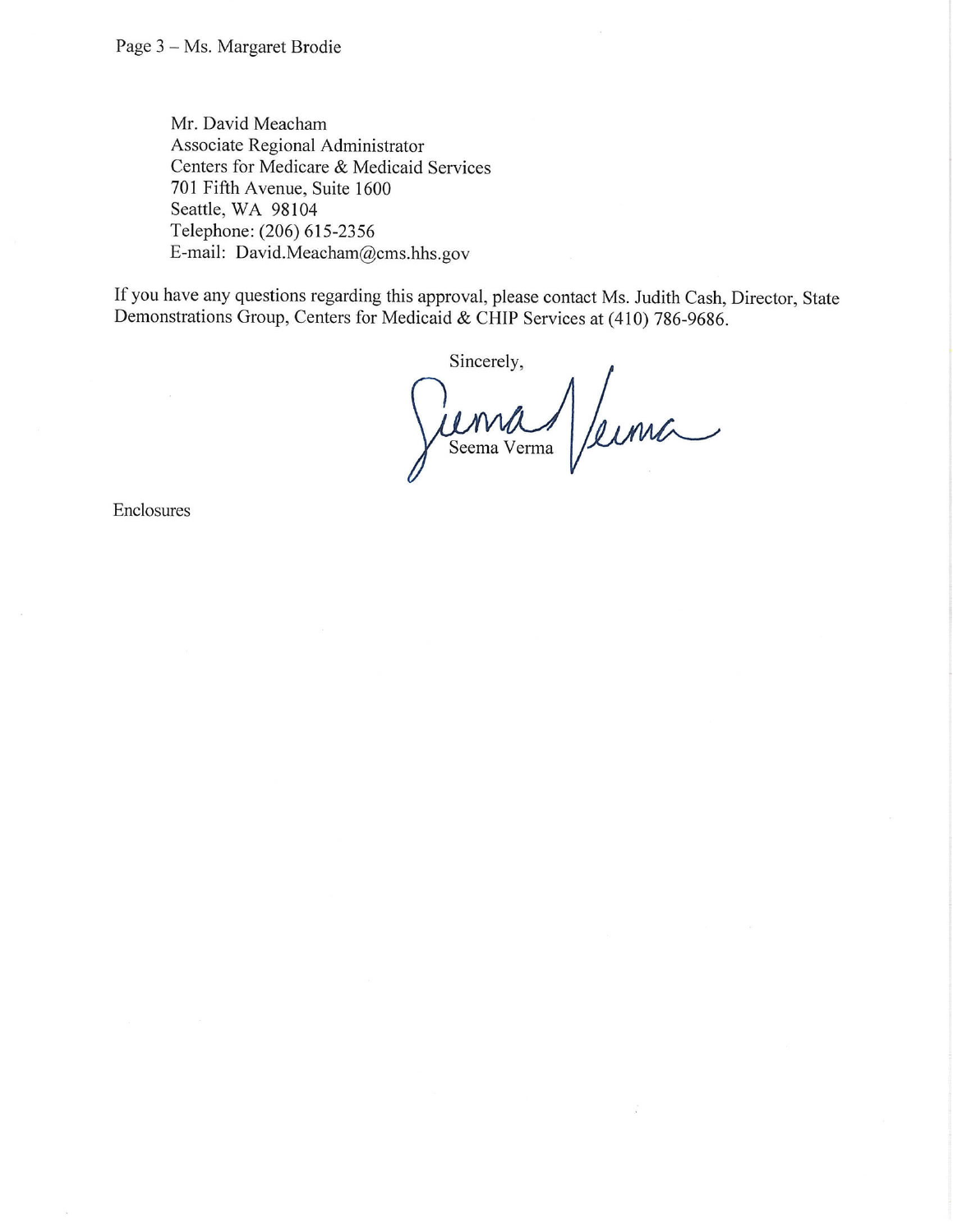Mr. David Meacham
Associate Regional Administrator
Centers for Medicare & Medicaid Services
701 Fifth Avenue, Suite 1600
Seattle, WA 98104
Telephone: (206) 615-2356
E-mail: David.Meacham@cms.hhs.gov

If you have any questions regarding this approval, please contact Ms. Judith Cash, Director, State Demonstrations Group, Centers for Medicaid & CHIP Services at (410) 786-9686.

Sincerely,

Seema Verma

Enclosures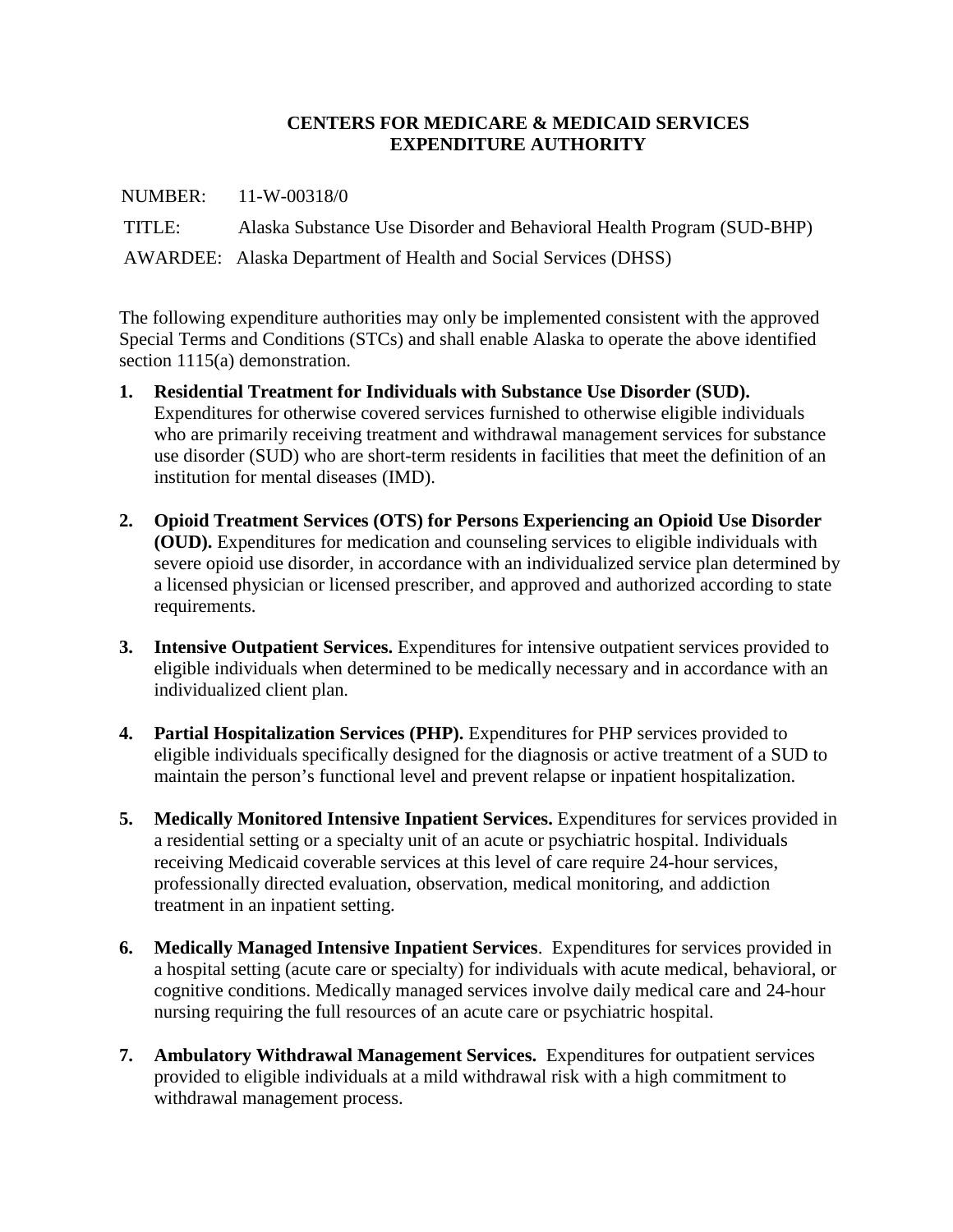**CENTERS FOR MEDICARE & MEDICAID SERVICES**
**EXPENDITURE AUTHORITY**

NUMBER: 11-W-00318/0

TITLE: Alaska Substance Use Disorder and Behavioral Health Program (SUD-BHP)

AWARDEE: Alaska Department of Health and Social Services (DHSS)

The following expenditure authorities may only be implemented consistent with the approved Special Terms and Conditions (STCs) and shall enable Alaska to operate the above identified section 1115(a) demonstration.

1. **Residential Treatment for Individuals with Substance Use Disorder (SUD).** Expenditures for otherwise covered services furnished to otherwise eligible individuals who are primarily receiving treatment and withdrawal management services for substance use disorder (SUD) who are short-term residents in facilities that meet the definition of an institution for mental diseases (IMD).

2. **Opioid Treatment Services (OTS) for Persons Experiencing an Opioid Use Disorder (OUD).** Expenditures for medication and counseling services to eligible individuals with severe opioid use disorder, in accordance with an individualized service plan determined by a licensed physician or licensed prescriber, and approved and authorized according to state requirements.

3. **Intensive Outpatient Services.** Expenditures for intensive outpatient services provided to eligible individuals when determined to be medically necessary and in accordance with an individualized client plan.

4. **Partial Hospitalization Services (PHP).** Expenditures for PHP services provided to eligible individuals specifically designed for the diagnosis or active treatment of a SUD to maintain the person's functional level and prevent relapse or inpatient hospitalization.

5. **Medically Monitored Intensive Inpatient Services.** Expenditures for services provided in a residential setting or a specialty unit of an acute or psychiatric hospital. Individuals receiving Medicaid coverable services at this level of care require 24-hour services, professionally directed evaluation, observation, medical monitoring, and addiction treatment in an inpatient setting.

6. **Medically Managed Intensive Inpatient Services**. Expenditures for services provided in a hospital setting (acute care or specialty) for individuals with acute medical, behavioral, or cognitive conditions. Medically managed services involve daily medical care and 24-hour nursing requiring the full resources of an acute care or psychiatric hospital.

7. **Ambulatory Withdrawal Management Services.** Expenditures for outpatient services provided to eligible individuals at a mild withdrawal risk with a high commitment to withdrawal management process.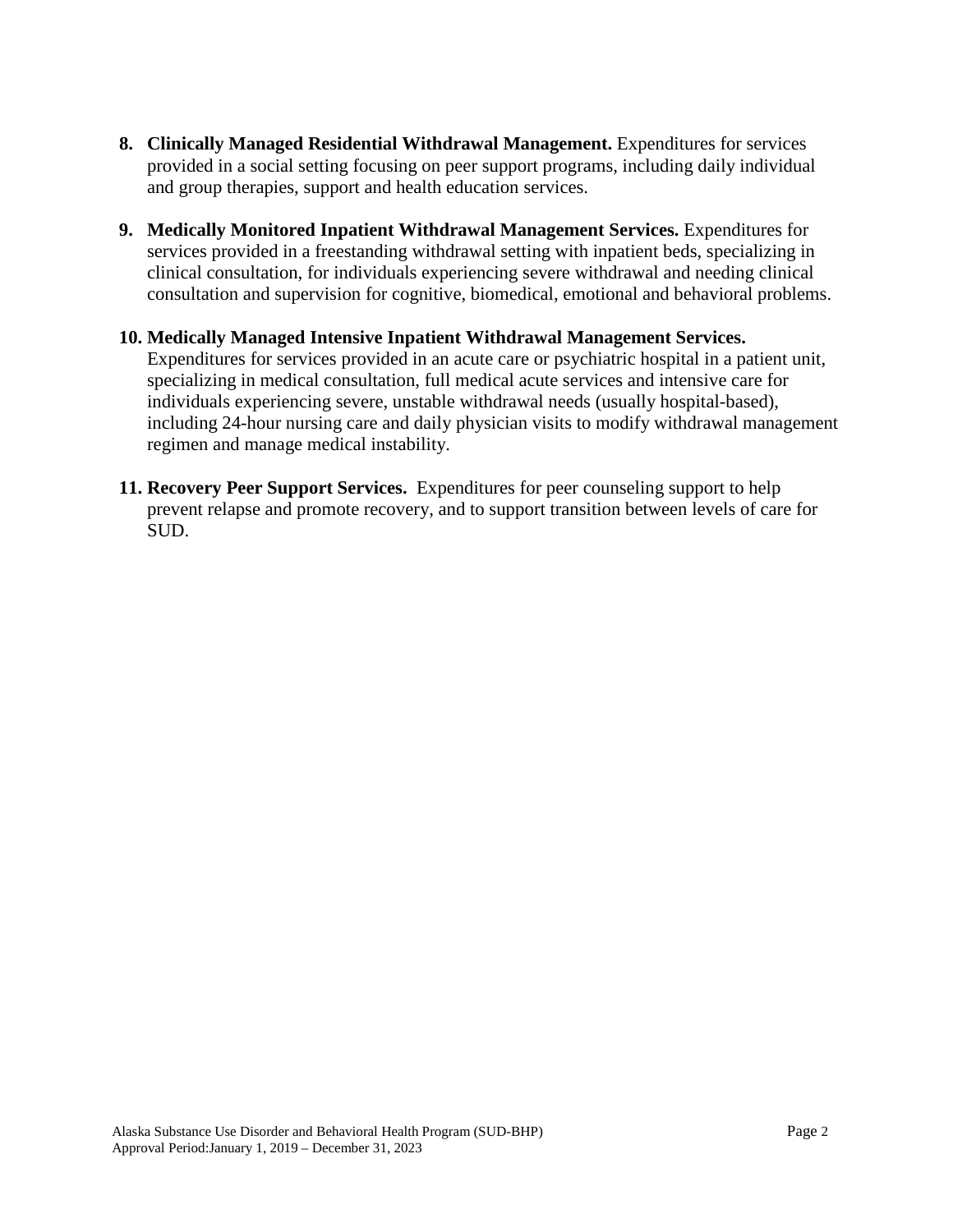8. **Clinically Managed Residential Withdrawal Management.** Expenditures for services provided in a social setting focusing on peer support programs, including daily individual and group therapies, support and health education services.

9. **Medically Monitored Inpatient Withdrawal Management Services.** Expenditures for services provided in a freestanding withdrawal setting with inpatient beds, specializing in clinical consultation, for individuals experiencing severe withdrawal and needing clinical consultation and supervision for cognitive, biomedical, emotional and behavioral problems.

10. **Medically Managed Intensive Inpatient Withdrawal Management Services.** Expenditures for services provided in an acute care or psychiatric hospital in a patient unit, specializing in medical consultation, full medical acute services and intensive care for individuals experiencing severe, unstable withdrawal needs (usually hospital-based), including 24-hour nursing care and daily physician visits to modify withdrawal management regimen and manage medical instability.

11. **Recovery Peer Support Services.** Expenditures for peer counseling support to help prevent relapse and promote recovery, and to support transition between levels of care for SUD.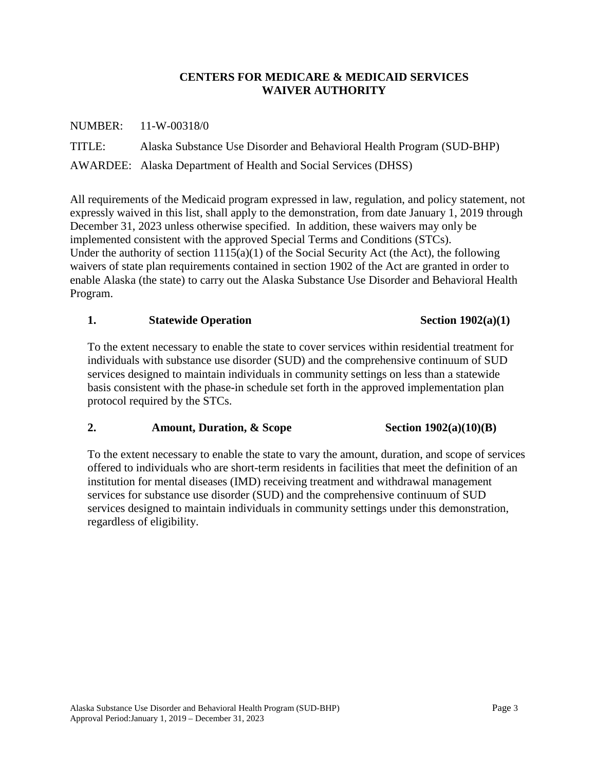**CENTERS FOR MEDICARE & MEDICAID SERVICES**
**WAIVER AUTHORITY**

NUMBER: 11-W-00318/0

TITLE: Alaska Substance Use Disorder and Behavioral Health Program (SUD-BHP)

AWARDEE: Alaska Department of Health and Social Services (DHSS)

All requirements of the Medicaid program expressed in law, regulation, and policy statement, not expressly waived in this list, shall apply to the demonstration, from date January 1, 2019 through December 31, 2023 unless otherwise specified. In addition, these waivers may only be implemented consistent with the approved Special Terms and Conditions (STCs).
Under the authority of section 1115(a)(1) of the Social Security Act (the Act), the following waivers of state plan requirements contained in section 1902 of the Act are granted in order to enable Alaska (the state) to carry out the Alaska Substance Use Disorder and Behavioral Health Program.

**1. Statewide Operation Section 1902(a)(1)**

To the extent necessary to enable the state to cover services within residential treatment for individuals with substance use disorder (SUD) and the comprehensive continuum of SUD services designed to maintain individuals in community settings on less than a statewide basis consistent with the phase-in schedule set forth in the approved implementation plan protocol required by the STCs.

**2. Amount, Duration, & Scope Section 1902(a)(10)(B)**

To the extent necessary to enable the state to vary the amount, duration, and scope of services offered to individuals who are short-term residents in facilities that meet the definition of an institution for mental diseases (IMD) receiving treatment and withdrawal management services for substance use disorder (SUD) and the comprehensive continuum of SUD services designed to maintain individuals in community settings under this demonstration, regardless of eligibility.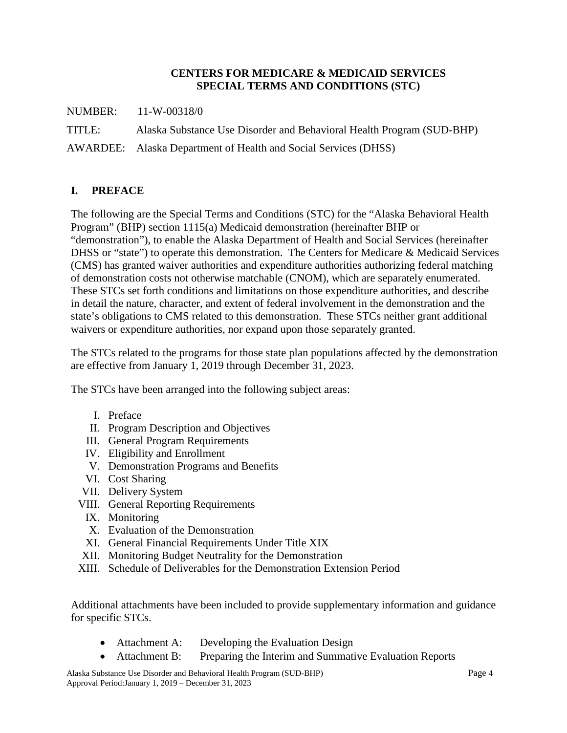**CENTERS FOR MEDICARE & MEDICAID SERVICES**
**SPECIAL TERMS AND CONDITIONS (STC)**

NUMBER: 11-W-00318/0

TITLE: Alaska Substance Use Disorder and Behavioral Health Program (SUD-BHP)

AWARDEE: Alaska Department of Health and Social Services (DHSS)

## I. PREFACE

The following are the Special Terms and Conditions (STC) for the "Alaska Behavioral Health Program" (BHP) section 1115(a) Medicaid demonstration (hereinafter BHP or "demonstration"), to enable the Alaska Department of Health and Social Services (hereinafter DHSS or "state") to operate this demonstration. The Centers for Medicare & Medicaid Services (CMS) has granted waiver authorities and expenditure authorities authorizing federal matching of demonstration costs not otherwise matchable (CNOM), which are separately enumerated. These STCs set forth conditions and limitations on those expenditure authorities, and describe in detail the nature, character, and extent of federal involvement in the demonstration and the state's obligations to CMS related to this demonstration. These STCs neither grant additional waivers or expenditure authorities, nor expand upon those separately granted.

The STCs related to the programs for those state plan populations affected by the demonstration are effective from January 1, 2019 through December 31, 2023.

The STCs have been arranged into the following subject areas:

I. Preface
II. Program Description and Objectives
III. General Program Requirements
IV. Eligibility and Enrollment
V. Demonstration Programs and Benefits
VI. Cost Sharing
VII. Delivery System
VIII. General Reporting Requirements
IX. Monitoring
X. Evaluation of the Demonstration
XI. General Financial Requirements Under Title XIX
XII. Monitoring Budget Neutrality for the Demonstration
XIII. Schedule of Deliverables for the Demonstration Extension Period

Additional attachments have been included to provide supplementary information and guidance for specific STCs.

- Attachment A: Developing the Evaluation Design
- Attachment B: Preparing the Interim and Summative Evaluation Reports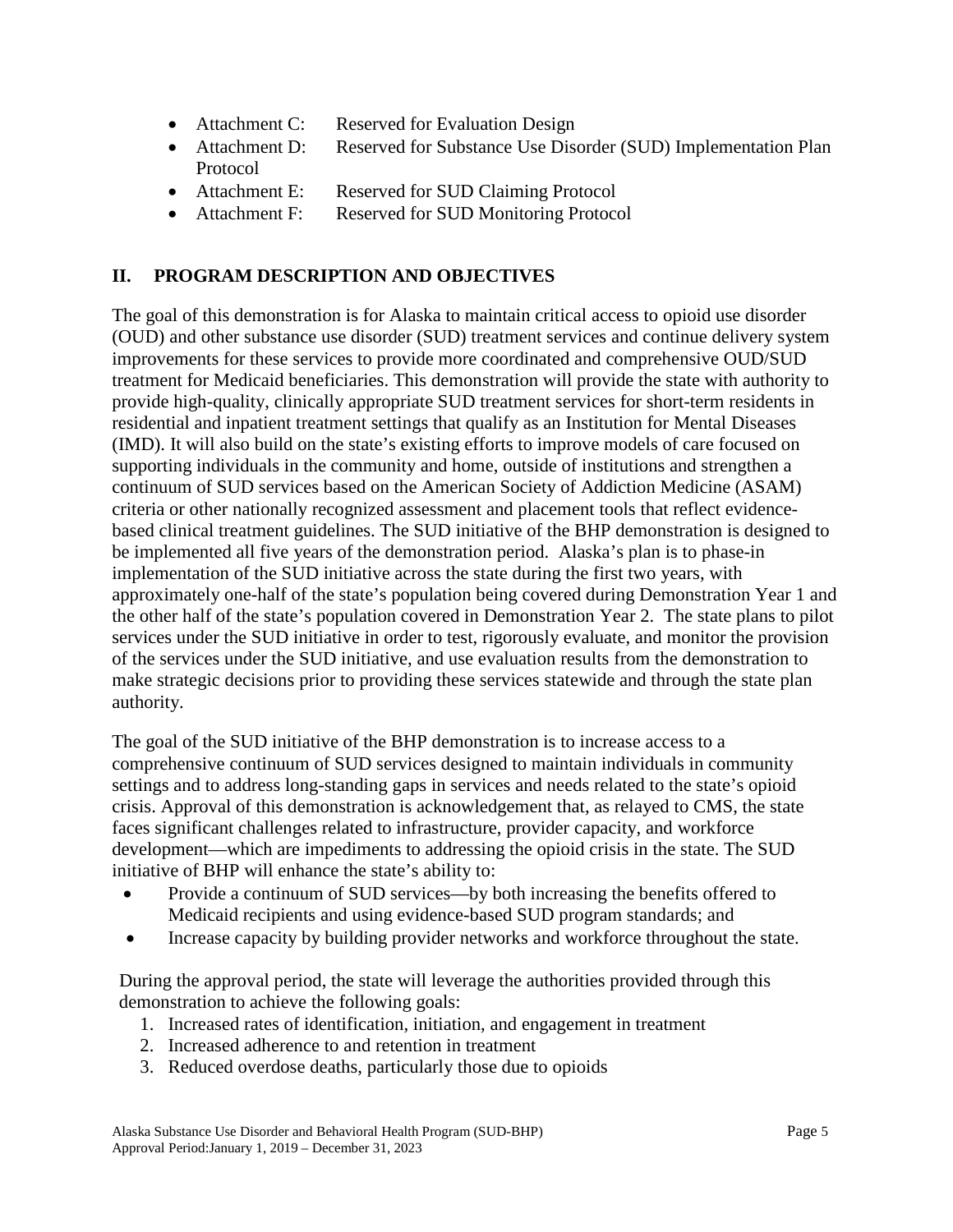- Attachment C: Reserved for Evaluation Design
- Attachment D: Reserved for Substance Use Disorder (SUD) Implementation Plan Protocol
- Attachment E: Reserved for SUD Claiming Protocol
- Attachment F: Reserved for SUD Monitoring Protocol

## II. PROGRAM DESCRIPTION AND OBJECTIVES

The goal of this demonstration is for Alaska to maintain critical access to opioid use disorder (OUD) and other substance use disorder (SUD) treatment services and continue delivery system improvements for these services to provide more coordinated and comprehensive OUD/SUD treatment for Medicaid beneficiaries. This demonstration will provide the state with authority to provide high-quality, clinically appropriate SUD treatment services for short-term residents in residential and inpatient treatment settings that qualify as an Institution for Mental Diseases (IMD). It will also build on the state's existing efforts to improve models of care focused on supporting individuals in the community and home, outside of institutions and strengthen a continuum of SUD services based on the American Society of Addiction Medicine (ASAM) criteria or other nationally recognized assessment and placement tools that reflect evidence-based clinical treatment guidelines. The SUD initiative of the BHP demonstration is designed to be implemented all five years of the demonstration period. Alaska's plan is to phase-in implementation of the SUD initiative across the state during the first two years, with approximately one-half of the state's population being covered during Demonstration Year 1 and the other half of the state's population covered in Demonstration Year 2. The state plans to pilot services under the SUD initiative in order to test, rigorously evaluate, and monitor the provision of the services under the SUD initiative, and use evaluation results from the demonstration to make strategic decisions prior to providing these services statewide and through the state plan authority.

The goal of the SUD initiative of the BHP demonstration is to increase access to a comprehensive continuum of SUD services designed to maintain individuals in community settings and to address long-standing gaps in services and needs related to the state's opioid crisis. Approval of this demonstration is acknowledgement that, as relayed to CMS, the state faces significant challenges related to infrastructure, provider capacity, and workforce development—which are impediments to addressing the opioid crisis in the state. The SUD initiative of BHP will enhance the state's ability to:

- Provide a continuum of SUD services—by both increasing the benefits offered to Medicaid recipients and using evidence-based SUD program standards; and
- Increase capacity by building provider networks and workforce throughout the state.

During the approval period, the state will leverage the authorities provided through this demonstration to achieve the following goals:

1. Increased rates of identification, initiation, and engagement in treatment
2. Increased adherence to and retention in treatment
3. Reduced overdose deaths, particularly those due to opioids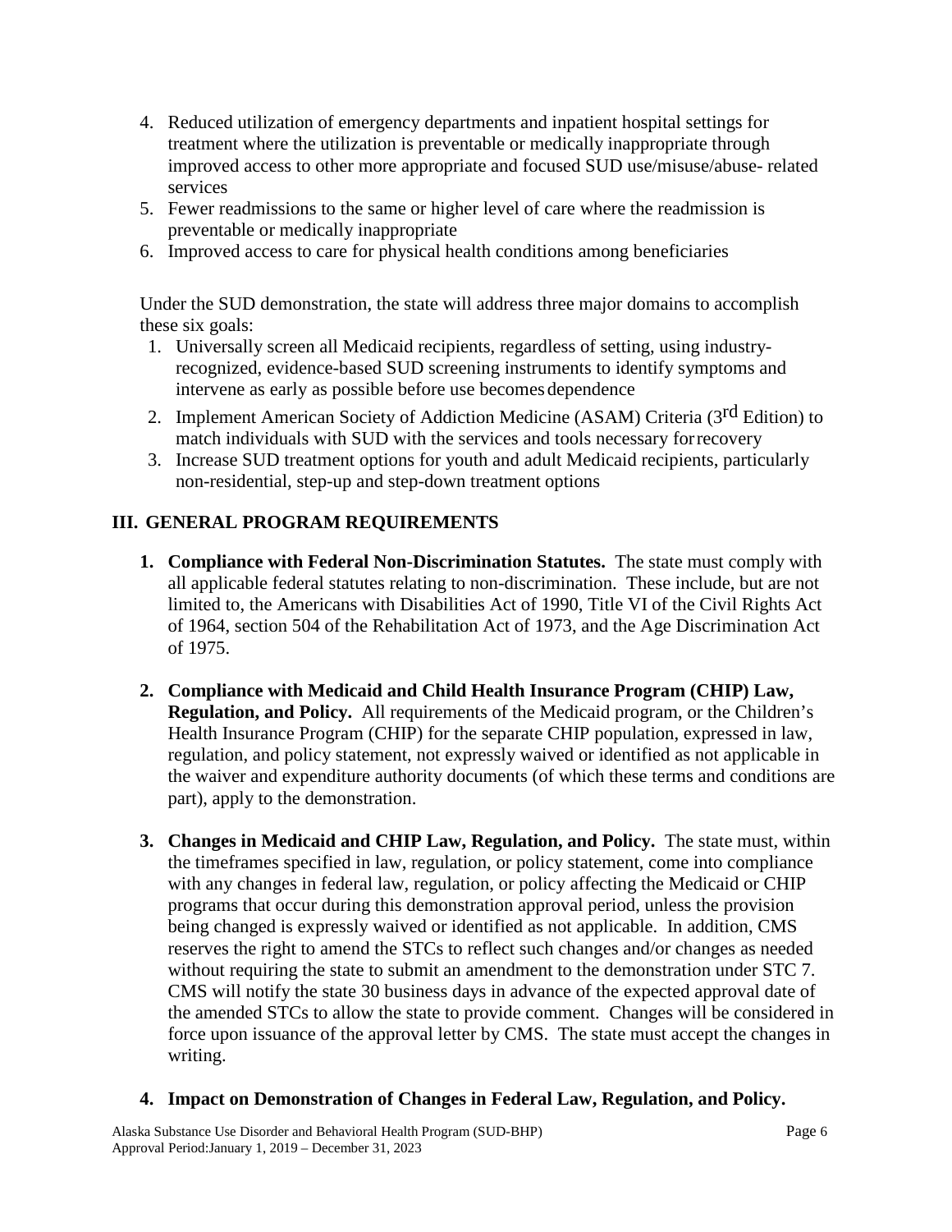4. Reduced utilization of emergency departments and inpatient hospital settings for treatment where the utilization is preventable or medically inappropriate through improved access to other more appropriate and focused SUD use/misuse/abuse- related services
5. Fewer readmissions to the same or higher level of care where the readmission is preventable or medically inappropriate
6. Improved access to care for physical health conditions among beneficiaries

Under the SUD demonstration, the state will address three major domains to accomplish these six goals:

1. Universally screen all Medicaid recipients, regardless of setting, using industry-recognized, evidence-based SUD screening instruments to identify symptoms and intervene as early as possible before use becomes dependence
2. Implement American Society of Addiction Medicine (ASAM) Criteria (3rd Edition) to match individuals with SUD with the services and tools necessary for recovery
3. Increase SUD treatment options for youth and adult Medicaid recipients, particularly non-residential, step-up and step-down treatment options

## III. GENERAL PROGRAM REQUIREMENTS

1. **Compliance with Federal Non-Discrimination Statutes.** The state must comply with all applicable federal statutes relating to non-discrimination. These include, but are not limited to, the Americans with Disabilities Act of 1990, Title VI of the Civil Rights Act of 1964, section 504 of the Rehabilitation Act of 1973, and the Age Discrimination Act of 1975.

2. **Compliance with Medicaid and Child Health Insurance Program (CHIP) Law, Regulation, and Policy.** All requirements of the Medicaid program, or the Children's Health Insurance Program (CHIP) for the separate CHIP population, expressed in law, regulation, and policy statement, not expressly waived or identified as not applicable in the waiver and expenditure authority documents (of which these terms and conditions are part), apply to the demonstration.

3. **Changes in Medicaid and CHIP Law, Regulation, and Policy.** The state must, within the timeframes specified in law, regulation, or policy statement, come into compliance with any changes in federal law, regulation, or policy affecting the Medicaid or CHIP programs that occur during this demonstration approval period, unless the provision being changed is expressly waived or identified as not applicable. In addition, CMS reserves the right to amend the STCs to reflect such changes and/or changes as needed without requiring the state to submit an amendment to the demonstration under STC 7. CMS will notify the state 30 business days in advance of the expected approval date of the amended STCs to allow the state to provide comment. Changes will be considered in force upon issuance of the approval letter by CMS. The state must accept the changes in writing.

4. **Impact on Demonstration of Changes in Federal Law, Regulation, and Policy.**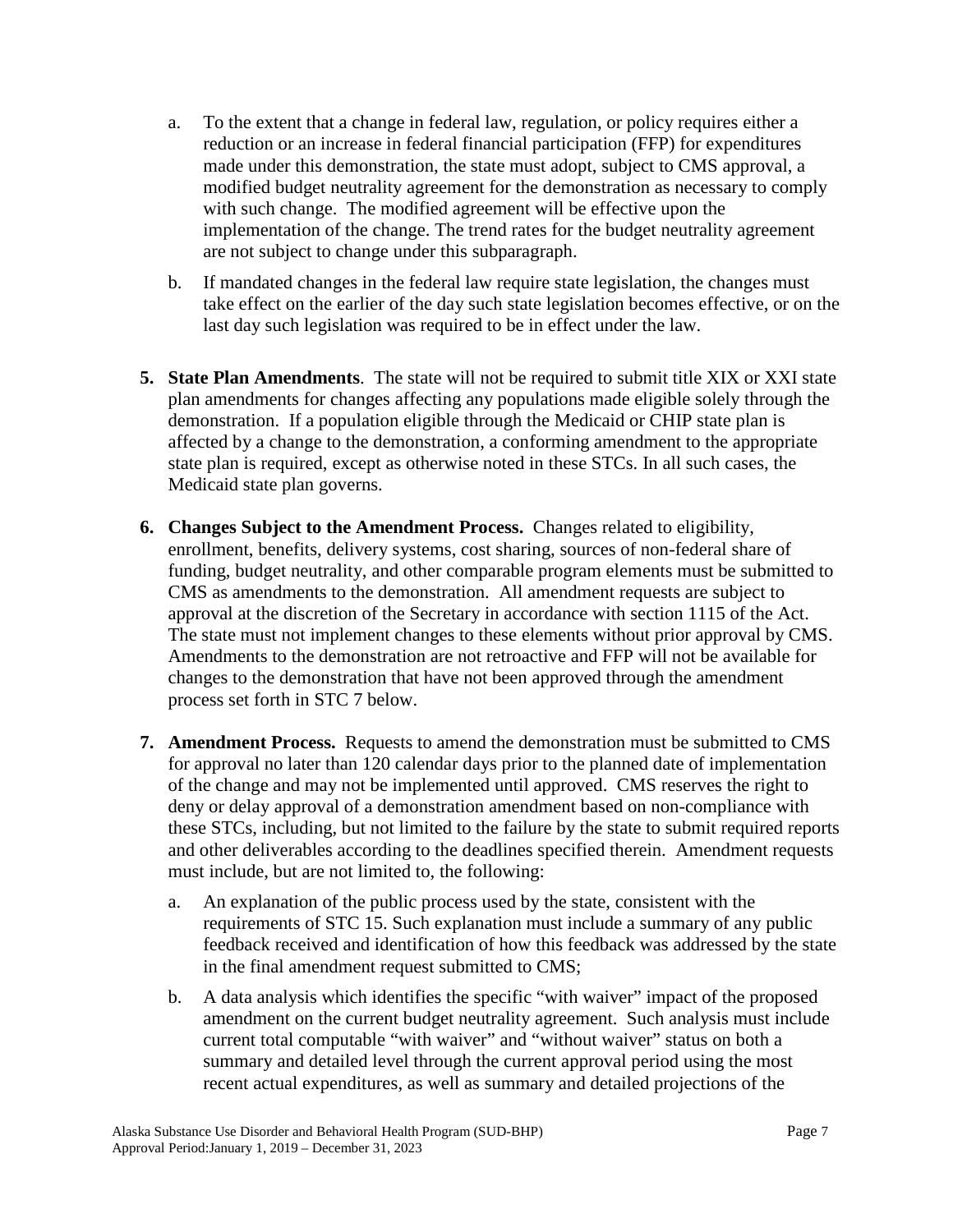a. To the extent that a change in federal law, regulation, or policy requires either a reduction or an increase in federal financial participation (FFP) for expenditures made under this demonstration, the state must adopt, subject to CMS approval, a modified budget neutrality agreement for the demonstration as necessary to comply with such change. The modified agreement will be effective upon the implementation of the change. The trend rates for the budget neutrality agreement are not subject to change under this subparagraph.

b. If mandated changes in the federal law require state legislation, the changes must take effect on the earlier of the day such state legislation becomes effective, or on the last day such legislation was required to be in effect under the law.

5. **State Plan Amendments**. The state will not be required to submit title XIX or XXI state plan amendments for changes affecting any populations made eligible solely through the demonstration. If a population eligible through the Medicaid or CHIP state plan is affected by a change to the demonstration, a conforming amendment to the appropriate state plan is required, except as otherwise noted in these STCs. In all such cases, the Medicaid state plan governs.

6. **Changes Subject to the Amendment Process.** Changes related to eligibility, enrollment, benefits, delivery systems, cost sharing, sources of non-federal share of funding, budget neutrality, and other comparable program elements must be submitted to CMS as amendments to the demonstration. All amendment requests are subject to approval at the discretion of the Secretary in accordance with section 1115 of the Act. The state must not implement changes to these elements without prior approval by CMS. Amendments to the demonstration are not retroactive and FFP will not be available for changes to the demonstration that have not been approved through the amendment process set forth in STC 7 below.

7. **Amendment Process.** Requests to amend the demonstration must be submitted to CMS for approval no later than 120 calendar days prior to the planned date of implementation of the change and may not be implemented until approved. CMS reserves the right to deny or delay approval of a demonstration amendment based on non-compliance with these STCs, including, but not limited to the failure by the state to submit required reports and other deliverables according to the deadlines specified therein. Amendment requests must include, but are not limited to, the following:

   a. An explanation of the public process used by the state, consistent with the requirements of STC 15. Such explanation must include a summary of any public feedback received and identification of how this feedback was addressed by the state in the final amendment request submitted to CMS;

   b. A data analysis which identifies the specific "with waiver" impact of the proposed amendment on the current budget neutrality agreement. Such analysis must include current total computable "with waiver" and "without waiver" status on both a summary and detailed level through the current approval period using the most recent actual expenditures, as well as summary and detailed projections of the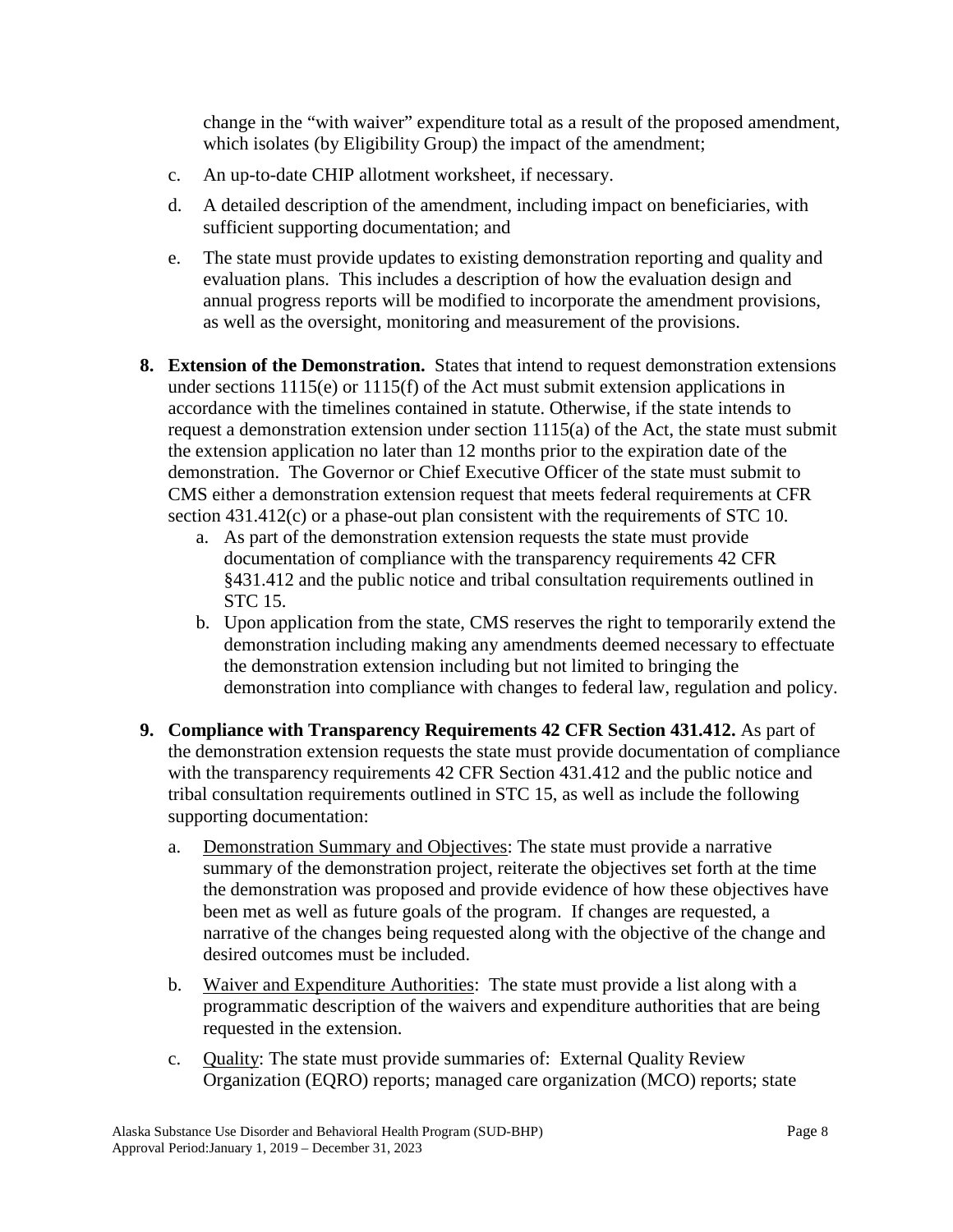change in the "with waiver" expenditure total as a result of the proposed amendment, which isolates (by Eligibility Group) the impact of the amendment;

c. An up-to-date CHIP allotment worksheet, if necessary.

d. A detailed description of the amendment, including impact on beneficiaries, with sufficient supporting documentation; and

e. The state must provide updates to existing demonstration reporting and quality and evaluation plans. This includes a description of how the evaluation design and annual progress reports will be modified to incorporate the amendment provisions, as well as the oversight, monitoring and measurement of the provisions.

**8. Extension of the Demonstration.** States that intend to request demonstration extensions under sections 1115(e) or 1115(f) of the Act must submit extension applications in accordance with the timelines contained in statute. Otherwise, if the state intends to request a demonstration extension under section 1115(a) of the Act, the state must submit the extension application no later than 12 months prior to the expiration date of the demonstration. The Governor or Chief Executive Officer of the state must submit to CMS either a demonstration extension request that meets federal requirements at CFR section 431.412(c) or a phase-out plan consistent with the requirements of STC 10.

a. As part of the demonstration extension requests the state must provide documentation of compliance with the transparency requirements 42 CFR §431.412 and the public notice and tribal consultation requirements outlined in STC 15.

b. Upon application from the state, CMS reserves the right to temporarily extend the demonstration including making any amendments deemed necessary to effectuate the demonstration extension including but not limited to bringing the demonstration into compliance with changes to federal law, regulation and policy.

**9. Compliance with Transparency Requirements 42 CFR Section 431.412.** As part of the demonstration extension requests the state must provide documentation of compliance with the transparency requirements 42 CFR Section 431.412 and the public notice and tribal consultation requirements outlined in STC 15, as well as include the following supporting documentation:

a. Demonstration Summary and Objectives: The state must provide a narrative summary of the demonstration project, reiterate the objectives set forth at the time the demonstration was proposed and provide evidence of how these objectives have been met as well as future goals of the program. If changes are requested, a narrative of the changes being requested along with the objective of the change and desired outcomes must be included.

b. Waiver and Expenditure Authorities: The state must provide a list along with a programmatic description of the waivers and expenditure authorities that are being requested in the extension.

c. Quality: The state must provide summaries of: External Quality Review Organization (EQRO) reports; managed care organization (MCO) reports; state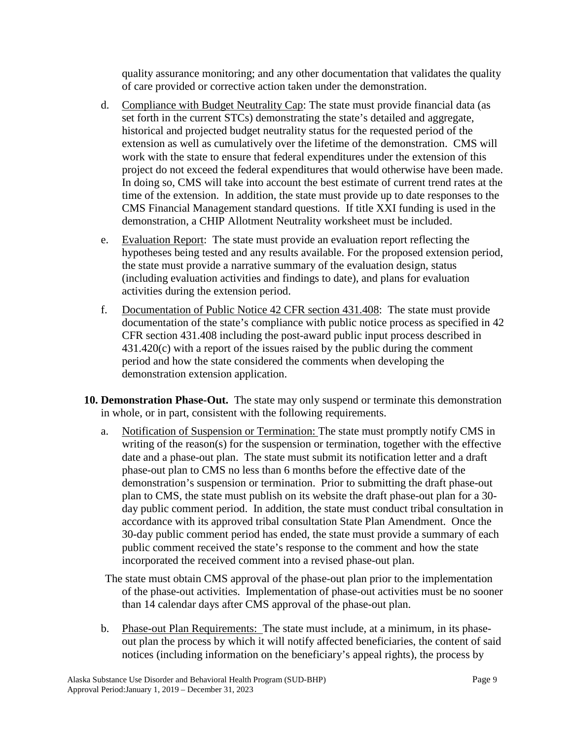quality assurance monitoring; and any other documentation that validates the quality of care provided or corrective action taken under the demonstration.

d. Compliance with Budget Neutrality Cap: The state must provide financial data (as set forth in the current STCs) demonstrating the state's detailed and aggregate, historical and projected budget neutrality status for the requested period of the extension as well as cumulatively over the lifetime of the demonstration. CMS will work with the state to ensure that federal expenditures under the extension of this project do not exceed the federal expenditures that would otherwise have been made. In doing so, CMS will take into account the best estimate of current trend rates at the time of the extension. In addition, the state must provide up to date responses to the CMS Financial Management standard questions. If title XXI funding is used in the demonstration, a CHIP Allotment Neutrality worksheet must be included.

e. Evaluation Report: The state must provide an evaluation report reflecting the hypotheses being tested and any results available. For the proposed extension period, the state must provide a narrative summary of the evaluation design, status (including evaluation activities and findings to date), and plans for evaluation activities during the extension period.

f. Documentation of Public Notice 42 CFR section 431.408: The state must provide documentation of the state's compliance with public notice process as specified in 42 CFR section 431.408 including the post-award public input process described in 431.420(c) with a report of the issues raised by the public during the comment period and how the state considered the comments when developing the demonstration extension application.

**10. Demonstration Phase-Out.** The state may only suspend or terminate this demonstration in whole, or in part, consistent with the following requirements.

a. Notification of Suspension or Termination: The state must promptly notify CMS in writing of the reason(s) for the suspension or termination, together with the effective date and a phase-out plan. The state must submit its notification letter and a draft phase-out plan to CMS no less than 6 months before the effective date of the demonstration's suspension or termination. Prior to submitting the draft phase-out plan to CMS, the state must publish on its website the draft phase-out plan for a 30-day public comment period. In addition, the state must conduct tribal consultation in accordance with its approved tribal consultation State Plan Amendment. Once the 30-day public comment period has ended, the state must provide a summary of each public comment received the state's response to the comment and how the state incorporated the received comment into a revised phase-out plan.

The state must obtain CMS approval of the phase-out plan prior to the implementation of the phase-out activities. Implementation of phase-out activities must be no sooner than 14 calendar days after CMS approval of the phase-out plan.

b. Phase-out Plan Requirements: The state must include, at a minimum, in its phase-out plan the process by which it will notify affected beneficiaries, the content of said notices (including information on the beneficiary's appeal rights), the process by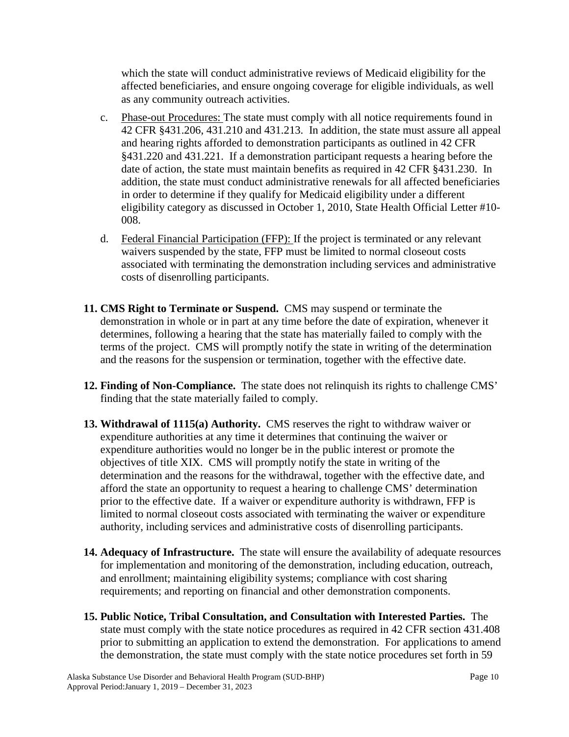which the state will conduct administrative reviews of Medicaid eligibility for the affected beneficiaries, and ensure ongoing coverage for eligible individuals, as well as any community outreach activities.

c. Phase-out Procedures: The state must comply with all notice requirements found in 42 CFR §431.206, 431.210 and 431.213. In addition, the state must assure all appeal and hearing rights afforded to demonstration participants as outlined in 42 CFR §431.220 and 431.221. If a demonstration participant requests a hearing before the date of action, the state must maintain benefits as required in 42 CFR §431.230. In addition, the state must conduct administrative renewals for all affected beneficiaries in order to determine if they qualify for Medicaid eligibility under a different eligibility category as discussed in October 1, 2010, State Health Official Letter #10-008.

d. Federal Financial Participation (FFP): If the project is terminated or any relevant waivers suspended by the state, FFP must be limited to normal closeout costs associated with terminating the demonstration including services and administrative costs of disenrolling participants.

11. **CMS Right to Terminate or Suspend.** CMS may suspend or terminate the demonstration in whole or in part at any time before the date of expiration, whenever it determines, following a hearing that the state has materially failed to comply with the terms of the project. CMS will promptly notify the state in writing of the determination and the reasons for the suspension or termination, together with the effective date.

12. **Finding of Non-Compliance.** The state does not relinquish its rights to challenge CMS' finding that the state materially failed to comply.

13. **Withdrawal of 1115(a) Authority.** CMS reserves the right to withdraw waiver or expenditure authorities at any time it determines that continuing the waiver or expenditure authorities would no longer be in the public interest or promote the objectives of title XIX. CMS will promptly notify the state in writing of the determination and the reasons for the withdrawal, together with the effective date, and afford the state an opportunity to request a hearing to challenge CMS' determination prior to the effective date. If a waiver or expenditure authority is withdrawn, FFP is limited to normal closeout costs associated with terminating the waiver or expenditure authority, including services and administrative costs of disenrolling participants.

14. **Adequacy of Infrastructure.** The state will ensure the availability of adequate resources for implementation and monitoring of the demonstration, including education, outreach, and enrollment; maintaining eligibility systems; compliance with cost sharing requirements; and reporting on financial and other demonstration components.

15. **Public Notice, Tribal Consultation, and Consultation with Interested Parties.** The state must comply with the state notice procedures as required in 42 CFR section 431.408 prior to submitting an application to extend the demonstration. For applications to amend the demonstration, the state must comply with the state notice procedures set forth in 59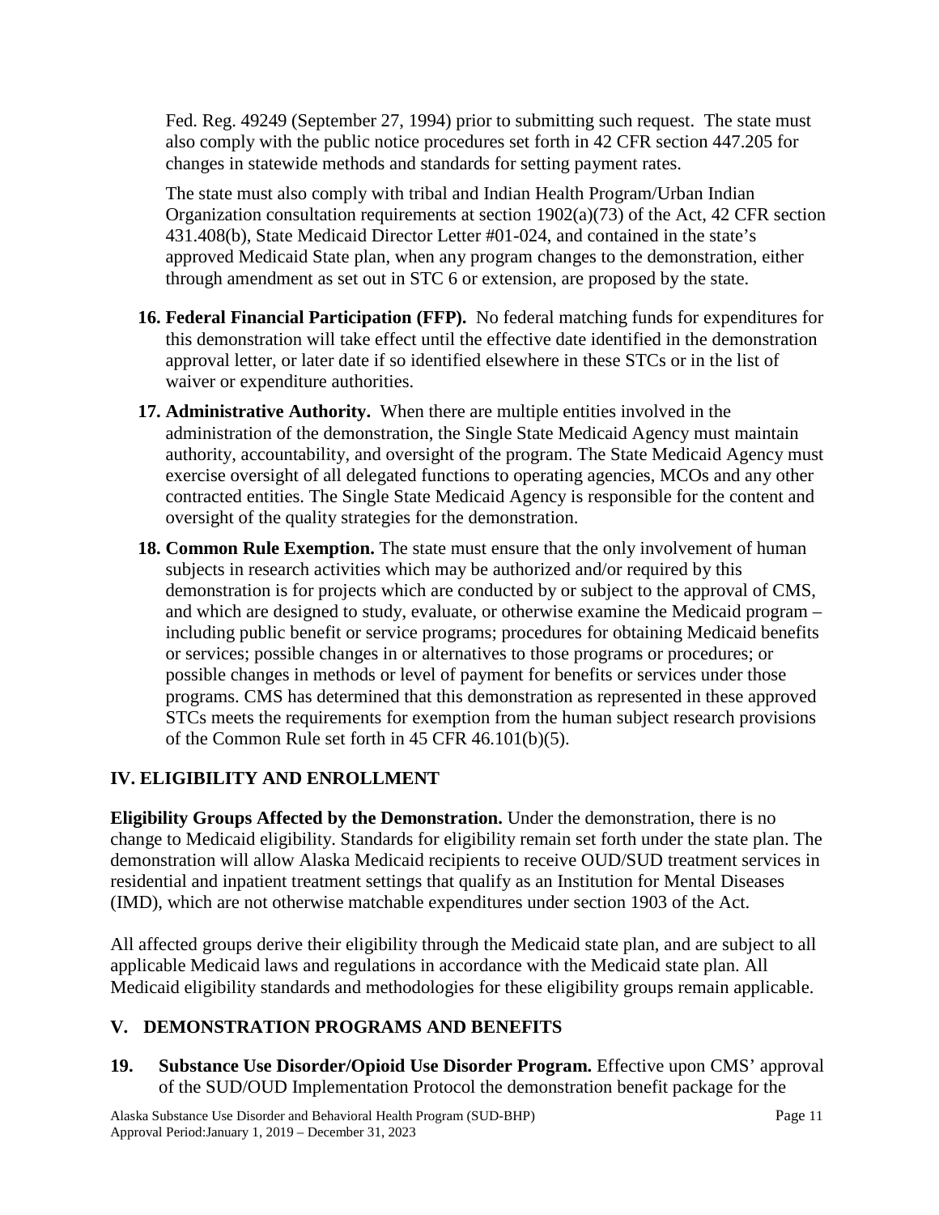Fed. Reg. 49249 (September 27, 1994) prior to submitting such request. The state must also comply with the public notice procedures set forth in 42 CFR section 447.205 for changes in statewide methods and standards for setting payment rates.

The state must also comply with tribal and Indian Health Program/Urban Indian Organization consultation requirements at section 1902(a)(73) of the Act, 42 CFR section 431.408(b), State Medicaid Director Letter #01-024, and contained in the state's approved Medicaid State plan, when any program changes to the demonstration, either through amendment as set out in STC 6 or extension, are proposed by the state.

16. **Federal Financial Participation (FFP).** No federal matching funds for expenditures for this demonstration will take effect until the effective date identified in the demonstration approval letter, or later date if so identified elsewhere in these STCs or in the list of waiver or expenditure authorities.

17. **Administrative Authority.** When there are multiple entities involved in the administration of the demonstration, the Single State Medicaid Agency must maintain authority, accountability, and oversight of the program. The State Medicaid Agency must exercise oversight of all delegated functions to operating agencies, MCOs and any other contracted entities. The Single State Medicaid Agency is responsible for the content and oversight of the quality strategies for the demonstration.

18. **Common Rule Exemption.** The state must ensure that the only involvement of human subjects in research activities which may be authorized and/or required by this demonstration is for projects which are conducted by or subject to the approval of CMS, and which are designed to study, evaluate, or otherwise examine the Medicaid program – including public benefit or service programs; procedures for obtaining Medicaid benefits or services; possible changes in or alternatives to those programs or procedures; or possible changes in methods or level of payment for benefits or services under those programs. CMS has determined that this demonstration as represented in these approved STCs meets the requirements for exemption from the human subject research provisions of the Common Rule set forth in 45 CFR 46.101(b)(5).

## IV. ELIGIBILITY AND ENROLLMENT

**Eligibility Groups Affected by the Demonstration.** Under the demonstration, there is no change to Medicaid eligibility. Standards for eligibility remain set forth under the state plan. The demonstration will allow Alaska Medicaid recipients to receive OUD/SUD treatment services in residential and inpatient treatment settings that qualify as an Institution for Mental Diseases (IMD), which are not otherwise matchable expenditures under section 1903 of the Act.

All affected groups derive their eligibility through the Medicaid state plan, and are subject to all applicable Medicaid laws and regulations in accordance with the Medicaid state plan. All Medicaid eligibility standards and methodologies for these eligibility groups remain applicable.

## V. DEMONSTRATION PROGRAMS AND BENEFITS

19. **Substance Use Disorder/Opioid Use Disorder Program.** Effective upon CMS' approval of the SUD/OUD Implementation Protocol the demonstration benefit package for the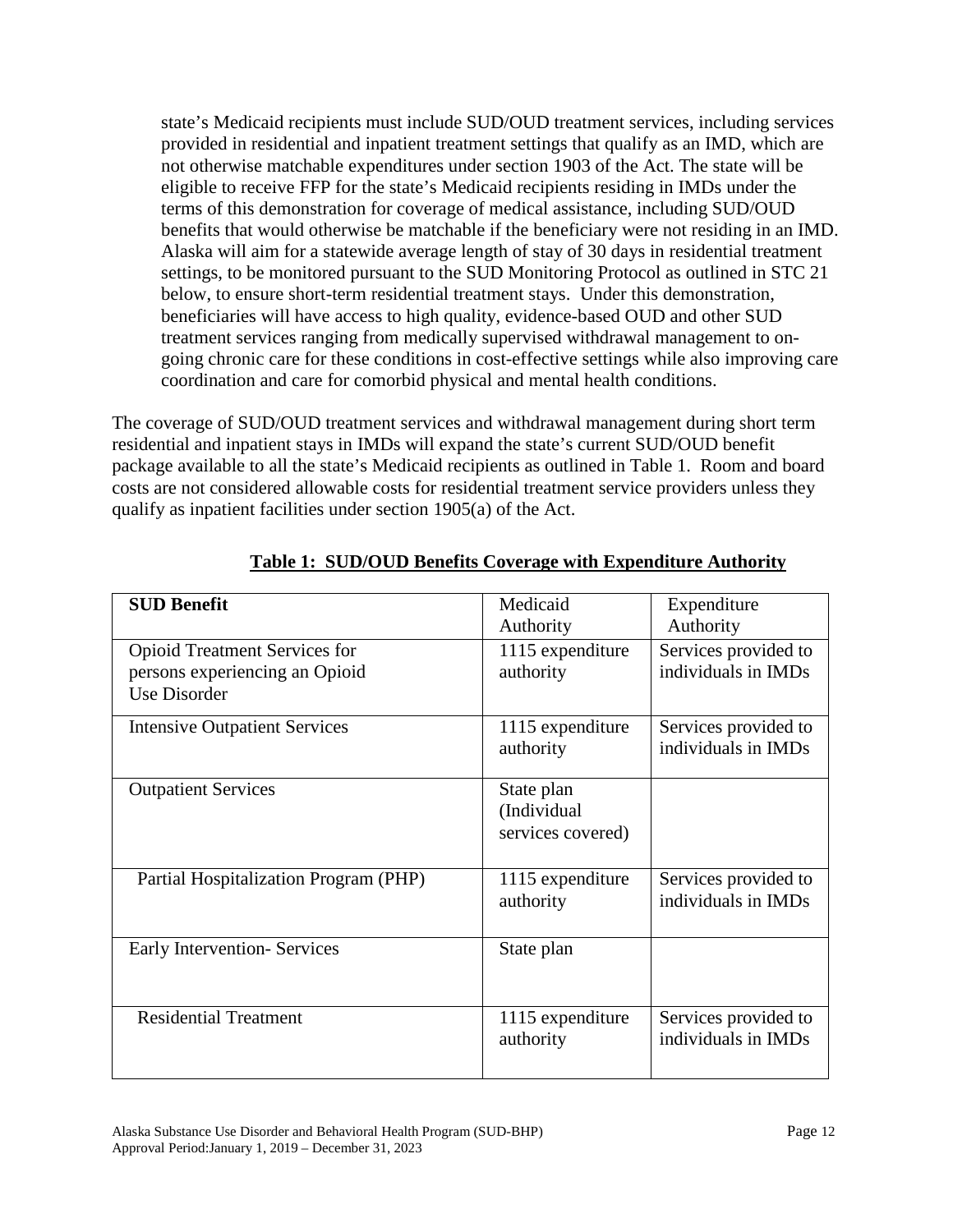state's Medicaid recipients must include SUD/OUD treatment services, including services provided in residential and inpatient treatment settings that qualify as an IMD, which are not otherwise matchable expenditures under section 1903 of the Act. The state will be eligible to receive FFP for the state's Medicaid recipients residing in IMDs under the terms of this demonstration for coverage of medical assistance, including SUD/OUD benefits that would otherwise be matchable if the beneficiary were not residing in an IMD. Alaska will aim for a statewide average length of stay of 30 days in residential treatment settings, to be monitored pursuant to the SUD Monitoring Protocol as outlined in STC 21 below, to ensure short-term residential treatment stays. Under this demonstration, beneficiaries will have access to high quality, evidence-based OUD and other SUD treatment services ranging from medically supervised withdrawal management to on-going chronic care for these conditions in cost-effective settings while also improving care coordination and care for comorbid physical and mental health conditions.

The coverage of SUD/OUD treatment services and withdrawal management during short term residential and inpatient stays in IMDs will expand the state's current SUD/OUD benefit package available to all the state's Medicaid recipients as outlined in Table 1. Room and board costs are not considered allowable costs for residential treatment service providers unless they qualify as inpatient facilities under section 1905(a) of the Act.

**Table 1: SUD/OUD Benefits Coverage with Expenditure Authority**

| SUD Benefit | Medicaid Authority | Expenditure Authority |
|---|---|---|
| Opioid Treatment Services for persons experiencing an Opioid Use Disorder | 1115 expenditure authority | Services provided to individuals in IMDs |
| Intensive Outpatient Services | 1115 expenditure authority | Services provided to individuals in IMDs |
| Outpatient Services | State plan (Individual services covered) | |
| Partial Hospitalization Program (PHP) | 1115 expenditure authority | Services provided to individuals in IMDs |
| Early Intervention- Services | State plan | |
| Residential Treatment | 1115 expenditure authority | Services provided to individuals in IMDs |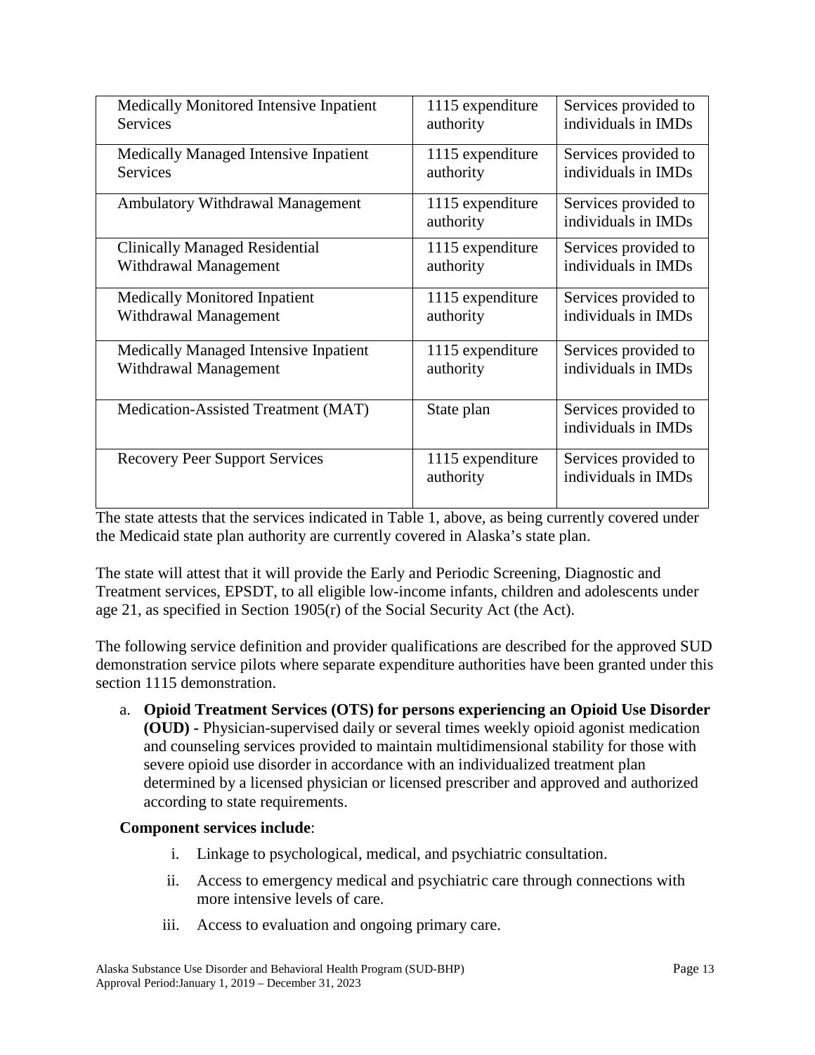| | | |
|---|---|---|
| Medically Monitored Intensive Inpatient Services | 1115 expenditure authority | Services provided to individuals in IMDs |
| Medically Managed Intensive Inpatient Services | 1115 expenditure authority | Services provided to individuals in IMDs |
| Ambulatory Withdrawal Management | 1115 expenditure authority | Services provided to individuals in IMDs |
| Clinically Managed Residential Withdrawal Management | 1115 expenditure authority | Services provided to individuals in IMDs |
| Medically Monitored Inpatient Withdrawal Management | 1115 expenditure authority | Services provided to individuals in IMDs |
| Medically Managed Intensive Inpatient Withdrawal Management | 1115 expenditure authority | Services provided to individuals in IMDs |
| Medication-Assisted Treatment (MAT) | State plan | Services provided to individuals in IMDs |
| Recovery Peer Support Services | 1115 expenditure authority | Services provided to individuals in IMDs |

The state attests that the services indicated in Table 1, above, as being currently covered under the Medicaid state plan authority are currently covered in Alaska's state plan.

The state will attest that it will provide the Early and Periodic Screening, Diagnostic and Treatment services, EPSDT, to all eligible low-income infants, children and adolescents under age 21, as specified in Section 1905(r) of the Social Security Act (the Act).

The following service definition and provider qualifications are described for the approved SUD demonstration service pilots where separate expenditure authorities have been granted under this section 1115 demonstration.

a. **Opioid Treatment Services (OTS) for persons experiencing an Opioid Use Disorder (OUD) -** Physician-supervised daily or several times weekly opioid agonist medication and counseling services provided to maintain multidimensional stability for those with severe opioid use disorder in accordance with an individualized treatment plan determined by a licensed physician or licensed prescriber and approved and authorized according to state requirements.

**Component services include**:

i. Linkage to psychological, medical, and psychiatric consultation.

ii. Access to emergency medical and psychiatric care through connections with more intensive levels of care.

iii. Access to evaluation and ongoing primary care.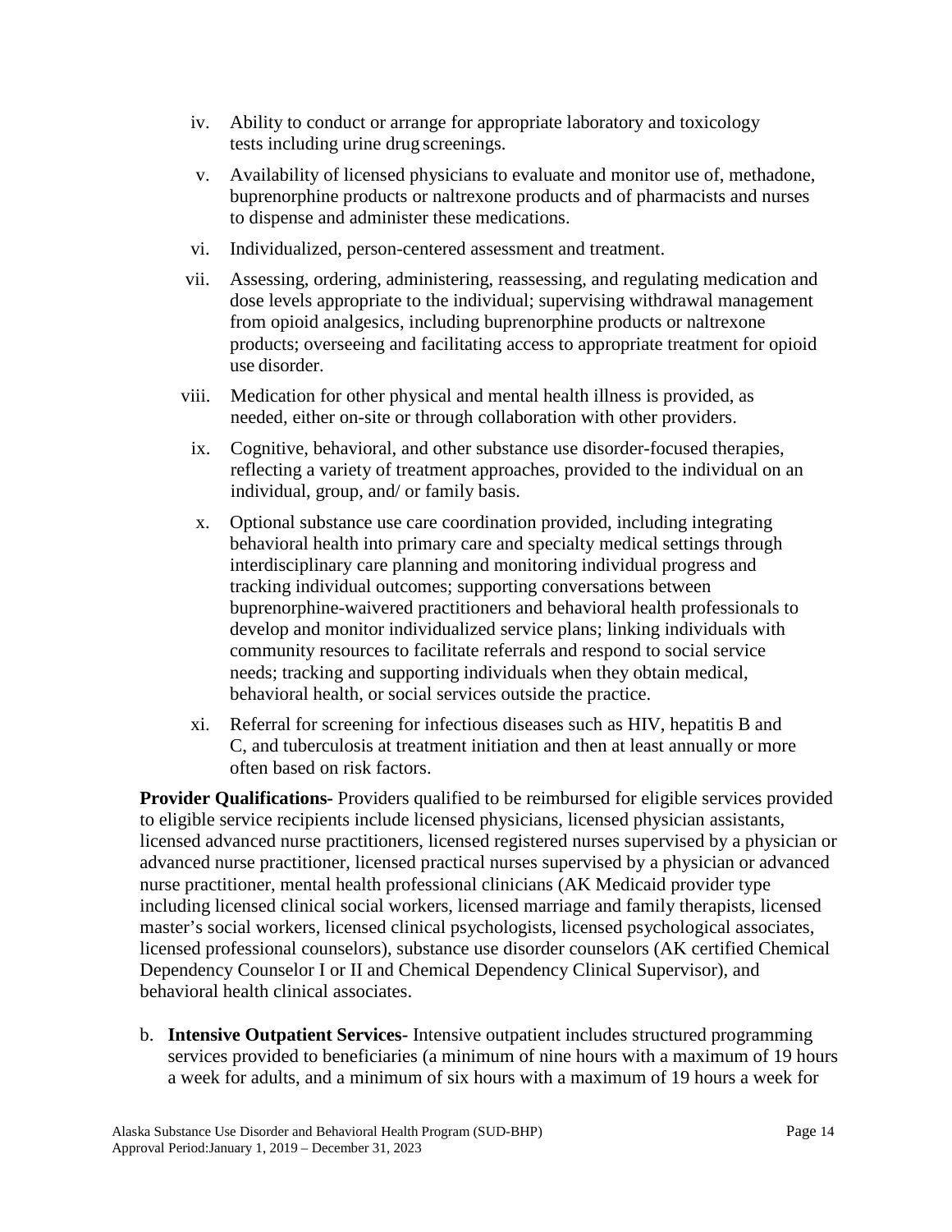iv. Ability to conduct or arrange for appropriate laboratory and toxicology tests including urine drug screenings.

v. Availability of licensed physicians to evaluate and monitor use of, methadone, buprenorphine products or naltrexone products and of pharmacists and nurses to dispense and administer these medications.

vi. Individualized, person-centered assessment and treatment.

vii. Assessing, ordering, administering, reassessing, and regulating medication and dose levels appropriate to the individual; supervising withdrawal management from opioid analgesics, including buprenorphine products or naltrexone products; overseeing and facilitating access to appropriate treatment for opioid use disorder.

viii. Medication for other physical and mental health illness is provided, as needed, either on-site or through collaboration with other providers.

ix. Cognitive, behavioral, and other substance use disorder-focused therapies, reflecting a variety of treatment approaches, provided to the individual on an individual, group, and/ or family basis.

x. Optional substance use care coordination provided, including integrating behavioral health into primary care and specialty medical settings through interdisciplinary care planning and monitoring individual progress and tracking individual outcomes; supporting conversations between buprenorphine-waivered practitioners and behavioral health professionals to develop and monitor individualized service plans; linking individuals with community resources to facilitate referrals and respond to social service needs; tracking and supporting individuals when they obtain medical, behavioral health, or social services outside the practice.

xi. Referral for screening for infectious diseases such as HIV, hepatitis B and C, and tuberculosis at treatment initiation and then at least annually or more often based on risk factors.

**Provider Qualifications**- Providers qualified to be reimbursed for eligible services provided to eligible service recipients include licensed physicians, licensed physician assistants, licensed advanced nurse practitioners, licensed registered nurses supervised by a physician or advanced nurse practitioner, licensed practical nurses supervised by a physician or advanced nurse practitioner, mental health professional clinicians (AK Medicaid provider type including licensed clinical social workers, licensed marriage and family therapists, licensed master's social workers, licensed clinical psychologists, licensed psychological associates, licensed professional counselors), substance use disorder counselors (AK certified Chemical Dependency Counselor I or II and Chemical Dependency Clinical Supervisor), and behavioral health clinical associates.

b. **Intensive Outpatient Services**- Intensive outpatient includes structured programming services provided to beneficiaries (a minimum of nine hours with a maximum of 19 hours a week for adults, and a minimum of six hours with a maximum of 19 hours a week for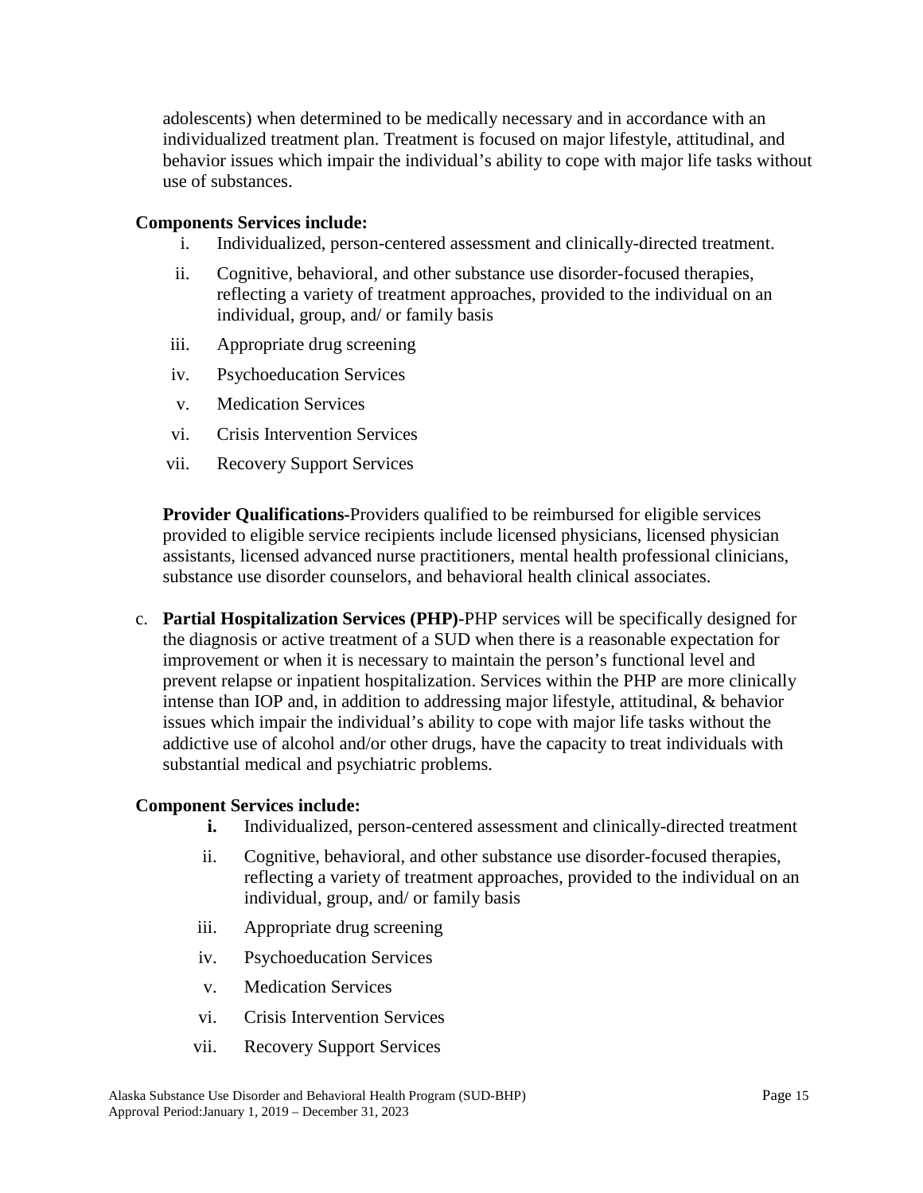adolescents) when determined to be medically necessary and in accordance with an individualized treatment plan. Treatment is focused on major lifestyle, attitudinal, and behavior issues which impair the individual's ability to cope with major life tasks without use of substances.

**Components Services include:**

i. Individualized, person-centered assessment and clinically-directed treatment.
ii. Cognitive, behavioral, and other substance use disorder-focused therapies, reflecting a variety of treatment approaches, provided to the individual on an individual, group, and/ or family basis
iii. Appropriate drug screening
iv. Psychoeducation Services
v. Medication Services
vi. Crisis Intervention Services
vii. Recovery Support Services

**Provider Qualifications-**Providers qualified to be reimbursed for eligible services provided to eligible service recipients include licensed physicians, licensed physician assistants, licensed advanced nurse practitioners, mental health professional clinicians, substance use disorder counselors, and behavioral health clinical associates.

c. **Partial Hospitalization Services (PHP)-**PHP services will be specifically designed for the diagnosis or active treatment of a SUD when there is a reasonable expectation for improvement or when it is necessary to maintain the person's functional level and prevent relapse or inpatient hospitalization. Services within the PHP are more clinically intense than IOP and, in addition to addressing major lifestyle, attitudinal, & behavior issues which impair the individual's ability to cope with major life tasks without the addictive use of alcohol and/or other drugs, have the capacity to treat individuals with substantial medical and psychiatric problems.

**Component Services include:**

**i.** Individualized, person-centered assessment and clinically-directed treatment
ii. Cognitive, behavioral, and other substance use disorder-focused therapies, reflecting a variety of treatment approaches, provided to the individual on an individual, group, and/ or family basis
iii. Appropriate drug screening
iv. Psychoeducation Services
v. Medication Services
vi. Crisis Intervention Services
vii. Recovery Support Services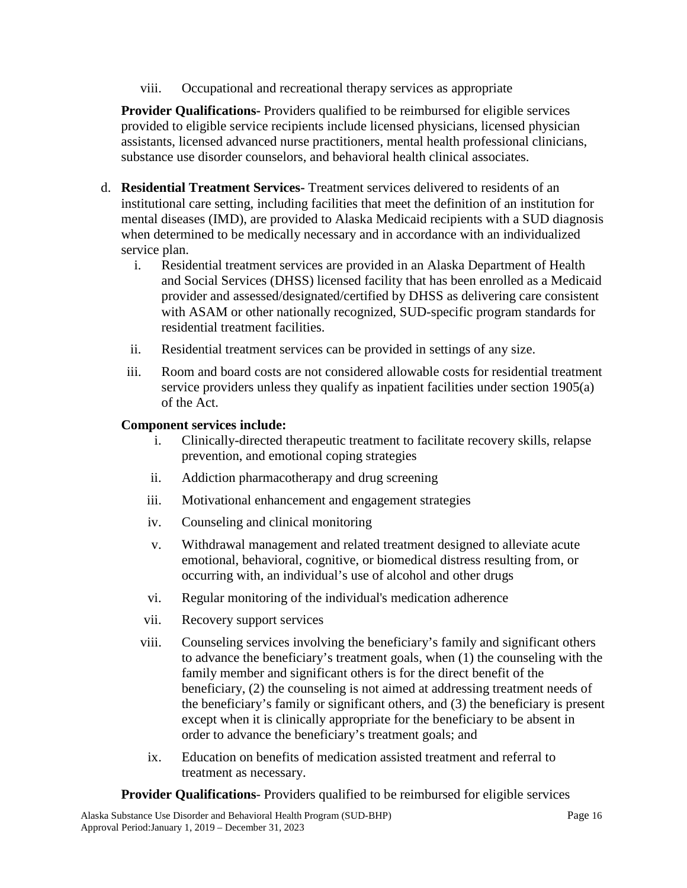viii. Occupational and recreational therapy services as appropriate

**Provider Qualifications-** Providers qualified to be reimbursed for eligible services provided to eligible service recipients include licensed physicians, licensed physician assistants, licensed advanced nurse practitioners, mental health professional clinicians, substance use disorder counselors, and behavioral health clinical associates.

d. **Residential Treatment Services-** Treatment services delivered to residents of an institutional care setting, including facilities that meet the definition of an institution for mental diseases (IMD), are provided to Alaska Medicaid recipients with a SUD diagnosis when determined to be medically necessary and in accordance with an individualized service plan.

   i. Residential treatment services are provided in an Alaska Department of Health and Social Services (DHSS) licensed facility that has been enrolled as a Medicaid provider and assessed/designated/certified by DHSS as delivering care consistent with ASAM or other nationally recognized, SUD-specific program standards for residential treatment facilities.

   ii. Residential treatment services can be provided in settings of any size.

   iii. Room and board costs are not considered allowable costs for residential treatment service providers unless they qualify as inpatient facilities under section 1905(a) of the Act.

**Component services include:**

i. Clinically-directed therapeutic treatment to facilitate recovery skills, relapse prevention, and emotional coping strategies

ii. Addiction pharmacotherapy and drug screening

iii. Motivational enhancement and engagement strategies

iv. Counseling and clinical monitoring

v. Withdrawal management and related treatment designed to alleviate acute emotional, behavioral, cognitive, or biomedical distress resulting from, or occurring with, an individual's use of alcohol and other drugs

vi. Regular monitoring of the individual's medication adherence

vii. Recovery support services

viii. Counseling services involving the beneficiary's family and significant others to advance the beneficiary's treatment goals, when (1) the counseling with the family member and significant others is for the direct benefit of the beneficiary, (2) the counseling is not aimed at addressing treatment needs of the beneficiary's family or significant others, and (3) the beneficiary is present except when it is clinically appropriate for the beneficiary to be absent in order to advance the beneficiary's treatment goals; and

ix. Education on benefits of medication assisted treatment and referral to treatment as necessary.

**Provider Qualifications**- Providers qualified to be reimbursed for eligible services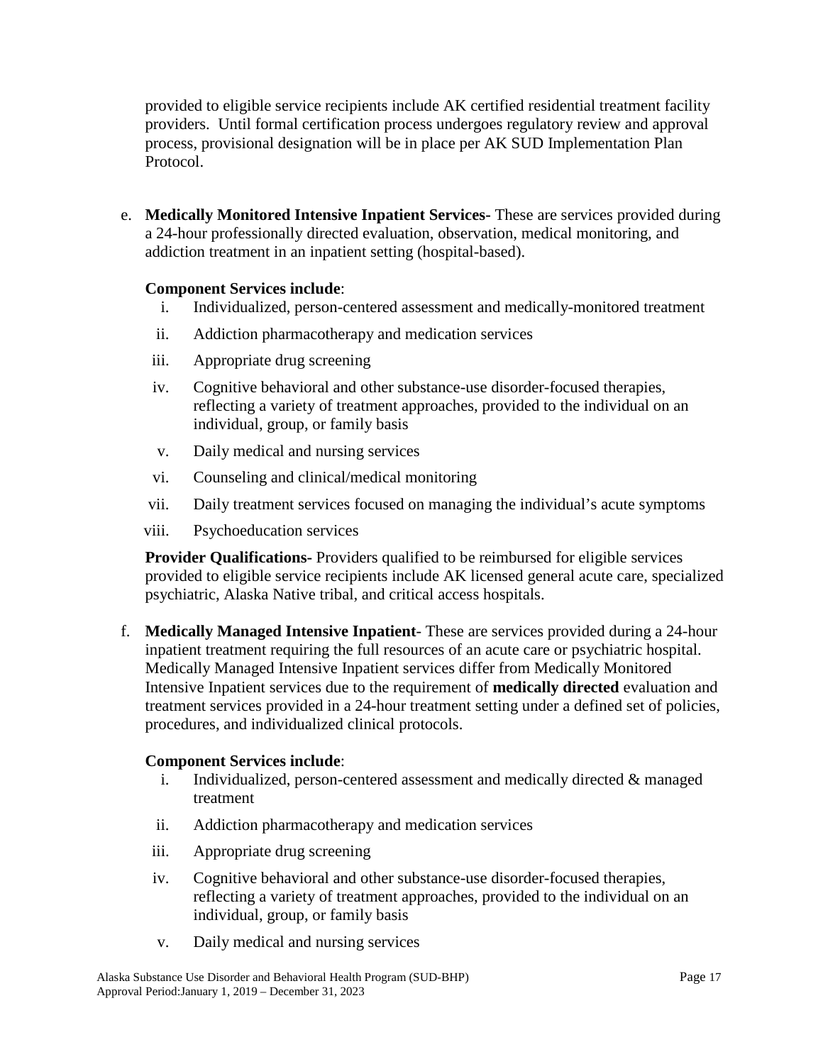provided to eligible service recipients include AK certified residential treatment facility providers. Until formal certification process undergoes regulatory review and approval process, provisional designation will be in place per AK SUD Implementation Plan Protocol.

e. **Medically Monitored Intensive Inpatient Services-** These are services provided during a 24-hour professionally directed evaluation, observation, medical monitoring, and addiction treatment in an inpatient setting (hospital-based).

   **Component Services include**:

   i. Individualized, person-centered assessment and medically-monitored treatment
   ii. Addiction pharmacotherapy and medication services
   iii. Appropriate drug screening
   iv. Cognitive behavioral and other substance-use disorder-focused therapies, reflecting a variety of treatment approaches, provided to the individual on an individual, group, or family basis
   v. Daily medical and nursing services
   vi. Counseling and clinical/medical monitoring
   vii. Daily treatment services focused on managing the individual's acute symptoms
   viii. Psychoeducation services

   **Provider Qualifications-** Providers qualified to be reimbursed for eligible services provided to eligible service recipients include AK licensed general acute care, specialized psychiatric, Alaska Native tribal, and critical access hospitals.

f. **Medically Managed Intensive Inpatient**- These are services provided during a 24-hour inpatient treatment requiring the full resources of an acute care or psychiatric hospital. Medically Managed Intensive Inpatient services differ from Medically Monitored Intensive Inpatient services due to the requirement of **medically directed** evaluation and treatment services provided in a 24-hour treatment setting under a defined set of policies, procedures, and individualized clinical protocols.

   **Component Services include**:

   i. Individualized, person-centered assessment and medically directed & managed treatment
   ii. Addiction pharmacotherapy and medication services
   iii. Appropriate drug screening
   iv. Cognitive behavioral and other substance-use disorder-focused therapies, reflecting a variety of treatment approaches, provided to the individual on an individual, group, or family basis
   v. Daily medical and nursing services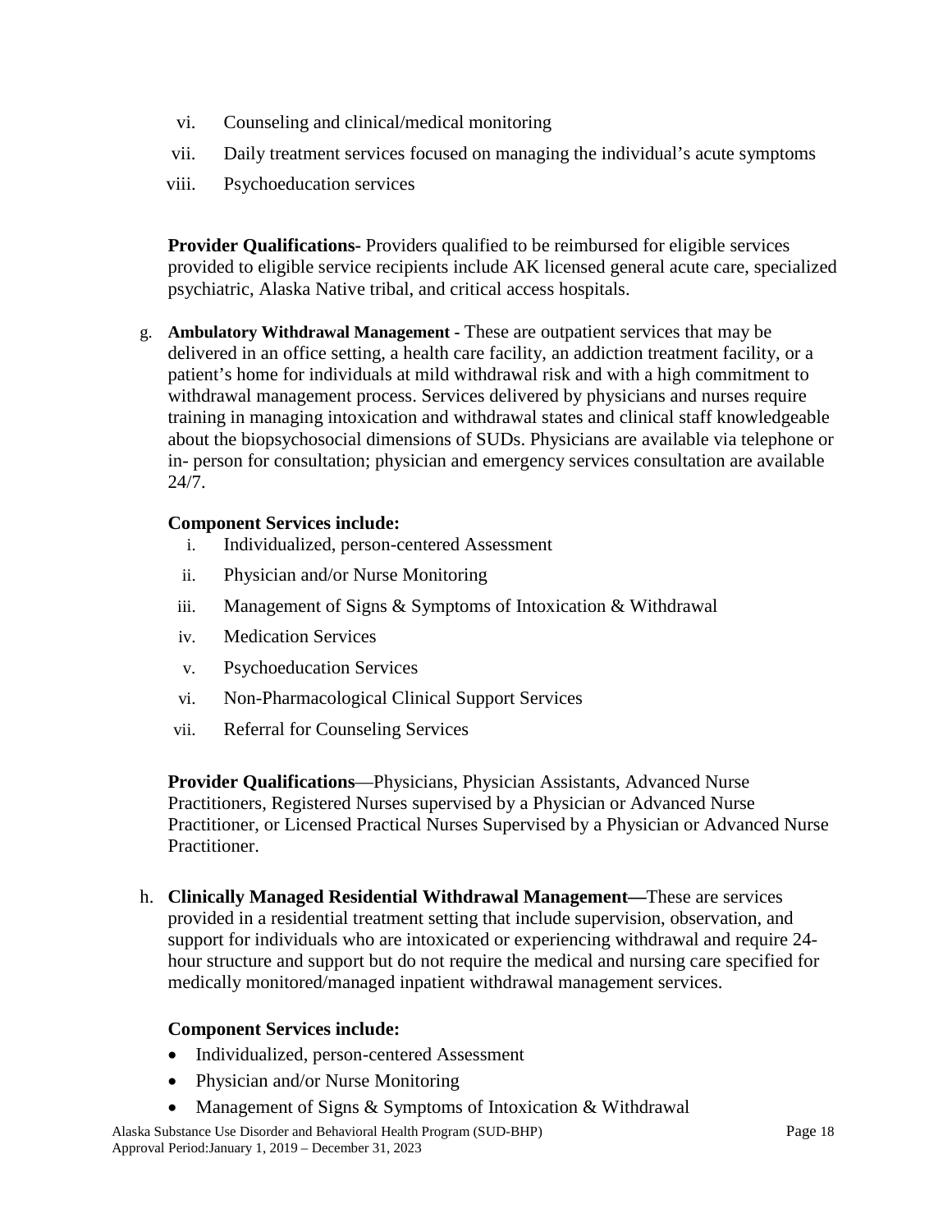vi. Counseling and clinical/medical monitoring

vii. Daily treatment services focused on managing the individual's acute symptoms

viii. Psychoeducation services

**Provider Qualifications-** Providers qualified to be reimbursed for eligible services provided to eligible service recipients include AK licensed general acute care, specialized psychiatric, Alaska Native tribal, and critical access hospitals.

g. **Ambulatory Withdrawal Management** - These are outpatient services that may be delivered in an office setting, a health care facility, an addiction treatment facility, or a patient's home for individuals at mild withdrawal risk and with a high commitment to withdrawal management process. Services delivered by physicians and nurses require training in managing intoxication and withdrawal states and clinical staff knowledgeable about the biopsychosocial dimensions of SUDs. Physicians are available via telephone or in- person for consultation; physician and emergency services consultation are available 24/7.

**Component Services include:**

i. Individualized, person-centered Assessment

ii. Physician and/or Nurse Monitoring

iii. Management of Signs & Symptoms of Intoxication & Withdrawal

iv. Medication Services

v. Psychoeducation Services

vi. Non-Pharmacological Clinical Support Services

vii. Referral for Counseling Services

**Provider Qualifications**—Physicians, Physician Assistants, Advanced Nurse Practitioners, Registered Nurses supervised by a Physician or Advanced Nurse Practitioner, or Licensed Practical Nurses Supervised by a Physician or Advanced Nurse Practitioner.

h. **Clinically Managed Residential Withdrawal Management—**These are services provided in a residential treatment setting that include supervision, observation, and support for individuals who are intoxicated or experiencing withdrawal and require 24-hour structure and support but do not require the medical and nursing care specified for medically monitored/managed inpatient withdrawal management services.

**Component Services include:**

- Individualized, person-centered Assessment
- Physician and/or Nurse Monitoring
- Management of Signs & Symptoms of Intoxication & Withdrawal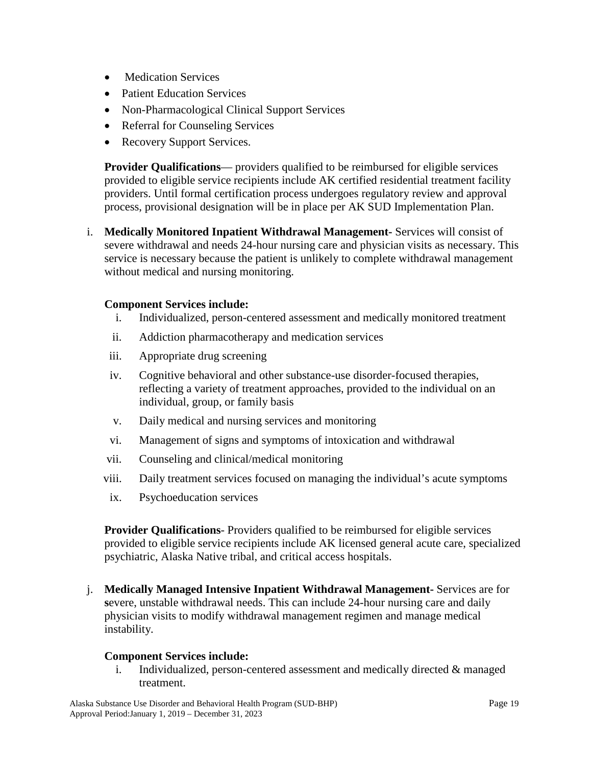- Medication Services
- Patient Education Services
- Non-Pharmacological Clinical Support Services
- Referral for Counseling Services
- Recovery Support Services.

**Provider Qualifications**— providers qualified to be reimbursed for eligible services provided to eligible service recipients include AK certified residential treatment facility providers. Until formal certification process undergoes regulatory review and approval process, provisional designation will be in place per AK SUD Implementation Plan.

i. **Medically Monitored Inpatient Withdrawal Management-** Services will consist of severe withdrawal and needs 24-hour nursing care and physician visits as necessary. This service is necessary because the patient is unlikely to complete withdrawal management without medical and nursing monitoring.

**Component Services include:**

i. Individualized, person-centered assessment and medically monitored treatment
ii. Addiction pharmacotherapy and medication services
iii. Appropriate drug screening
iv. Cognitive behavioral and other substance-use disorder-focused therapies, reflecting a variety of treatment approaches, provided to the individual on an individual, group, or family basis
v. Daily medical and nursing services and monitoring
vi. Management of signs and symptoms of intoxication and withdrawal
vii. Counseling and clinical/medical monitoring
viii. Daily treatment services focused on managing the individual's acute symptoms
ix. Psychoeducation services

**Provider Qualifications**- Providers qualified to be reimbursed for eligible services provided to eligible service recipients include AK licensed general acute care, specialized psychiatric, Alaska Native tribal, and critical access hospitals.

j. **Medically Managed Intensive Inpatient Withdrawal Management-** Services are for **s**evere, unstable withdrawal needs. This can include 24-hour nursing care and daily physician visits to modify withdrawal management regimen and manage medical instability.

**Component Services include:**

i. Individualized, person-centered assessment and medically directed & managed treatment.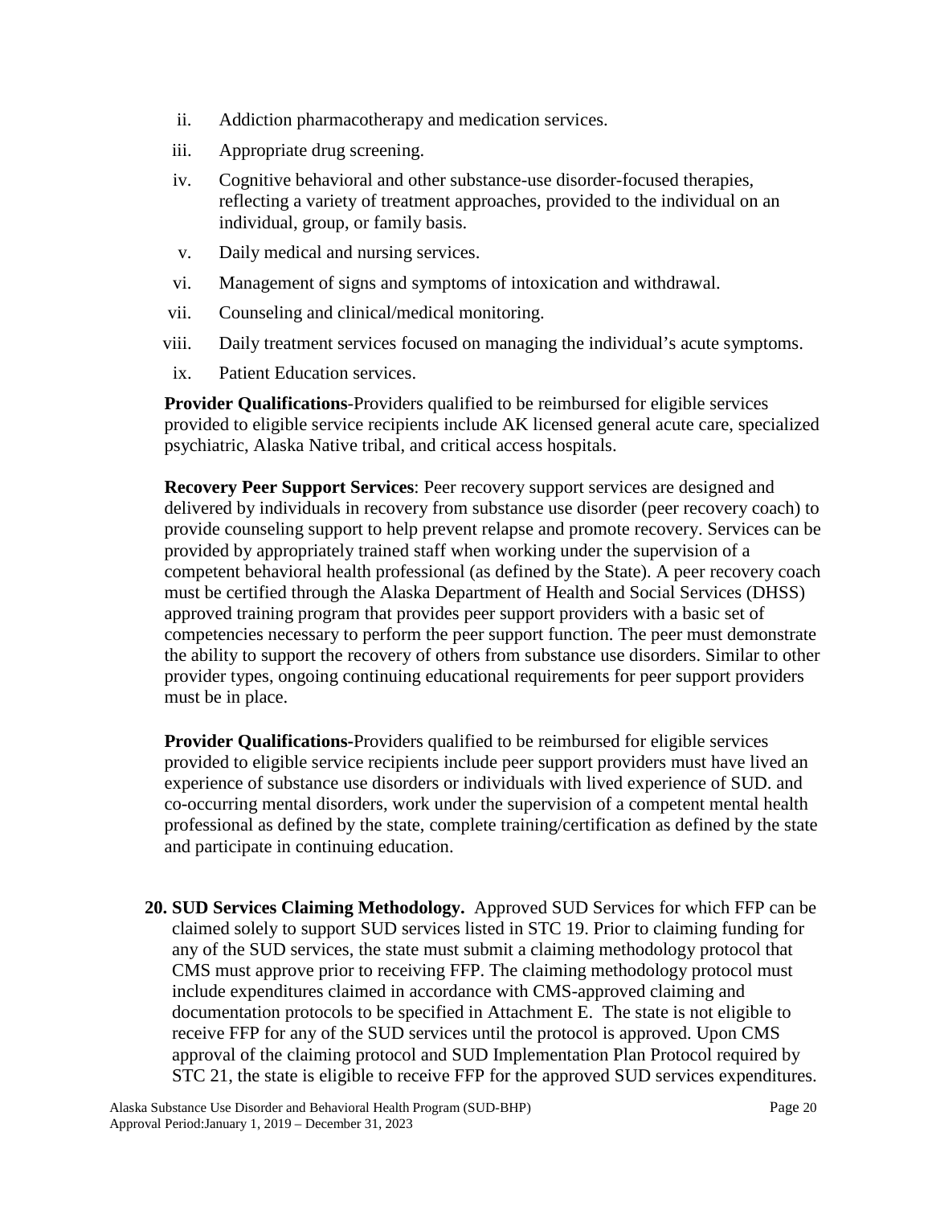ii. Addiction pharmacotherapy and medication services.

iii. Appropriate drug screening.

iv. Cognitive behavioral and other substance-use disorder-focused therapies, reflecting a variety of treatment approaches, provided to the individual on an individual, group, or family basis.

v. Daily medical and nursing services.

vi. Management of signs and symptoms of intoxication and withdrawal.

vii. Counseling and clinical/medical monitoring.

viii. Daily treatment services focused on managing the individual's acute symptoms.

ix. Patient Education services.

**Provider Qualifications**-Providers qualified to be reimbursed for eligible services provided to eligible service recipients include AK licensed general acute care, specialized psychiatric, Alaska Native tribal, and critical access hospitals.

**Recovery Peer Support Services**: Peer recovery support services are designed and delivered by individuals in recovery from substance use disorder (peer recovery coach) to provide counseling support to help prevent relapse and promote recovery. Services can be provided by appropriately trained staff when working under the supervision of a competent behavioral health professional (as defined by the State). A peer recovery coach must be certified through the Alaska Department of Health and Social Services (DHSS) approved training program that provides peer support providers with a basic set of competencies necessary to perform the peer support function. The peer must demonstrate the ability to support the recovery of others from substance use disorders. Similar to other provider types, ongoing continuing educational requirements for peer support providers must be in place.

**Provider Qualifications**-Providers qualified to be reimbursed for eligible services provided to eligible service recipients include peer support providers must have lived an experience of substance use disorders or individuals with lived experience of SUD. and co-occurring mental disorders, work under the supervision of a competent mental health professional as defined by the state, complete training/certification as defined by the state and participate in continuing education.

20. **SUD Services Claiming Methodology.** Approved SUD Services for which FFP can be claimed solely to support SUD services listed in STC 19. Prior to claiming funding for any of the SUD services, the state must submit a claiming methodology protocol that CMS must approve prior to receiving FFP. The claiming methodology protocol must include expenditures claimed in accordance with CMS-approved claiming and documentation protocols to be specified in Attachment E. The state is not eligible to receive FFP for any of the SUD services until the protocol is approved. Upon CMS approval of the claiming protocol and SUD Implementation Plan Protocol required by STC 21, the state is eligible to receive FFP for the approved SUD services expenditures.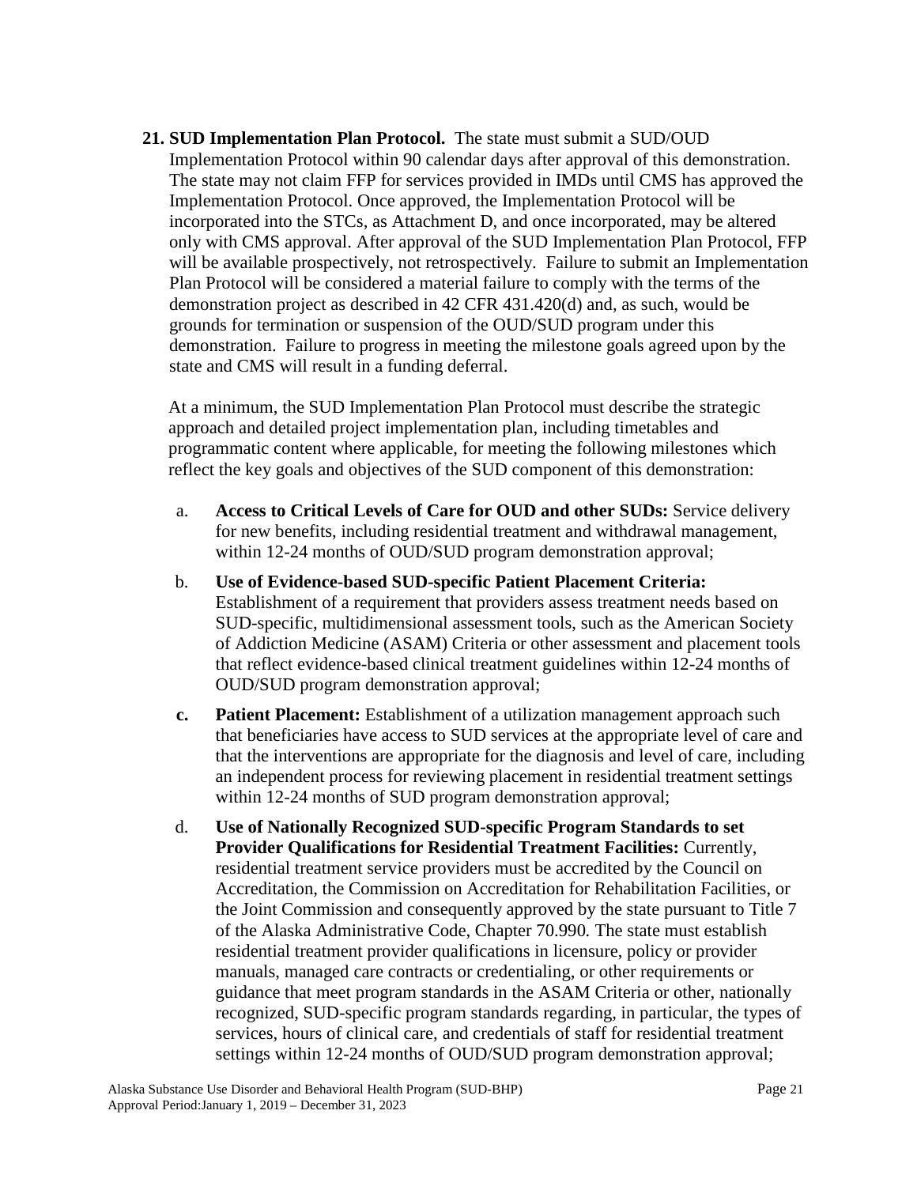**21. SUD Implementation Plan Protocol.** The state must submit a SUD/OUD Implementation Protocol within 90 calendar days after approval of this demonstration. The state may not claim FFP for services provided in IMDs until CMS has approved the Implementation Protocol. Once approved, the Implementation Protocol will be incorporated into the STCs, as Attachment D, and once incorporated, may be altered only with CMS approval. After approval of the SUD Implementation Plan Protocol, FFP will be available prospectively, not retrospectively. Failure to submit an Implementation Plan Protocol will be considered a material failure to comply with the terms of the demonstration project as described in 42 CFR 431.420(d) and, as such, would be grounds for termination or suspension of the OUD/SUD program under this demonstration. Failure to progress in meeting the milestone goals agreed upon by the state and CMS will result in a funding deferral.

At a minimum, the SUD Implementation Plan Protocol must describe the strategic approach and detailed project implementation plan, including timetables and programmatic content where applicable, for meeting the following milestones which reflect the key goals and objectives of the SUD component of this demonstration:

a. **Access to Critical Levels of Care for OUD and other SUDs:** Service delivery for new benefits, including residential treatment and withdrawal management, within 12-24 months of OUD/SUD program demonstration approval;

b. **Use of Evidence-based SUD-specific Patient Placement Criteria:** Establishment of a requirement that providers assess treatment needs based on SUD-specific, multidimensional assessment tools, such as the American Society of Addiction Medicine (ASAM) Criteria or other assessment and placement tools that reflect evidence-based clinical treatment guidelines within 12-24 months of OUD/SUD program demonstration approval;

**c. Patient Placement:** Establishment of a utilization management approach such that beneficiaries have access to SUD services at the appropriate level of care and that the interventions are appropriate for the diagnosis and level of care, including an independent process for reviewing placement in residential treatment settings within 12-24 months of SUD program demonstration approval;

d. **Use of Nationally Recognized SUD-specific Program Standards to set Provider Qualifications for Residential Treatment Facilities:** Currently, residential treatment service providers must be accredited by the Council on Accreditation, the Commission on Accreditation for Rehabilitation Facilities, or the Joint Commission and consequently approved by the state pursuant to Title 7 of the Alaska Administrative Code, Chapter 70.990*.* The state must establish residential treatment provider qualifications in licensure, policy or provider manuals, managed care contracts or credentialing, or other requirements or guidance that meet program standards in the ASAM Criteria or other, nationally recognized, SUD-specific program standards regarding, in particular, the types of services, hours of clinical care, and credentials of staff for residential treatment settings within 12-24 months of OUD/SUD program demonstration approval;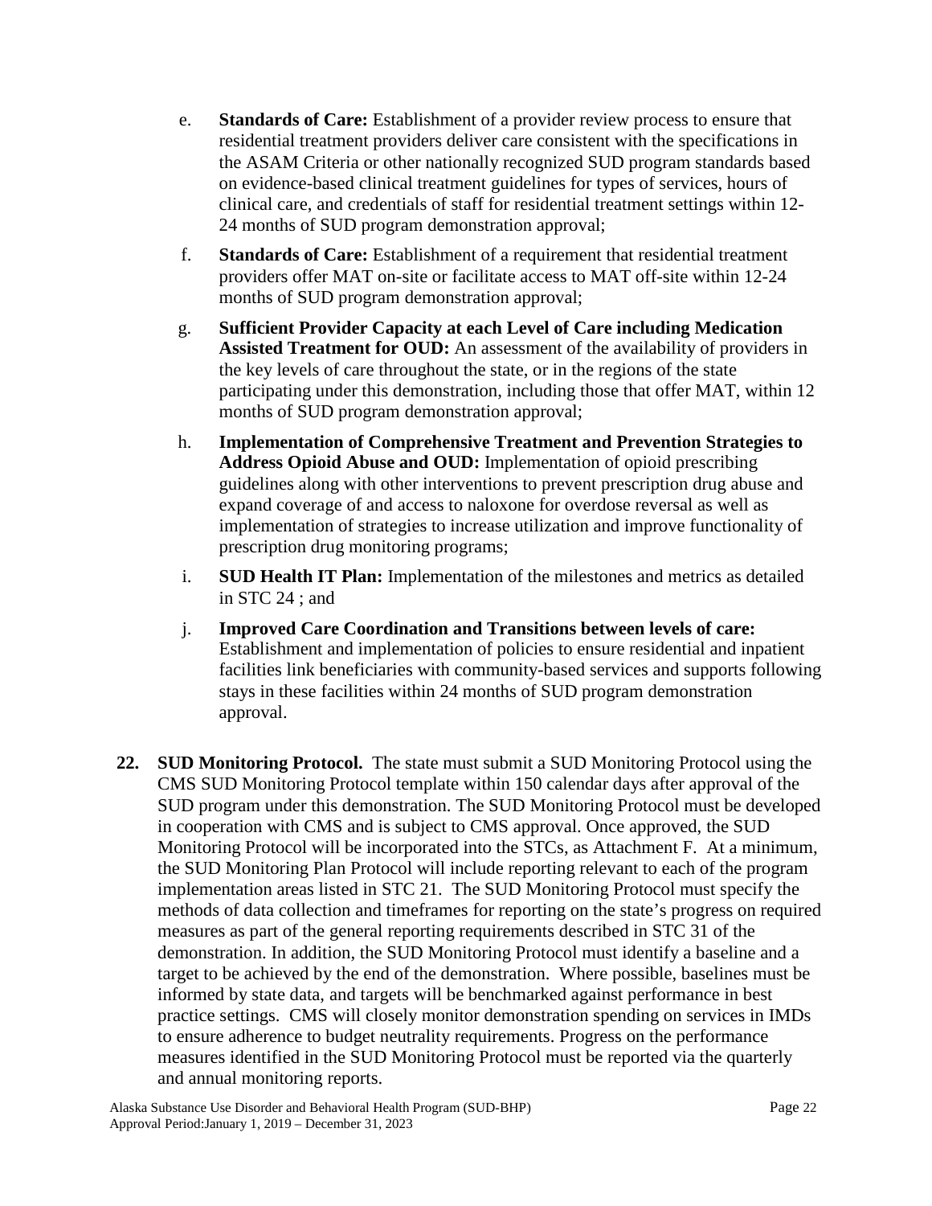e. **Standards of Care:** Establishment of a provider review process to ensure that residential treatment providers deliver care consistent with the specifications in the ASAM Criteria or other nationally recognized SUD program standards based on evidence-based clinical treatment guidelines for types of services, hours of clinical care, and credentials of staff for residential treatment settings within 12-24 months of SUD program demonstration approval;

f. **Standards of Care:** Establishment of a requirement that residential treatment providers offer MAT on-site or facilitate access to MAT off-site within 12-24 months of SUD program demonstration approval;

g. **Sufficient Provider Capacity at each Level of Care including Medication Assisted Treatment for OUD:** An assessment of the availability of providers in the key levels of care throughout the state, or in the regions of the state participating under this demonstration, including those that offer MAT, within 12 months of SUD program demonstration approval;

h. **Implementation of Comprehensive Treatment and Prevention Strategies to Address Opioid Abuse and OUD:** Implementation of opioid prescribing guidelines along with other interventions to prevent prescription drug abuse and expand coverage of and access to naloxone for overdose reversal as well as implementation of strategies to increase utilization and improve functionality of prescription drug monitoring programs;

i. **SUD Health IT Plan:** Implementation of the milestones and metrics as detailed in STC 24 ; and

j. **Improved Care Coordination and Transitions between levels of care:** Establishment and implementation of policies to ensure residential and inpatient facilities link beneficiaries with community-based services and supports following stays in these facilities within 24 months of SUD program demonstration approval.

**22. SUD Monitoring Protocol.** The state must submit a SUD Monitoring Protocol using the CMS SUD Monitoring Protocol template within 150 calendar days after approval of the SUD program under this demonstration. The SUD Monitoring Protocol must be developed in cooperation with CMS and is subject to CMS approval. Once approved, the SUD Monitoring Protocol will be incorporated into the STCs, as Attachment F. At a minimum, the SUD Monitoring Plan Protocol will include reporting relevant to each of the program implementation areas listed in STC 21. The SUD Monitoring Protocol must specify the methods of data collection and timeframes for reporting on the state's progress on required measures as part of the general reporting requirements described in STC 31 of the demonstration. In addition, the SUD Monitoring Protocol must identify a baseline and a target to be achieved by the end of the demonstration. Where possible, baselines must be informed by state data, and targets will be benchmarked against performance in best practice settings. CMS will closely monitor demonstration spending on services in IMDs to ensure adherence to budget neutrality requirements. Progress on the performance measures identified in the SUD Monitoring Protocol must be reported via the quarterly and annual monitoring reports.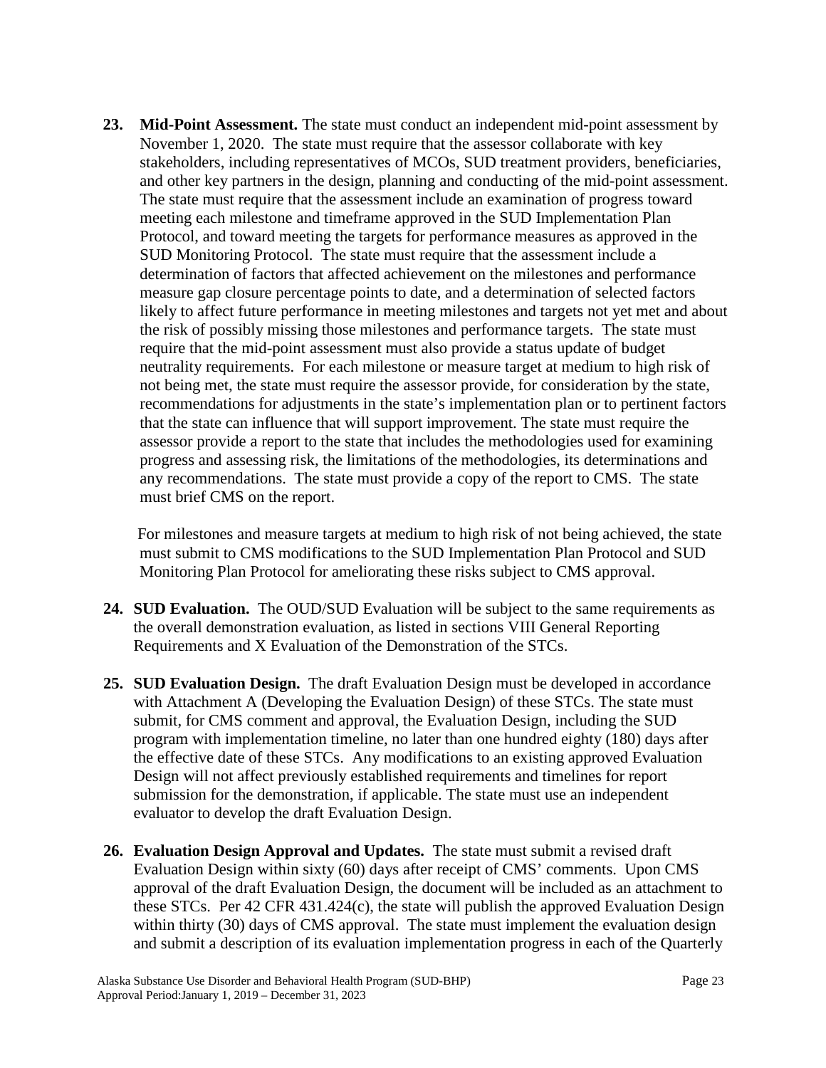**23. Mid-Point Assessment.** The state must conduct an independent mid-point assessment by November 1, 2020. The state must require that the assessor collaborate with key stakeholders, including representatives of MCOs, SUD treatment providers, beneficiaries, and other key partners in the design, planning and conducting of the mid-point assessment. The state must require that the assessment include an examination of progress toward meeting each milestone and timeframe approved in the SUD Implementation Plan Protocol, and toward meeting the targets for performance measures as approved in the SUD Monitoring Protocol. The state must require that the assessment include a determination of factors that affected achievement on the milestones and performance measure gap closure percentage points to date, and a determination of selected factors likely to affect future performance in meeting milestones and targets not yet met and about the risk of possibly missing those milestones and performance targets. The state must require that the mid-point assessment must also provide a status update of budget neutrality requirements. For each milestone or measure target at medium to high risk of not being met, the state must require the assessor provide, for consideration by the state, recommendations for adjustments in the state's implementation plan or to pertinent factors that the state can influence that will support improvement. The state must require the assessor provide a report to the state that includes the methodologies used for examining progress and assessing risk, the limitations of the methodologies, its determinations and any recommendations. The state must provide a copy of the report to CMS. The state must brief CMS on the report.

For milestones and measure targets at medium to high risk of not being achieved, the state must submit to CMS modifications to the SUD Implementation Plan Protocol and SUD Monitoring Plan Protocol for ameliorating these risks subject to CMS approval.

**24. SUD Evaluation.** The OUD/SUD Evaluation will be subject to the same requirements as the overall demonstration evaluation, as listed in sections VIII General Reporting Requirements and X Evaluation of the Demonstration of the STCs.

**25. SUD Evaluation Design.** The draft Evaluation Design must be developed in accordance with Attachment A (Developing the Evaluation Design) of these STCs. The state must submit, for CMS comment and approval, the Evaluation Design, including the SUD program with implementation timeline, no later than one hundred eighty (180) days after the effective date of these STCs. Any modifications to an existing approved Evaluation Design will not affect previously established requirements and timelines for report submission for the demonstration, if applicable. The state must use an independent evaluator to develop the draft Evaluation Design.

**26. Evaluation Design Approval and Updates.** The state must submit a revised draft Evaluation Design within sixty (60) days after receipt of CMS' comments. Upon CMS approval of the draft Evaluation Design, the document will be included as an attachment to these STCs. Per 42 CFR 431.424(c), the state will publish the approved Evaluation Design within thirty (30) days of CMS approval. The state must implement the evaluation design and submit a description of its evaluation implementation progress in each of the Quarterly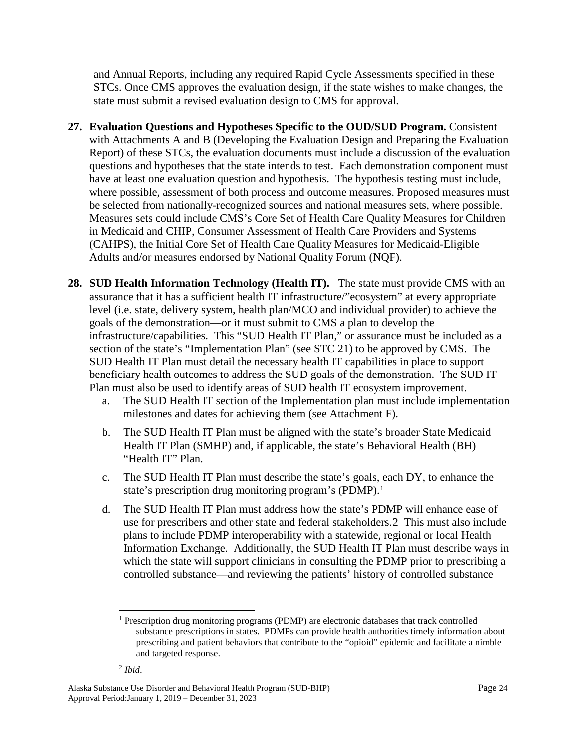and Annual Reports, including any required Rapid Cycle Assessments specified in these STCs. Once CMS approves the evaluation design, if the state wishes to make changes, the state must submit a revised evaluation design to CMS for approval.

27. **Evaluation Questions and Hypotheses Specific to the OUD/SUD Program.** Consistent with Attachments A and B (Developing the Evaluation Design and Preparing the Evaluation Report) of these STCs, the evaluation documents must include a discussion of the evaluation questions and hypotheses that the state intends to test. Each demonstration component must have at least one evaluation question and hypothesis. The hypothesis testing must include, where possible, assessment of both process and outcome measures. Proposed measures must be selected from nationally-recognized sources and national measures sets, where possible. Measures sets could include CMS's Core Set of Health Care Quality Measures for Children in Medicaid and CHIP, Consumer Assessment of Health Care Providers and Systems (CAHPS), the Initial Core Set of Health Care Quality Measures for Medicaid-Eligible Adults and/or measures endorsed by National Quality Forum (NQF).

28. **SUD Health Information Technology (Health IT).** The state must provide CMS with an assurance that it has a sufficient health IT infrastructure/"ecosystem" at every appropriate level (i.e. state, delivery system, health plan/MCO and individual provider) to achieve the goals of the demonstration—or it must submit to CMS a plan to develop the infrastructure/capabilities. This "SUD Health IT Plan," or assurance must be included as a section of the state's "Implementation Plan" (see STC 21) to be approved by CMS. The SUD Health IT Plan must detail the necessary health IT capabilities in place to support beneficiary health outcomes to address the SUD goals of the demonstration. The SUD IT Plan must also be used to identify areas of SUD health IT ecosystem improvement.
    a. The SUD Health IT section of the Implementation plan must include implementation milestones and dates for achieving them (see Attachment F).
    b. The SUD Health IT Plan must be aligned with the state's broader State Medicaid Health IT Plan (SMHP) and, if applicable, the state's Behavioral Health (BH) "Health IT" Plan.
    c. The SUD Health IT Plan must describe the state's goals, each DY, to enhance the state's prescription drug monitoring program's (PDMP).[1]
    d. The SUD Health IT Plan must address how the state's PDMP will enhance ease of use for prescribers and other state and federal stakeholders.[2] This must also include plans to include PDMP interoperability with a statewide, regional or local Health Information Exchange. Additionally, the SUD Health IT Plan must describe ways in which the state will support clinicians in consulting the PDMP prior to prescribing a controlled substance—and reviewing the patients' history of controlled substance

---

[1] Prescription drug monitoring programs (PDMP) are electronic databases that track controlled substance prescriptions in states. PDMPs can provide health authorities timely information about prescribing and patient behaviors that contribute to the "opioid" epidemic and facilitate a nimble and targeted response.

[2] *Ibid*.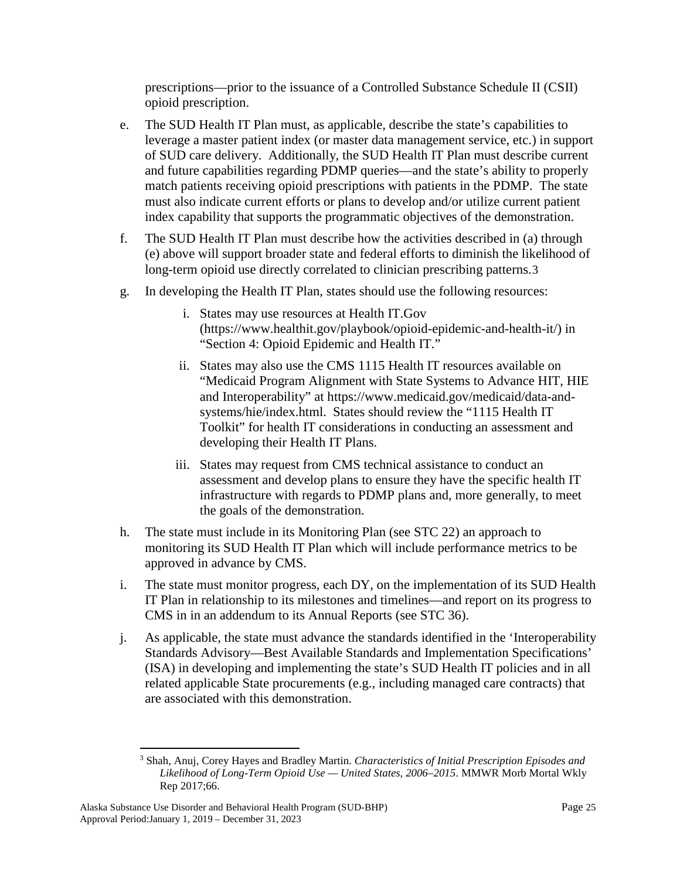prescriptions—prior to the issuance of a Controlled Substance Schedule II (CSII) opioid prescription.

e. The SUD Health IT Plan must, as applicable, describe the state's capabilities to leverage a master patient index (or master data management service, etc.) in support of SUD care delivery. Additionally, the SUD Health IT Plan must describe current and future capabilities regarding PDMP queries—and the state's ability to properly match patients receiving opioid prescriptions with patients in the PDMP. The state must also indicate current efforts or plans to develop and/or utilize current patient index capability that supports the programmatic objectives of the demonstration.

f. The SUD Health IT Plan must describe how the activities described in (a) through (e) above will support broader state and federal efforts to diminish the likelihood of long-term opioid use directly correlated to clinician prescribing patterns.[3]

g. In developing the Health IT Plan, states should use the following resources:

   i. States may use resources at Health IT.Gov (https://www.healthit.gov/playbook/opioid-epidemic-and-health-it/) in "Section 4: Opioid Epidemic and Health IT."

   ii. States may also use the CMS 1115 Health IT resources available on "Medicaid Program Alignment with State Systems to Advance HIT, HIE and Interoperability" at https://www.medicaid.gov/medicaid/data-and-systems/hie/index.html. States should review the "1115 Health IT Toolkit" for health IT considerations in conducting an assessment and developing their Health IT Plans.

   iii. States may request from CMS technical assistance to conduct an assessment and develop plans to ensure they have the specific health IT infrastructure with regards to PDMP plans and, more generally, to meet the goals of the demonstration.

h. The state must include in its Monitoring Plan (see STC 22) an approach to monitoring its SUD Health IT Plan which will include performance metrics to be approved in advance by CMS.

i. The state must monitor progress, each DY, on the implementation of its SUD Health IT Plan in relationship to its milestones and timelines—and report on its progress to CMS in in an addendum to its Annual Reports (see STC 36).

j. As applicable, the state must advance the standards identified in the 'Interoperability Standards Advisory—Best Available Standards and Implementation Specifications' (ISA) in developing and implementing the state's SUD Health IT policies and in all related applicable State procurements (e.g., including managed care contracts) that are associated with this demonstration.

---

[3] Shah, Anuj, Corey Hayes and Bradley Martin. *Characteristics of Initial Prescription Episodes and Likelihood of Long-Term Opioid Use — United States, 2006–2015*. MMWR Morb Mortal Wkly Rep 2017;66.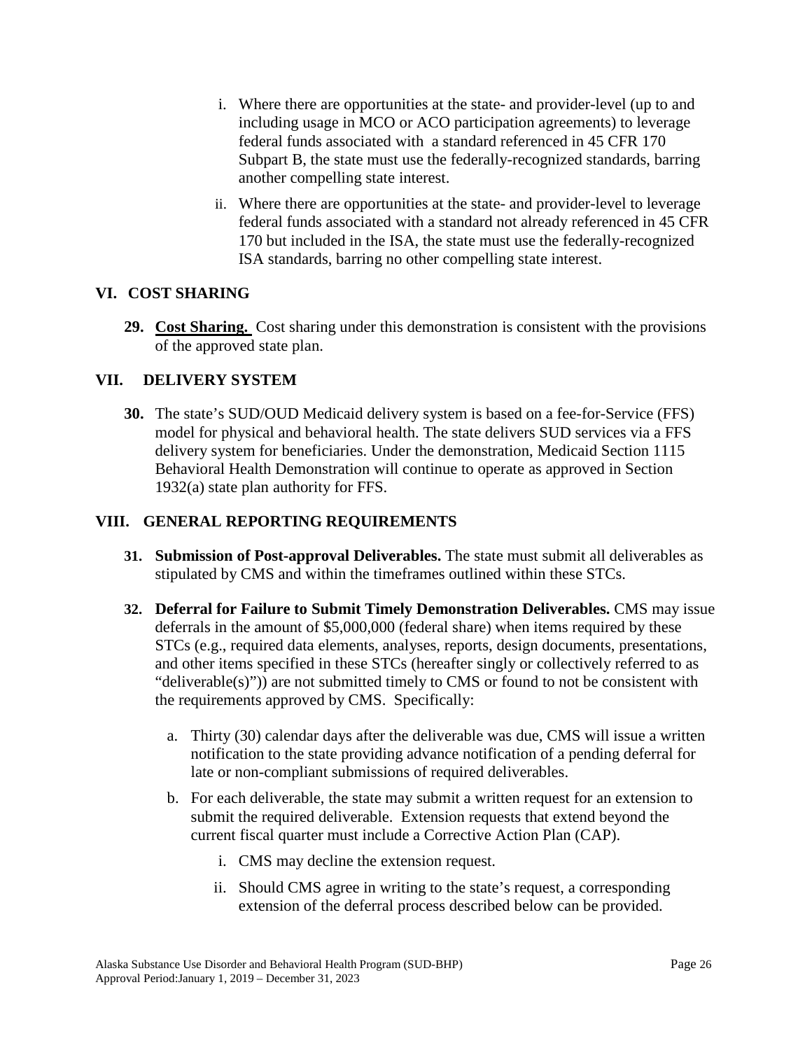i. Where there are opportunities at the state- and provider-level (up to and including usage in MCO or ACO participation agreements) to leverage federal funds associated with a standard referenced in 45 CFR 170 Subpart B, the state must use the federally-recognized standards, barring another compelling state interest.

ii. Where there are opportunities at the state- and provider-level to leverage federal funds associated with a standard not already referenced in 45 CFR 170 but included in the ISA, the state must use the federally-recognized ISA standards, barring no other compelling state interest.

## VI. COST SHARING

**29.** **Cost Sharing.** Cost sharing under this demonstration is consistent with the provisions of the approved state plan.

## VII. DELIVERY SYSTEM

**30.** The state's SUD/OUD Medicaid delivery system is based on a fee-for-Service (FFS) model for physical and behavioral health. The state delivers SUD services via a FFS delivery system for beneficiaries. Under the demonstration, Medicaid Section 1115 Behavioral Health Demonstration will continue to operate as approved in Section 1932(a) state plan authority for FFS.

## VIII. GENERAL REPORTING REQUIREMENTS

**31.** **Submission of Post-approval Deliverables.** The state must submit all deliverables as stipulated by CMS and within the timeframes outlined within these STCs.

**32.** **Deferral for Failure to Submit Timely Demonstration Deliverables.** CMS may issue deferrals in the amount of $5,000,000 (federal share) when items required by these STCs (e.g., required data elements, analyses, reports, design documents, presentations, and other items specified in these STCs (hereafter singly or collectively referred to as "deliverable(s)")) are not submitted timely to CMS or found to not be consistent with the requirements approved by CMS. Specifically:

a. Thirty (30) calendar days after the deliverable was due, CMS will issue a written notification to the state providing advance notification of a pending deferral for late or non-compliant submissions of required deliverables.

b. For each deliverable, the state may submit a written request for an extension to submit the required deliverable. Extension requests that extend beyond the current fiscal quarter must include a Corrective Action Plan (CAP).

   i. CMS may decline the extension request.

   ii. Should CMS agree in writing to the state's request, a corresponding extension of the deferral process described below can be provided.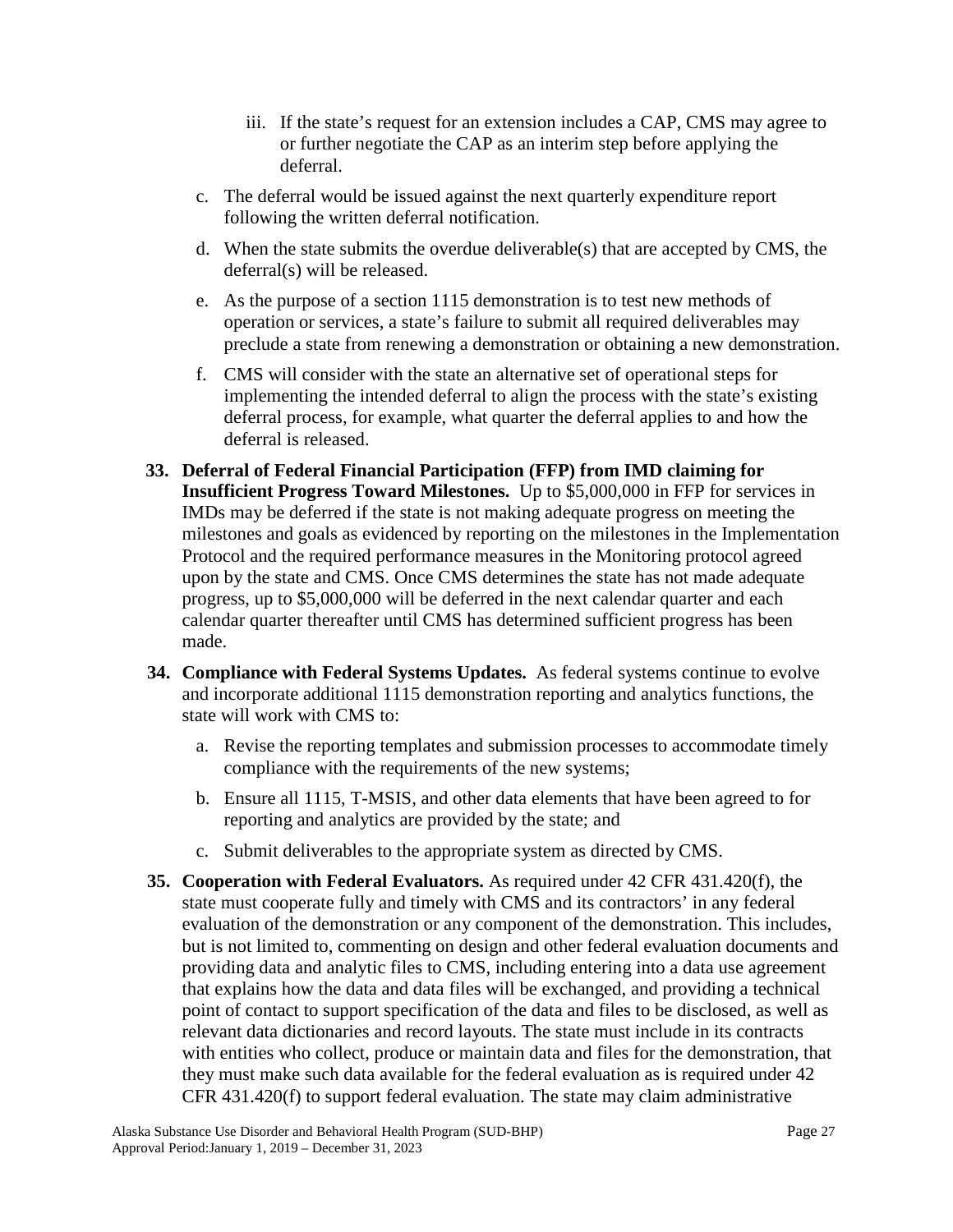iii. If the state's request for an extension includes a CAP, CMS may agree to or further negotiate the CAP as an interim step before applying the deferral.

c. The deferral would be issued against the next quarterly expenditure report following the written deferral notification.

d. When the state submits the overdue deliverable(s) that are accepted by CMS, the deferral(s) will be released.

e. As the purpose of a section 1115 demonstration is to test new methods of operation or services, a state's failure to submit all required deliverables may preclude a state from renewing a demonstration or obtaining a new demonstration.

f. CMS will consider with the state an alternative set of operational steps for implementing the intended deferral to align the process with the state's existing deferral process, for example, what quarter the deferral applies to and how the deferral is released.

**33. Deferral of Federal Financial Participation (FFP) from IMD claiming for Insufficient Progress Toward Milestones.** Up to $5,000,000 in FFP for services in IMDs may be deferred if the state is not making adequate progress on meeting the milestones and goals as evidenced by reporting on the milestones in the Implementation Protocol and the required performance measures in the Monitoring protocol agreed upon by the state and CMS. Once CMS determines the state has not made adequate progress, up to $5,000,000 will be deferred in the next calendar quarter and each calendar quarter thereafter until CMS has determined sufficient progress has been made.

**34. Compliance with Federal Systems Updates.** As federal systems continue to evolve and incorporate additional 1115 demonstration reporting and analytics functions, the state will work with CMS to:

a. Revise the reporting templates and submission processes to accommodate timely compliance with the requirements of the new systems;

b. Ensure all 1115, T-MSIS, and other data elements that have been agreed to for reporting and analytics are provided by the state; and

c. Submit deliverables to the appropriate system as directed by CMS.

**35. Cooperation with Federal Evaluators.** As required under 42 CFR 431.420(f), the state must cooperate fully and timely with CMS and its contractors' in any federal evaluation of the demonstration or any component of the demonstration. This includes, but is not limited to, commenting on design and other federal evaluation documents and providing data and analytic files to CMS, including entering into a data use agreement that explains how the data and data files will be exchanged, and providing a technical point of contact to support specification of the data and files to be disclosed, as well as relevant data dictionaries and record layouts. The state must include in its contracts with entities who collect, produce or maintain data and files for the demonstration, that they must make such data available for the federal evaluation as is required under 42 CFR 431.420(f) to support federal evaluation. The state may claim administrative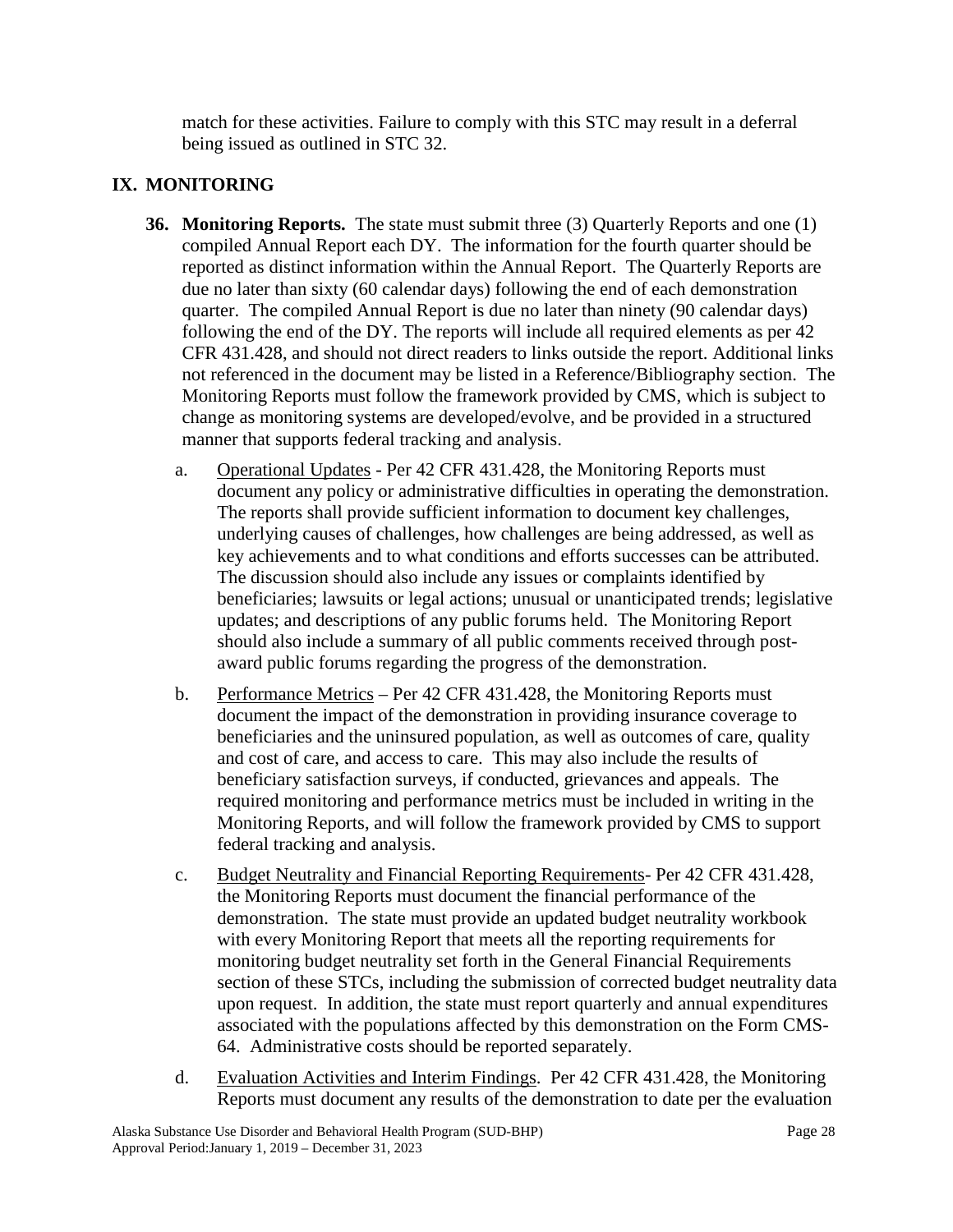match for these activities. Failure to comply with this STC may result in a deferral being issued as outlined in STC 32.

## IX. MONITORING

**36. Monitoring Reports.** The state must submit three (3) Quarterly Reports and one (1) compiled Annual Report each DY. The information for the fourth quarter should be reported as distinct information within the Annual Report. The Quarterly Reports are due no later than sixty (60 calendar days) following the end of each demonstration quarter. The compiled Annual Report is due no later than ninety (90 calendar days) following the end of the DY. The reports will include all required elements as per 42 CFR 431.428, and should not direct readers to links outside the report. Additional links not referenced in the document may be listed in a Reference/Bibliography section. The Monitoring Reports must follow the framework provided by CMS, which is subject to change as monitoring systems are developed/evolve, and be provided in a structured manner that supports federal tracking and analysis.

a. Operational Updates - Per 42 CFR 431.428, the Monitoring Reports must document any policy or administrative difficulties in operating the demonstration. The reports shall provide sufficient information to document key challenges, underlying causes of challenges, how challenges are being addressed, as well as key achievements and to what conditions and efforts successes can be attributed. The discussion should also include any issues or complaints identified by beneficiaries; lawsuits or legal actions; unusual or unanticipated trends; legislative updates; and descriptions of any public forums held. The Monitoring Report should also include a summary of all public comments received through post-award public forums regarding the progress of the demonstration.

b. Performance Metrics – Per 42 CFR 431.428, the Monitoring Reports must document the impact of the demonstration in providing insurance coverage to beneficiaries and the uninsured population, as well as outcomes of care, quality and cost of care, and access to care. This may also include the results of beneficiary satisfaction surveys, if conducted, grievances and appeals. The required monitoring and performance metrics must be included in writing in the Monitoring Reports, and will follow the framework provided by CMS to support federal tracking and analysis.

c. Budget Neutrality and Financial Reporting Requirements- Per 42 CFR 431.428, the Monitoring Reports must document the financial performance of the demonstration. The state must provide an updated budget neutrality workbook with every Monitoring Report that meets all the reporting requirements for monitoring budget neutrality set forth in the General Financial Requirements section of these STCs, including the submission of corrected budget neutrality data upon request. In addition, the state must report quarterly and annual expenditures associated with the populations affected by this demonstration on the Form CMS-64. Administrative costs should be reported separately.

d. Evaluation Activities and Interim Findings. Per 42 CFR 431.428, the Monitoring Reports must document any results of the demonstration to date per the evaluation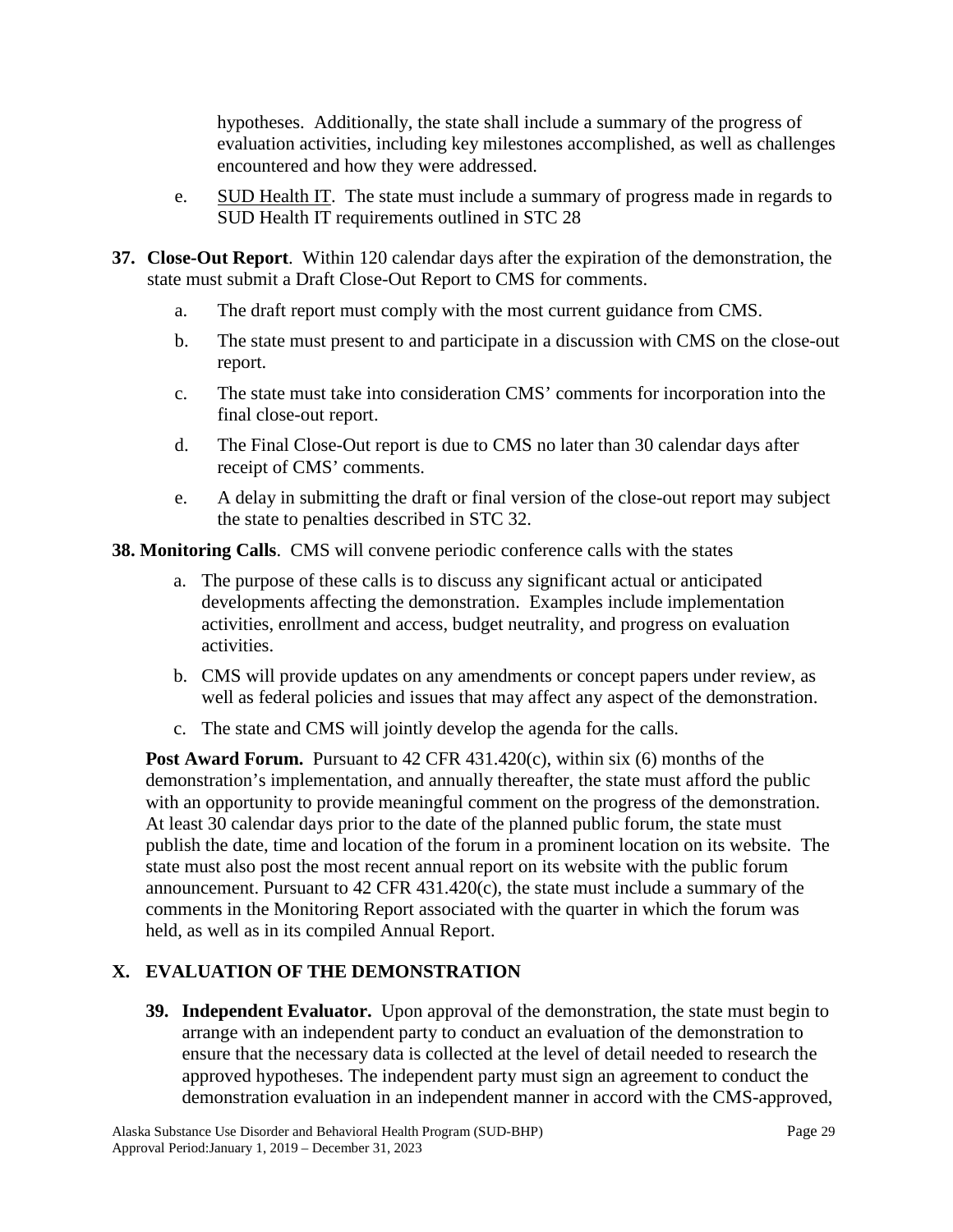hypotheses. Additionally, the state shall include a summary of the progress of evaluation activities, including key milestones accomplished, as well as challenges encountered and how they were addressed.

e. SUD Health IT. The state must include a summary of progress made in regards to SUD Health IT requirements outlined in STC 28

**37. Close-Out Report**. Within 120 calendar days after the expiration of the demonstration, the state must submit a Draft Close-Out Report to CMS for comments.

a. The draft report must comply with the most current guidance from CMS.

b. The state must present to and participate in a discussion with CMS on the close-out report.

c. The state must take into consideration CMS' comments for incorporation into the final close-out report.

d. The Final Close-Out report is due to CMS no later than 30 calendar days after receipt of CMS' comments.

e. A delay in submitting the draft or final version of the close-out report may subject the state to penalties described in STC 32.

**38. Monitoring Calls**. CMS will convene periodic conference calls with the states

a. The purpose of these calls is to discuss any significant actual or anticipated developments affecting the demonstration. Examples include implementation activities, enrollment and access, budget neutrality, and progress on evaluation activities.

b. CMS will provide updates on any amendments or concept papers under review, as well as federal policies and issues that may affect any aspect of the demonstration.

c. The state and CMS will jointly develop the agenda for the calls.

**Post Award Forum.** Pursuant to 42 CFR 431.420(c), within six (6) months of the demonstration's implementation, and annually thereafter, the state must afford the public with an opportunity to provide meaningful comment on the progress of the demonstration. At least 30 calendar days prior to the date of the planned public forum, the state must publish the date, time and location of the forum in a prominent location on its website. The state must also post the most recent annual report on its website with the public forum announcement. Pursuant to 42 CFR 431.420(c), the state must include a summary of the comments in the Monitoring Report associated with the quarter in which the forum was held, as well as in its compiled Annual Report.

## X. EVALUATION OF THE DEMONSTRATION

**39. Independent Evaluator.** Upon approval of the demonstration, the state must begin to arrange with an independent party to conduct an evaluation of the demonstration to ensure that the necessary data is collected at the level of detail needed to research the approved hypotheses. The independent party must sign an agreement to conduct the demonstration evaluation in an independent manner in accord with the CMS-approved,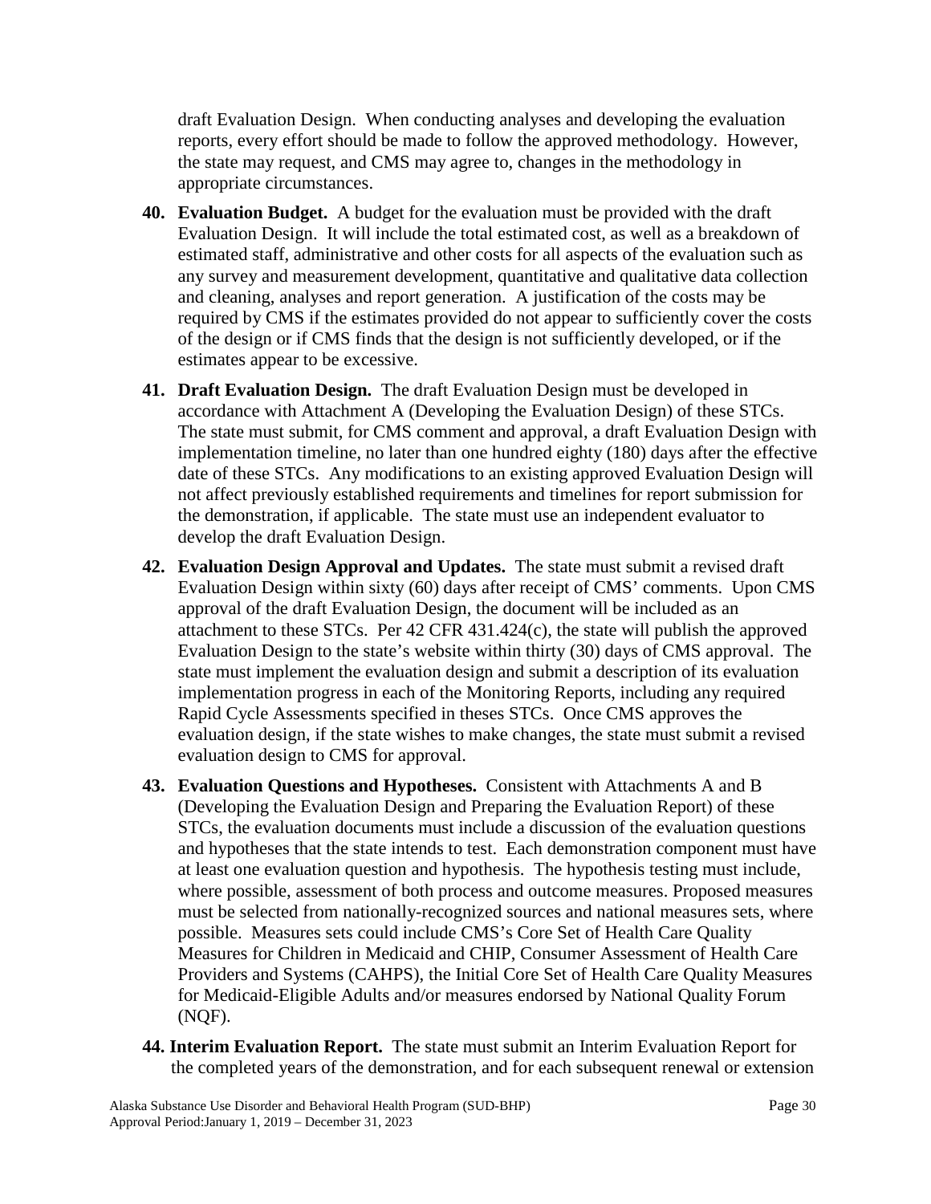draft Evaluation Design. When conducting analyses and developing the evaluation reports, every effort should be made to follow the approved methodology. However, the state may request, and CMS may agree to, changes in the methodology in appropriate circumstances.

40. **Evaluation Budget.** A budget for the evaluation must be provided with the draft Evaluation Design. It will include the total estimated cost, as well as a breakdown of estimated staff, administrative and other costs for all aspects of the evaluation such as any survey and measurement development, quantitative and qualitative data collection and cleaning, analyses and report generation. A justification of the costs may be required by CMS if the estimates provided do not appear to sufficiently cover the costs of the design or if CMS finds that the design is not sufficiently developed, or if the estimates appear to be excessive.

41. **Draft Evaluation Design.** The draft Evaluation Design must be developed in accordance with Attachment A (Developing the Evaluation Design) of these STCs. The state must submit, for CMS comment and approval, a draft Evaluation Design with implementation timeline, no later than one hundred eighty (180) days after the effective date of these STCs. Any modifications to an existing approved Evaluation Design will not affect previously established requirements and timelines for report submission for the demonstration, if applicable. The state must use an independent evaluator to develop the draft Evaluation Design.

42. **Evaluation Design Approval and Updates.** The state must submit a revised draft Evaluation Design within sixty (60) days after receipt of CMS' comments. Upon CMS approval of the draft Evaluation Design, the document will be included as an attachment to these STCs. Per 42 CFR 431.424(c), the state will publish the approved Evaluation Design to the state's website within thirty (30) days of CMS approval. The state must implement the evaluation design and submit a description of its evaluation implementation progress in each of the Monitoring Reports, including any required Rapid Cycle Assessments specified in theses STCs. Once CMS approves the evaluation design, if the state wishes to make changes, the state must submit a revised evaluation design to CMS for approval.

43. **Evaluation Questions and Hypotheses.** Consistent with Attachments A and B (Developing the Evaluation Design and Preparing the Evaluation Report) of these STCs, the evaluation documents must include a discussion of the evaluation questions and hypotheses that the state intends to test. Each demonstration component must have at least one evaluation question and hypothesis. The hypothesis testing must include, where possible, assessment of both process and outcome measures. Proposed measures must be selected from nationally-recognized sources and national measures sets, where possible. Measures sets could include CMS's Core Set of Health Care Quality Measures for Children in Medicaid and CHIP, Consumer Assessment of Health Care Providers and Systems (CAHPS), the Initial Core Set of Health Care Quality Measures for Medicaid-Eligible Adults and/or measures endorsed by National Quality Forum (NQF).

44. **Interim Evaluation Report.** The state must submit an Interim Evaluation Report for the completed years of the demonstration, and for each subsequent renewal or extension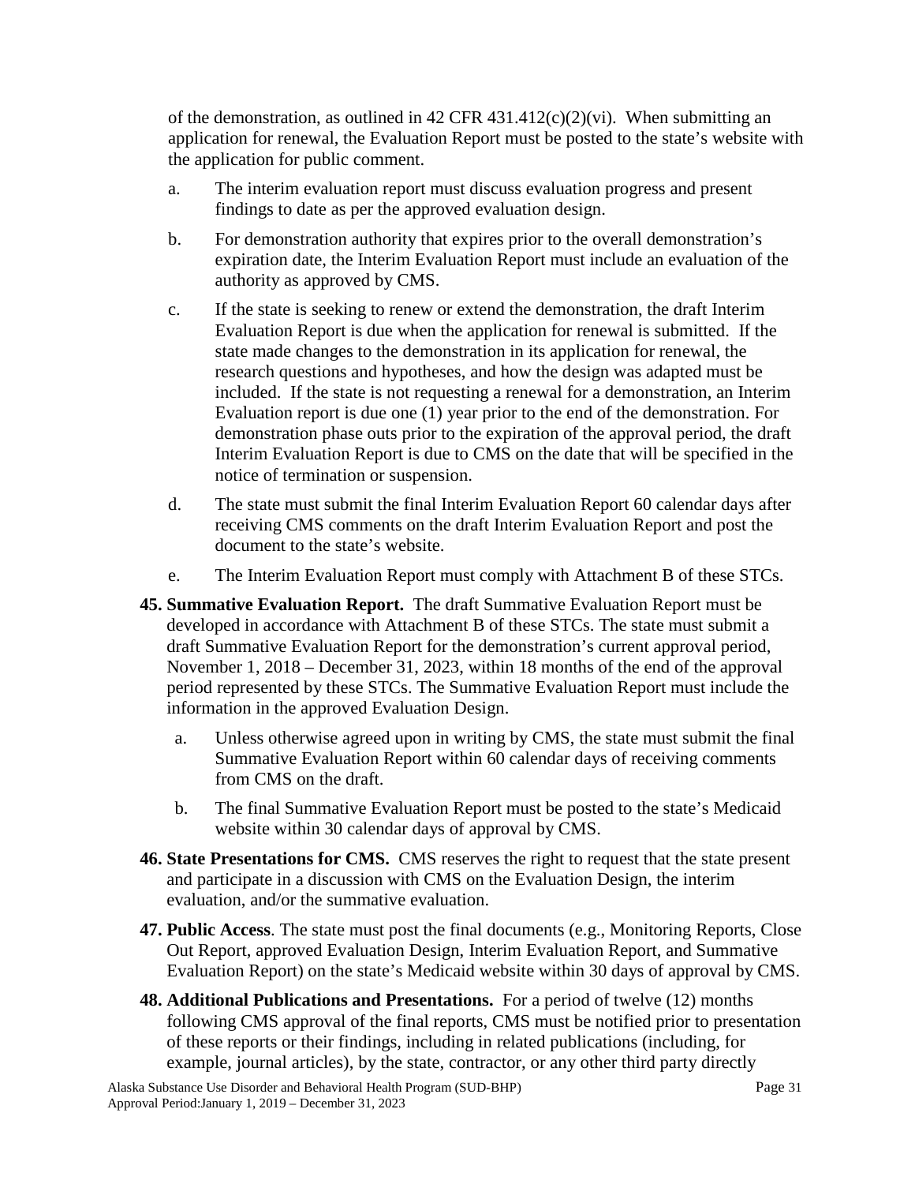of the demonstration, as outlined in 42 CFR 431.412(c)(2)(vi). When submitting an application for renewal, the Evaluation Report must be posted to the state's website with the application for public comment.

a. The interim evaluation report must discuss evaluation progress and present findings to date as per the approved evaluation design.

b. For demonstration authority that expires prior to the overall demonstration's expiration date, the Interim Evaluation Report must include an evaluation of the authority as approved by CMS.

c. If the state is seeking to renew or extend the demonstration, the draft Interim Evaluation Report is due when the application for renewal is submitted. If the state made changes to the demonstration in its application for renewal, the research questions and hypotheses, and how the design was adapted must be included. If the state is not requesting a renewal for a demonstration, an Interim Evaluation report is due one (1) year prior to the end of the demonstration. For demonstration phase outs prior to the expiration of the approval period, the draft Interim Evaluation Report is due to CMS on the date that will be specified in the notice of termination or suspension.

d. The state must submit the final Interim Evaluation Report 60 calendar days after receiving CMS comments on the draft Interim Evaluation Report and post the document to the state's website.

e. The Interim Evaluation Report must comply with Attachment B of these STCs.

**45. Summative Evaluation Report.** The draft Summative Evaluation Report must be developed in accordance with Attachment B of these STCs. The state must submit a draft Summative Evaluation Report for the demonstration's current approval period, November 1, 2018 – December 31, 2023, within 18 months of the end of the approval period represented by these STCs. The Summative Evaluation Report must include the information in the approved Evaluation Design.

a. Unless otherwise agreed upon in writing by CMS, the state must submit the final Summative Evaluation Report within 60 calendar days of receiving comments from CMS on the draft.

b. The final Summative Evaluation Report must be posted to the state's Medicaid website within 30 calendar days of approval by CMS.

**46. State Presentations for CMS.** CMS reserves the right to request that the state present and participate in a discussion with CMS on the Evaluation Design, the interim evaluation, and/or the summative evaluation.

**47. Public Access**. The state must post the final documents (e.g., Monitoring Reports, Close Out Report, approved Evaluation Design, Interim Evaluation Report, and Summative Evaluation Report) on the state's Medicaid website within 30 days of approval by CMS.

**48. Additional Publications and Presentations.** For a period of twelve (12) months following CMS approval of the final reports, CMS must be notified prior to presentation of these reports or their findings, including in related publications (including, for example, journal articles), by the state, contractor, or any other third party directly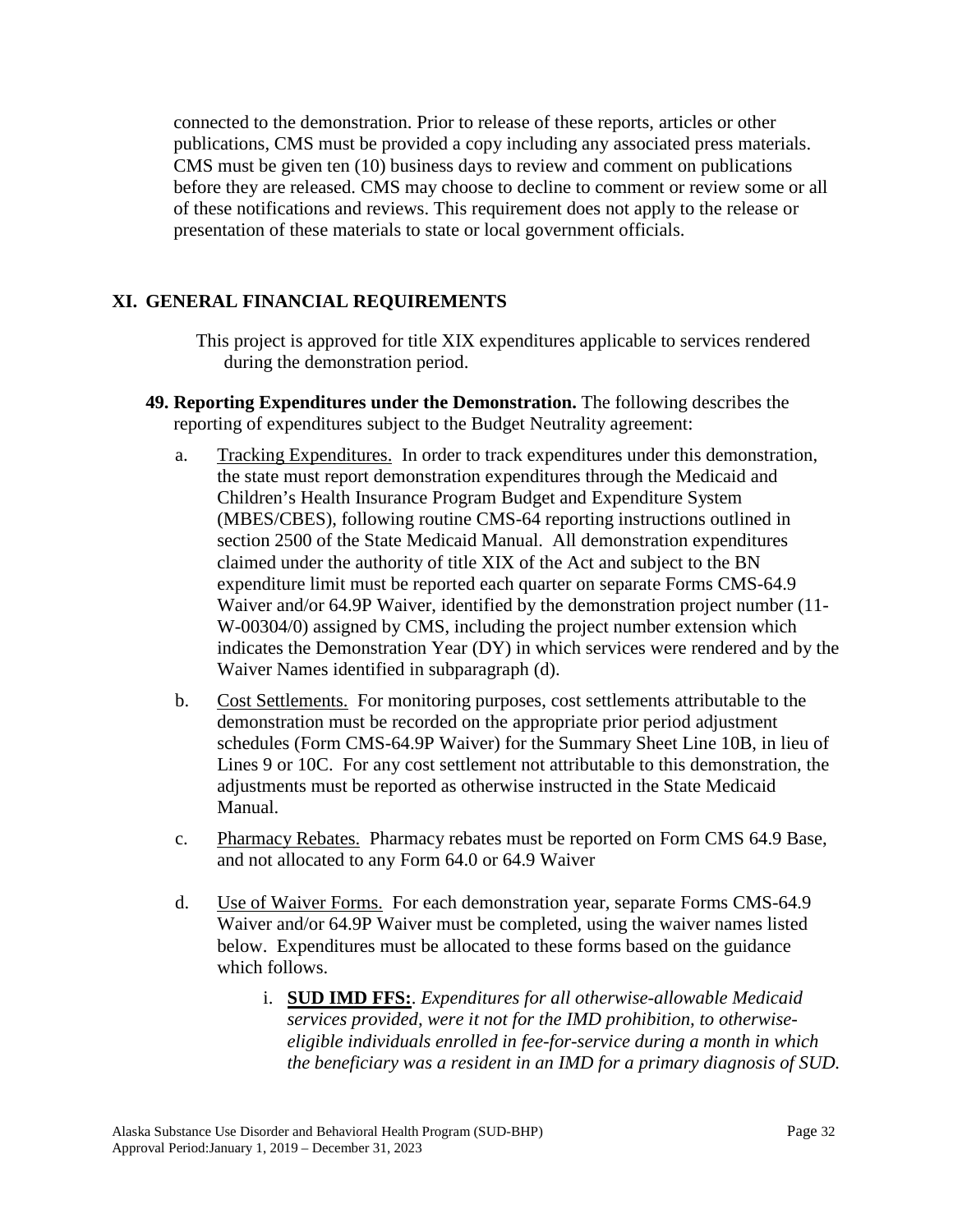connected to the demonstration. Prior to release of these reports, articles or other publications, CMS must be provided a copy including any associated press materials. CMS must be given ten (10) business days to review and comment on publications before they are released. CMS may choose to decline to comment or review some or all of these notifications and reviews. This requirement does not apply to the release or presentation of these materials to state or local government officials.

## XI. GENERAL FINANCIAL REQUIREMENTS

This project is approved for title XIX expenditures applicable to services rendered during the demonstration period.

**49. Reporting Expenditures under the Demonstration.** The following describes the reporting of expenditures subject to the Budget Neutrality agreement:

a. Tracking Expenditures. In order to track expenditures under this demonstration, the state must report demonstration expenditures through the Medicaid and Children's Health Insurance Program Budget and Expenditure System (MBES/CBES), following routine CMS-64 reporting instructions outlined in section 2500 of the State Medicaid Manual. All demonstration expenditures claimed under the authority of title XIX of the Act and subject to the BN expenditure limit must be reported each quarter on separate Forms CMS-64.9 Waiver and/or 64.9P Waiver, identified by the demonstration project number (11-W-00304/0) assigned by CMS, including the project number extension which indicates the Demonstration Year (DY) in which services were rendered and by the Waiver Names identified in subparagraph (d).

b. Cost Settlements. For monitoring purposes, cost settlements attributable to the demonstration must be recorded on the appropriate prior period adjustment schedules (Form CMS-64.9P Waiver) for the Summary Sheet Line 10B, in lieu of Lines 9 or 10C. For any cost settlement not attributable to this demonstration, the adjustments must be reported as otherwise instructed in the State Medicaid Manual.

c. Pharmacy Rebates. Pharmacy rebates must be reported on Form CMS 64.9 Base, and not allocated to any Form 64.0 or 64.9 Waiver

d. Use of Waiver Forms. For each demonstration year, separate Forms CMS-64.9 Waiver and/or 64.9P Waiver must be completed, using the waiver names listed below. Expenditures must be allocated to these forms based on the guidance which follows.

   i. **SUD IMD FFS:**. *Expenditures for all otherwise-allowable Medicaid services provided, were it not for the IMD prohibition, to otherwise-eligible individuals enrolled in fee-for-service during a month in which the beneficiary was a resident in an IMD for a primary diagnosis of SUD.*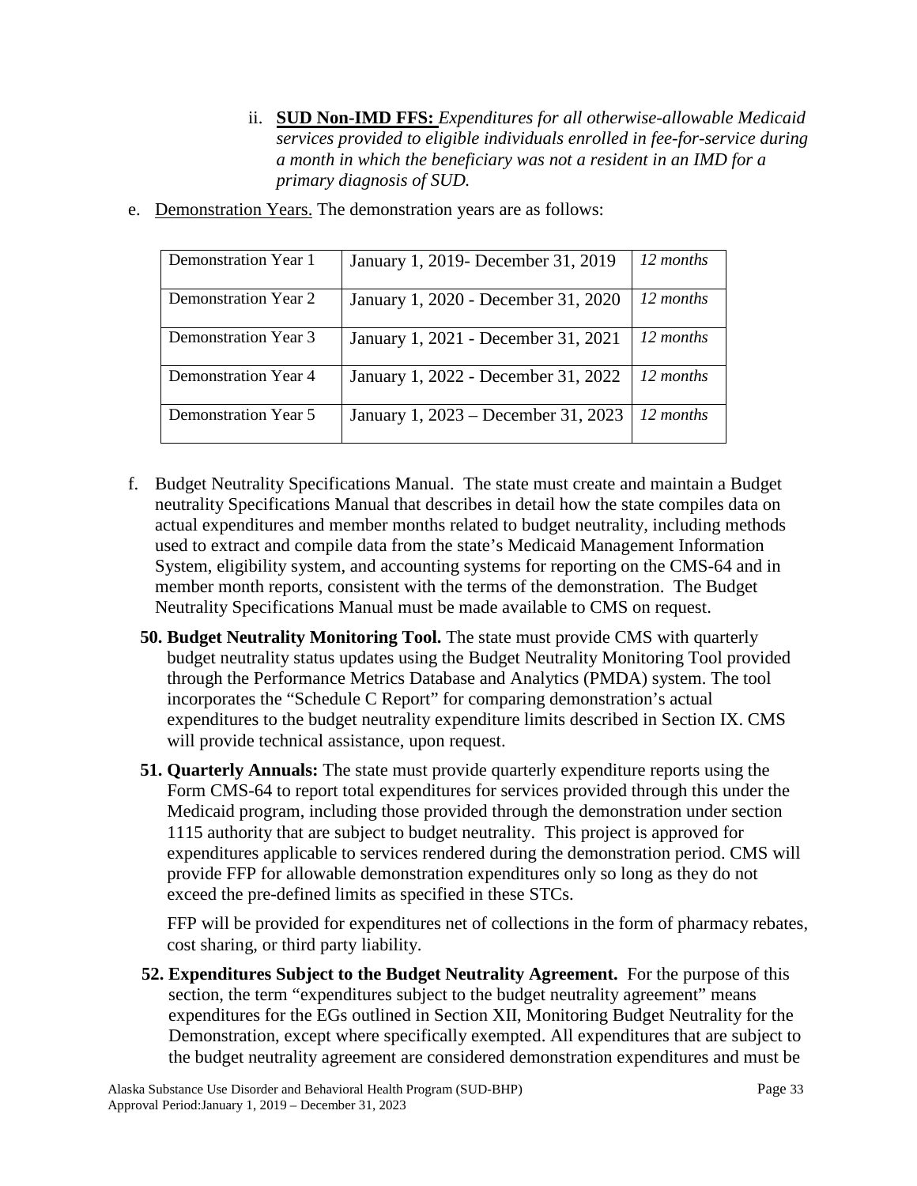ii. **SUD Non-IMD FFS:** *Expenditures for all otherwise-allowable Medicaid services provided to eligible individuals enrolled in fee-for-service during a month in which the beneficiary was not a resident in an IMD for a primary diagnosis of SUD.*

e. Demonstration Years. The demonstration years are as follows:

| | | |
|---|---|---|
| Demonstration Year 1 | January 1, 2019- December 31, 2019 | *12 months* |
| Demonstration Year 2 | January 1, 2020 - December 31, 2020 | *12 months* |
| Demonstration Year 3 | January 1, 2021 - December 31, 2021 | *12 months* |
| Demonstration Year 4 | January 1, 2022 - December 31, 2022 | *12 months* |
| Demonstration Year 5 | January 1, 2023 – December 31, 2023 | *12 months* |

f. Budget Neutrality Specifications Manual. The state must create and maintain a Budget neutrality Specifications Manual that describes in detail how the state compiles data on actual expenditures and member months related to budget neutrality, including methods used to extract and compile data from the state's Medicaid Management Information System, eligibility system, and accounting systems for reporting on the CMS-64 and in member month reports, consistent with the terms of the demonstration. The Budget Neutrality Specifications Manual must be made available to CMS on request.

**50. Budget Neutrality Monitoring Tool.** The state must provide CMS with quarterly budget neutrality status updates using the Budget Neutrality Monitoring Tool provided through the Performance Metrics Database and Analytics (PMDA) system. The tool incorporates the "Schedule C Report" for comparing demonstration's actual expenditures to the budget neutrality expenditure limits described in Section IX. CMS will provide technical assistance, upon request.

**51. Quarterly Annuals:** The state must provide quarterly expenditure reports using the Form CMS-64 to report total expenditures for services provided through this under the Medicaid program, including those provided through the demonstration under section 1115 authority that are subject to budget neutrality. This project is approved for expenditures applicable to services rendered during the demonstration period. CMS will provide FFP for allowable demonstration expenditures only so long as they do not exceed the pre-defined limits as specified in these STCs.

FFP will be provided for expenditures net of collections in the form of pharmacy rebates, cost sharing, or third party liability.

**52. Expenditures Subject to the Budget Neutrality Agreement.** For the purpose of this section, the term "expenditures subject to the budget neutrality agreement" means expenditures for the EGs outlined in Section XII, Monitoring Budget Neutrality for the Demonstration, except where specifically exempted. All expenditures that are subject to the budget neutrality agreement are considered demonstration expenditures and must be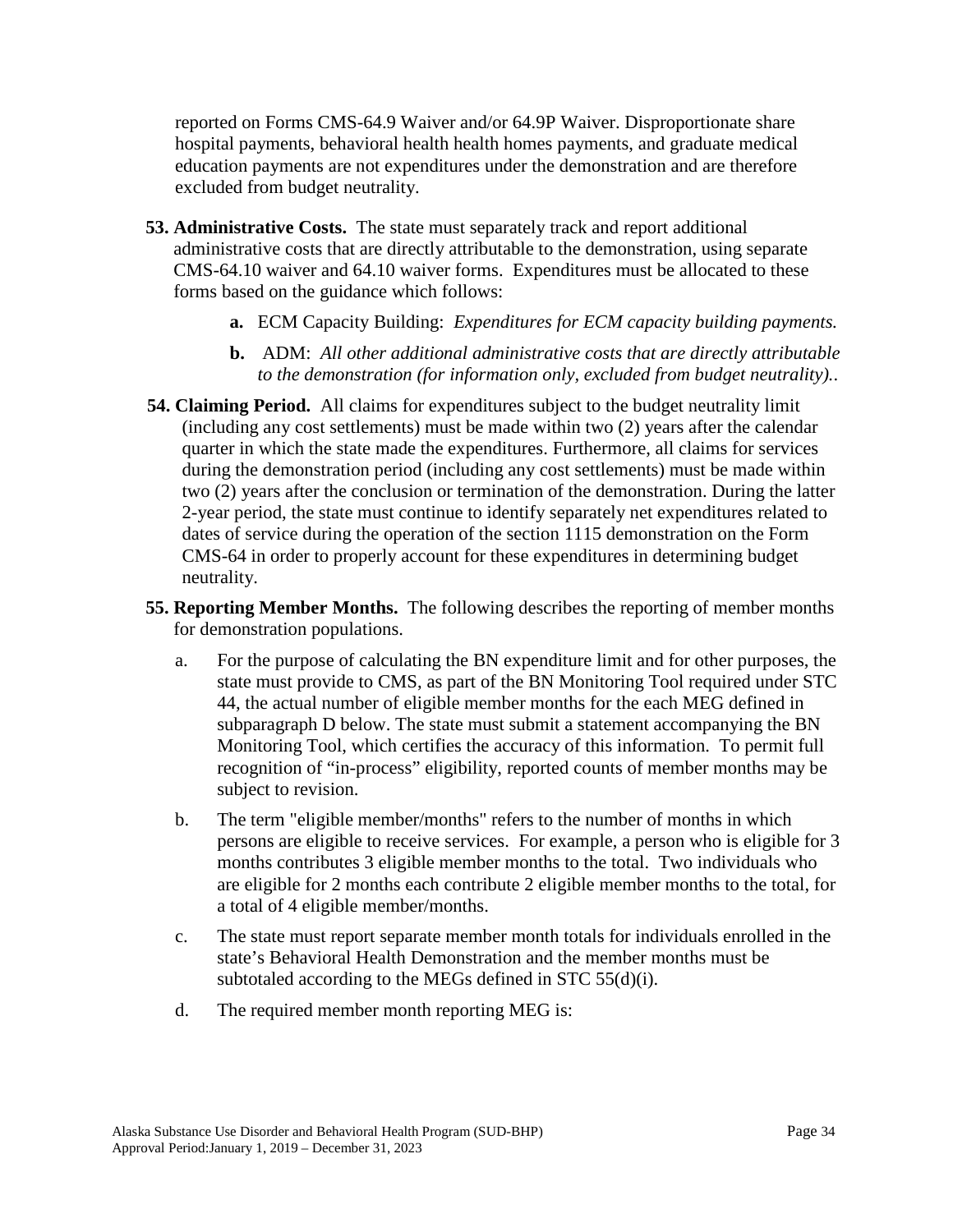reported on Forms CMS-64.9 Waiver and/or 64.9P Waiver. Disproportionate share hospital payments, behavioral health health homes payments, and graduate medical education payments are not expenditures under the demonstration and are therefore excluded from budget neutrality.

**53. Administrative Costs.** The state must separately track and report additional administrative costs that are directly attributable to the demonstration, using separate CMS-64.10 waiver and 64.10 waiver forms. Expenditures must be allocated to these forms based on the guidance which follows:

   **a.** ECM Capacity Building: *Expenditures for ECM capacity building payments.*

   **b.** ADM: *All other additional administrative costs that are directly attributable to the demonstration (for information only, excluded from budget neutrality)..*

**54. Claiming Period.** All claims for expenditures subject to the budget neutrality limit (including any cost settlements) must be made within two (2) years after the calendar quarter in which the state made the expenditures. Furthermore, all claims for services during the demonstration period (including any cost settlements) must be made within two (2) years after the conclusion or termination of the demonstration. During the latter 2-year period, the state must continue to identify separately net expenditures related to dates of service during the operation of the section 1115 demonstration on the Form CMS-64 in order to properly account for these expenditures in determining budget neutrality.

**55. Reporting Member Months.** The following describes the reporting of member months for demonstration populations.

   a. For the purpose of calculating the BN expenditure limit and for other purposes, the state must provide to CMS, as part of the BN Monitoring Tool required under STC 44, the actual number of eligible member months for the each MEG defined in subparagraph D below. The state must submit a statement accompanying the BN Monitoring Tool, which certifies the accuracy of this information. To permit full recognition of "in-process" eligibility, reported counts of member months may be subject to revision.

   b. The term "eligible member/months" refers to the number of months in which persons are eligible to receive services. For example, a person who is eligible for 3 months contributes 3 eligible member months to the total. Two individuals who are eligible for 2 months each contribute 2 eligible member months to the total, for a total of 4 eligible member/months.

   c. The state must report separate member month totals for individuals enrolled in the state's Behavioral Health Demonstration and the member months must be subtotaled according to the MEGs defined in STC 55(d)(i).

   d. The required member month reporting MEG is: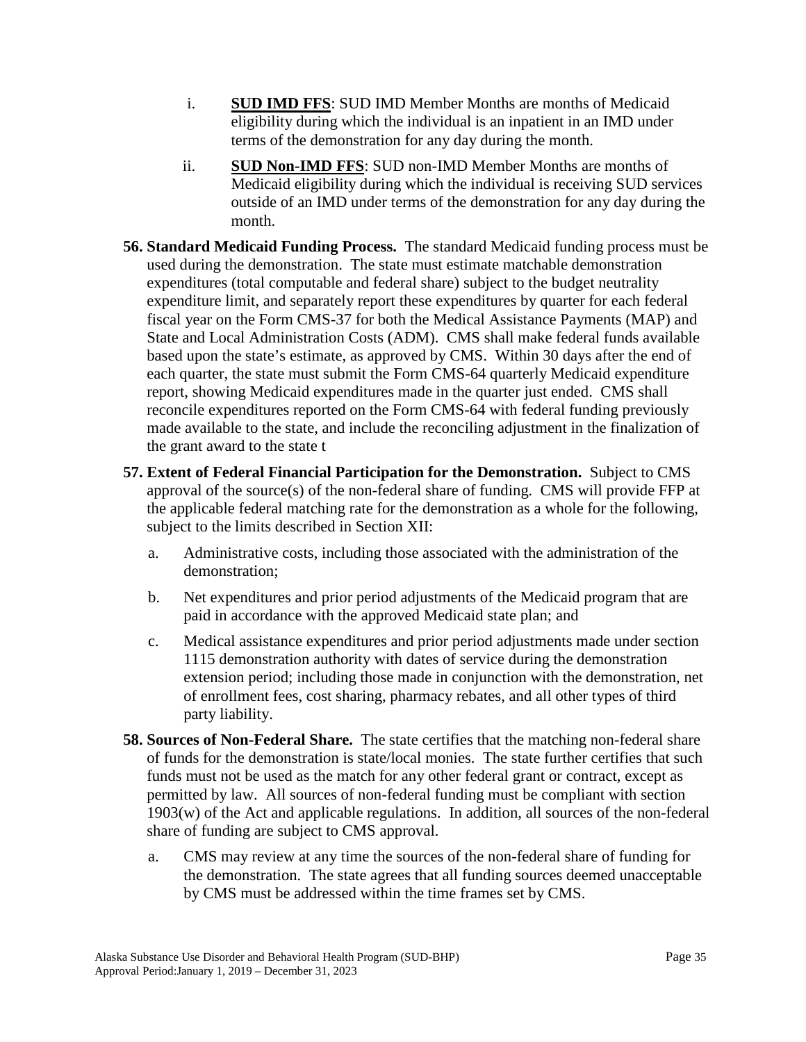i. **SUD IMD FFS**: SUD IMD Member Months are months of Medicaid eligibility during which the individual is an inpatient in an IMD under terms of the demonstration for any day during the month.

ii. **SUD Non-IMD FFS**: SUD non-IMD Member Months are months of Medicaid eligibility during which the individual is receiving SUD services outside of an IMD under terms of the demonstration for any day during the month.

**56. Standard Medicaid Funding Process.** The standard Medicaid funding process must be used during the demonstration. The state must estimate matchable demonstration expenditures (total computable and federal share) subject to the budget neutrality expenditure limit, and separately report these expenditures by quarter for each federal fiscal year on the Form CMS-37 for both the Medical Assistance Payments (MAP) and State and Local Administration Costs (ADM). CMS shall make federal funds available based upon the state's estimate, as approved by CMS. Within 30 days after the end of each quarter, the state must submit the Form CMS-64 quarterly Medicaid expenditure report, showing Medicaid expenditures made in the quarter just ended. CMS shall reconcile expenditures reported on the Form CMS-64 with federal funding previously made available to the state, and include the reconciling adjustment in the finalization of the grant award to the state t

**57. Extent of Federal Financial Participation for the Demonstration.** Subject to CMS approval of the source(s) of the non-federal share of funding. CMS will provide FFP at the applicable federal matching rate for the demonstration as a whole for the following, subject to the limits described in Section XII:

a. Administrative costs, including those associated with the administration of the demonstration;

b. Net expenditures and prior period adjustments of the Medicaid program that are paid in accordance with the approved Medicaid state plan; and

c. Medical assistance expenditures and prior period adjustments made under section 1115 demonstration authority with dates of service during the demonstration extension period; including those made in conjunction with the demonstration, net of enrollment fees, cost sharing, pharmacy rebates, and all other types of third party liability.

**58. Sources of Non-Federal Share.** The state certifies that the matching non-federal share of funds for the demonstration is state/local monies. The state further certifies that such funds must not be used as the match for any other federal grant or contract, except as permitted by law. All sources of non-federal funding must be compliant with section 1903(w) of the Act and applicable regulations. In addition, all sources of the non-federal share of funding are subject to CMS approval.

a. CMS may review at any time the sources of the non-federal share of funding for the demonstration. The state agrees that all funding sources deemed unacceptable by CMS must be addressed within the time frames set by CMS.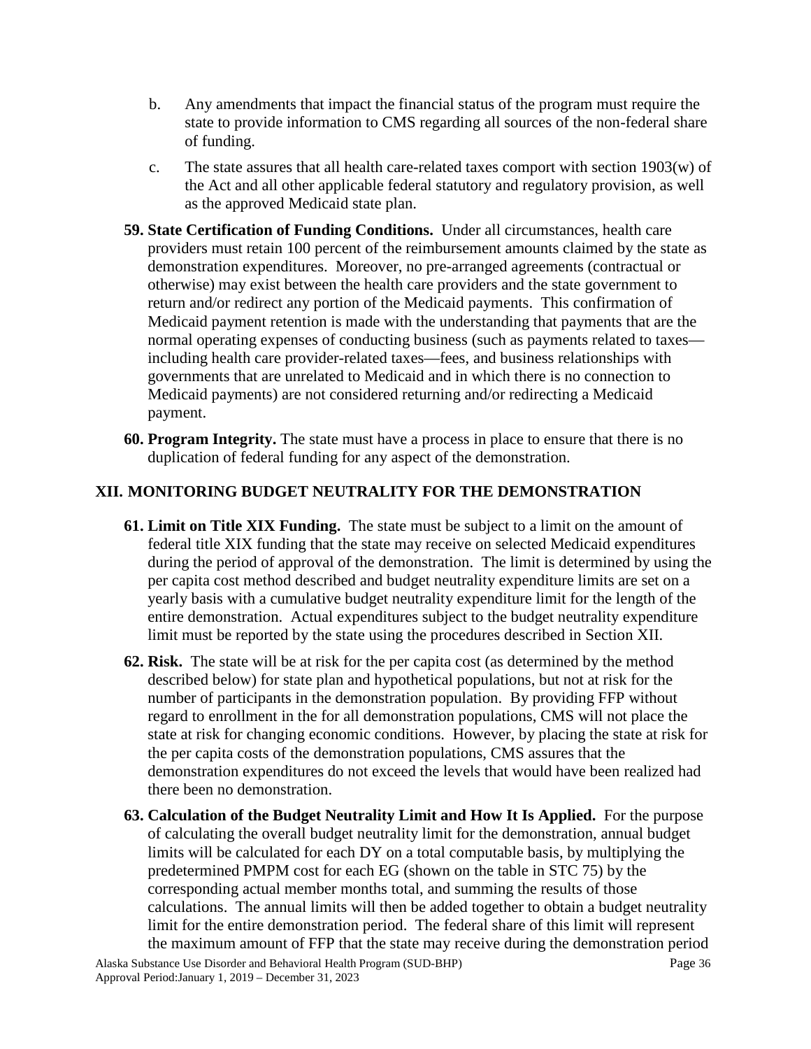b. Any amendments that impact the financial status of the program must require the state to provide information to CMS regarding all sources of the non-federal share of funding.

c. The state assures that all health care-related taxes comport with section 1903(w) of the Act and all other applicable federal statutory and regulatory provision, as well as the approved Medicaid state plan.

**59. State Certification of Funding Conditions.** Under all circumstances, health care providers must retain 100 percent of the reimbursement amounts claimed by the state as demonstration expenditures. Moreover, no pre-arranged agreements (contractual or otherwise) may exist between the health care providers and the state government to return and/or redirect any portion of the Medicaid payments. This confirmation of Medicaid payment retention is made with the understanding that payments that are the normal operating expenses of conducting business (such as payments related to taxes—including health care provider-related taxes—fees, and business relationships with governments that are unrelated to Medicaid and in which there is no connection to Medicaid payments) are not considered returning and/or redirecting a Medicaid payment.

**60. Program Integrity.** The state must have a process in place to ensure that there is no duplication of federal funding for any aspect of the demonstration.

## XII. MONITORING BUDGET NEUTRALITY FOR THE DEMONSTRATION

**61. Limit on Title XIX Funding.** The state must be subject to a limit on the amount of federal title XIX funding that the state may receive on selected Medicaid expenditures during the period of approval of the demonstration. The limit is determined by using the per capita cost method described and budget neutrality expenditure limits are set on a yearly basis with a cumulative budget neutrality expenditure limit for the length of the entire demonstration. Actual expenditures subject to the budget neutrality expenditure limit must be reported by the state using the procedures described in Section XII.

**62. Risk.** The state will be at risk for the per capita cost (as determined by the method described below) for state plan and hypothetical populations, but not at risk for the number of participants in the demonstration population. By providing FFP without regard to enrollment in the for all demonstration populations, CMS will not place the state at risk for changing economic conditions. However, by placing the state at risk for the per capita costs of the demonstration populations, CMS assures that the demonstration expenditures do not exceed the levels that would have been realized had there been no demonstration.

**63. Calculation of the Budget Neutrality Limit and How It Is Applied.** For the purpose of calculating the overall budget neutrality limit for the demonstration, annual budget limits will be calculated for each DY on a total computable basis, by multiplying the predetermined PMPM cost for each EG (shown on the table in STC 75) by the corresponding actual member months total, and summing the results of those calculations. The annual limits will then be added together to obtain a budget neutrality limit for the entire demonstration period. The federal share of this limit will represent the maximum amount of FFP that the state may receive during the demonstration period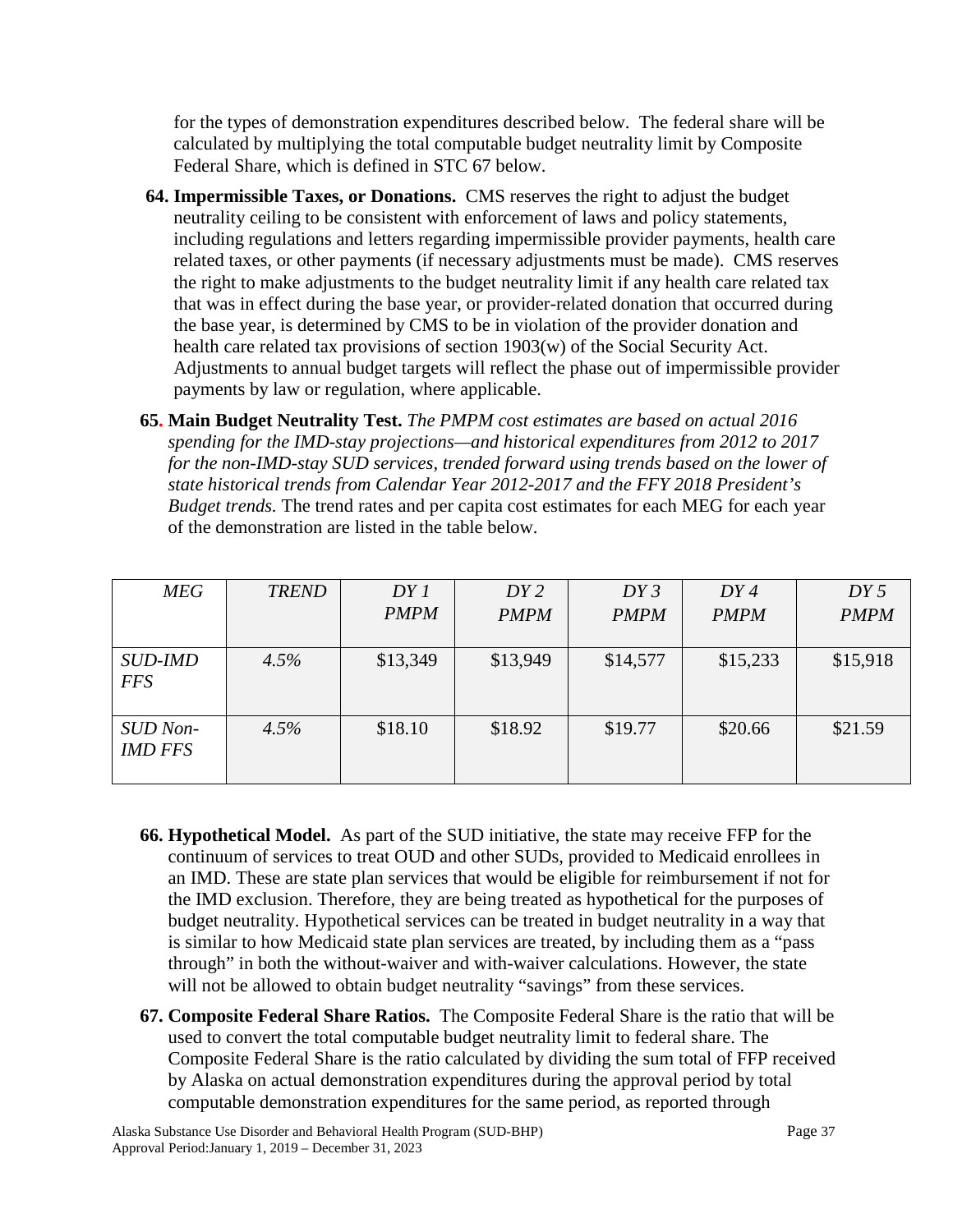for the types of demonstration expenditures described below. The federal share will be calculated by multiplying the total computable budget neutrality limit by Composite Federal Share, which is defined in STC 67 below.

**64. Impermissible Taxes, or Donations.** CMS reserves the right to adjust the budget neutrality ceiling to be consistent with enforcement of laws and policy statements, including regulations and letters regarding impermissible provider payments, health care related taxes, or other payments (if necessary adjustments must be made). CMS reserves the right to make adjustments to the budget neutrality limit if any health care related tax that was in effect during the base year, or provider-related donation that occurred during the base year, is determined by CMS to be in violation of the provider donation and health care related tax provisions of section 1903(w) of the Social Security Act. Adjustments to annual budget targets will reflect the phase out of impermissible provider payments by law or regulation, where applicable.

**65. Main Budget Neutrality Test.** *The PMPM cost estimates are based on actual 2016 spending for the IMD-stay projections—and historical expenditures from 2012 to 2017 for the non-IMD-stay SUD services, trended forward using trends based on the lower of state historical trends from Calendar Year 2012-2017 and the FFY 2018 President's Budget trends.* The trend rates and per capita cost estimates for each MEG for each year of the demonstration are listed in the table below.

| *MEG* | *TREND* | *DY 1 PMPM* | *DY 2 PMPM* | *DY 3 PMPM* | *DY 4 PMPM* | *DY 5 PMPM* |
|---|---|---|---|---|---|---|
| *SUD-IMD FFS* | *4.5%* | $13,349 | $13,949 | $14,577 | $15,233 | $15,918 |
| *SUD Non-IMD FFS* | *4.5%* | $18.10 | $18.92 | $19.77 | $20.66 | $21.59 |

**66. Hypothetical Model.** As part of the SUD initiative, the state may receive FFP for the continuum of services to treat OUD and other SUDs, provided to Medicaid enrollees in an IMD. These are state plan services that would be eligible for reimbursement if not for the IMD exclusion. Therefore, they are being treated as hypothetical for the purposes of budget neutrality. Hypothetical services can be treated in budget neutrality in a way that is similar to how Medicaid state plan services are treated, by including them as a "pass through" in both the without-waiver and with-waiver calculations. However, the state will not be allowed to obtain budget neutrality "savings" from these services.

**67. Composite Federal Share Ratios.** The Composite Federal Share is the ratio that will be used to convert the total computable budget neutrality limit to federal share. The Composite Federal Share is the ratio calculated by dividing the sum total of FFP received by Alaska on actual demonstration expenditures during the approval period by total computable demonstration expenditures for the same period, as reported through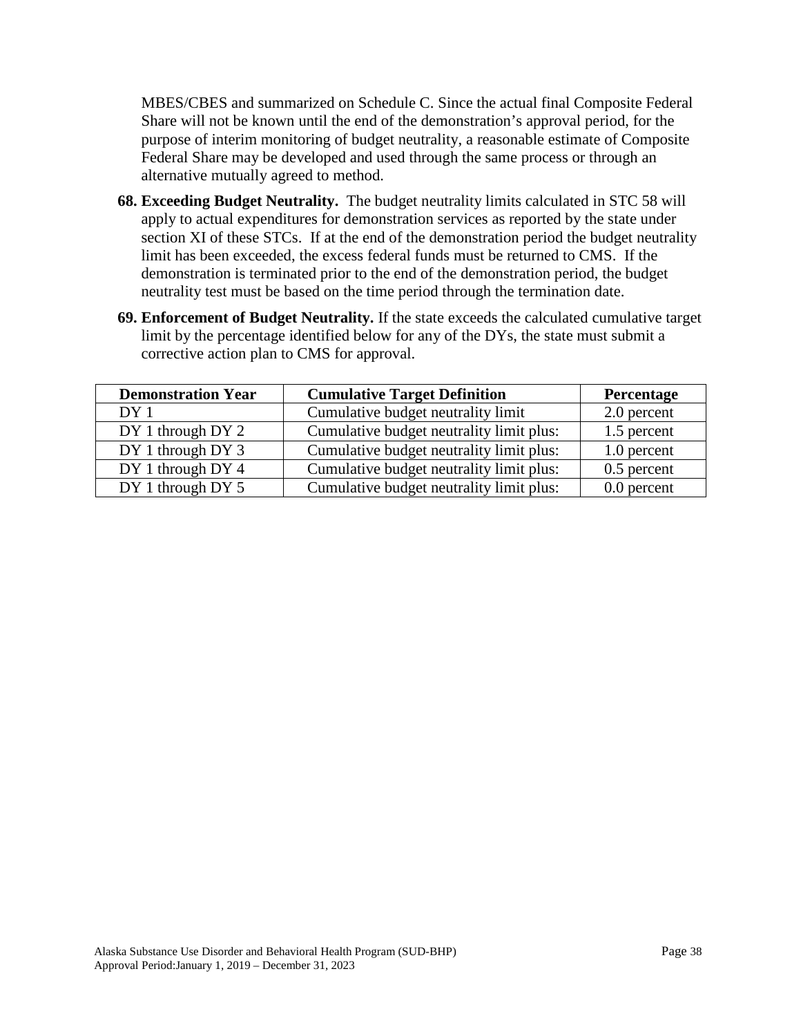MBES/CBES and summarized on Schedule C. Since the actual final Composite Federal Share will not be known until the end of the demonstration's approval period, for the purpose of interim monitoring of budget neutrality, a reasonable estimate of Composite Federal Share may be developed and used through the same process or through an alternative mutually agreed to method.

68. **Exceeding Budget Neutrality.** The budget neutrality limits calculated in STC 58 will apply to actual expenditures for demonstration services as reported by the state under section XI of these STCs. If at the end of the demonstration period the budget neutrality limit has been exceeded, the excess federal funds must be returned to CMS. If the demonstration is terminated prior to the end of the demonstration period, the budget neutrality test must be based on the time period through the termination date.

69. **Enforcement of Budget Neutrality.** If the state exceeds the calculated cumulative target limit by the percentage identified below for any of the DYs, the state must submit a corrective action plan to CMS for approval.

| Demonstration Year | Cumulative Target Definition | Percentage |
|---|---|---|
| DY 1 | Cumulative budget neutrality limit | 2.0 percent |
| DY 1 through DY 2 | Cumulative budget neutrality limit plus: | 1.5 percent |
| DY 1 through DY 3 | Cumulative budget neutrality limit plus: | 1.0 percent |
| DY 1 through DY 4 | Cumulative budget neutrality limit plus: | 0.5 percent |
| DY 1 through DY 5 | Cumulative budget neutrality limit plus: | 0.0 percent |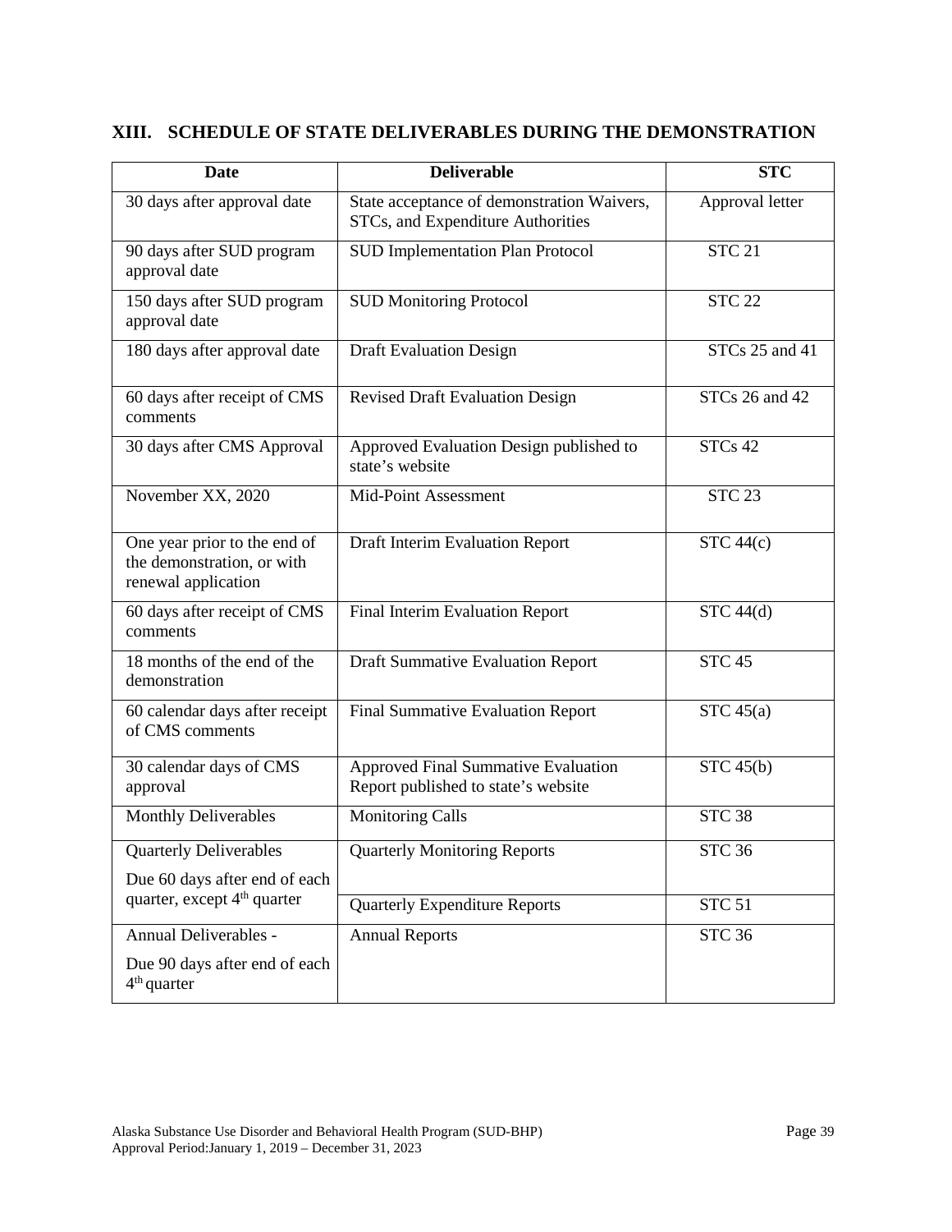## XIII. SCHEDULE OF STATE DELIVERABLES DURING THE DEMONSTRATION

| Date | Deliverable | STC |
|---|---|---|
| 30 days after approval date | State acceptance of demonstration Waivers, STCs, and Expenditure Authorities | Approval letter |
| 90 days after SUD program approval date | SUD Implementation Plan Protocol | STC 21 |
| 150 days after SUD program approval date | SUD Monitoring Protocol | STC 22 |
| 180 days after approval date | Draft Evaluation Design | STCs 25 and 41 |
| 60 days after receipt of CMS comments | Revised Draft Evaluation Design | STCs 26 and 42 |
| 30 days after CMS Approval | Approved Evaluation Design published to state's website | STCs 42 |
| November XX, 2020 | Mid-Point Assessment | STC 23 |
| One year prior to the end of the demonstration, or with renewal application | Draft Interim Evaluation Report | STC 44(c) |
| 60 days after receipt of CMS comments | Final Interim Evaluation Report | STC 44(d) |
| 18 months of the end of the demonstration | Draft Summative Evaluation Report | STC 45 |
| 60 calendar days after receipt of CMS comments | Final Summative Evaluation Report | STC 45(a) |
| 30 calendar days of CMS approval | Approved Final Summative Evaluation Report published to state's website | STC 45(b) |
| Monthly Deliverables | Monitoring Calls | STC 38 |
| Quarterly Deliverables<br>Due 60 days after end of each quarter, except 4th quarter | Quarterly Monitoring Reports | STC 36 |
| | Quarterly Expenditure Reports | STC 51 |
| Annual Deliverables -<br>Due 90 days after end of each 4th quarter | Annual Reports | STC 36 |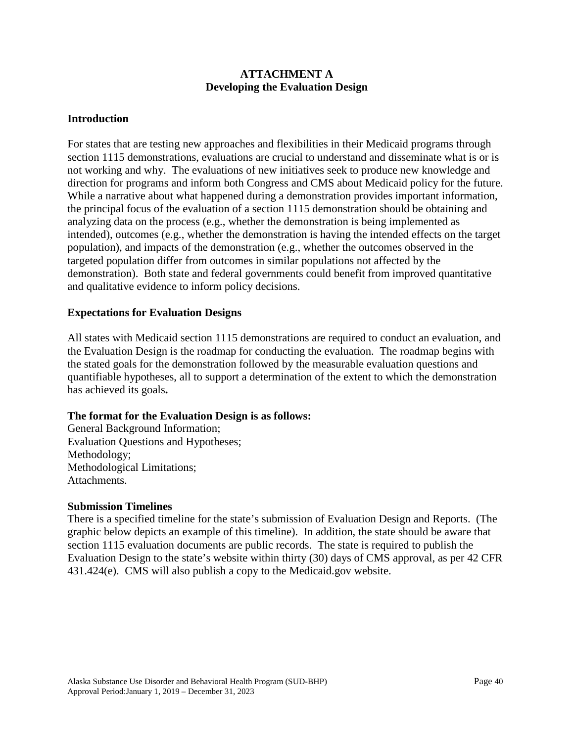# ATTACHMENT A
## Developing the Evaluation Design

### Introduction

For states that are testing new approaches and flexibilities in their Medicaid programs through section 1115 demonstrations, evaluations are crucial to understand and disseminate what is or is not working and why. The evaluations of new initiatives seek to produce new knowledge and direction for programs and inform both Congress and CMS about Medicaid policy for the future. While a narrative about what happened during a demonstration provides important information, the principal focus of the evaluation of a section 1115 demonstration should be obtaining and analyzing data on the process (e.g., whether the demonstration is being implemented as intended), outcomes (e.g., whether the demonstration is having the intended effects on the target population), and impacts of the demonstration (e.g., whether the outcomes observed in the targeted population differ from outcomes in similar populations not affected by the demonstration). Both state and federal governments could benefit from improved quantitative and qualitative evidence to inform policy decisions.

### Expectations for Evaluation Designs

All states with Medicaid section 1115 demonstrations are required to conduct an evaluation, and the Evaluation Design is the roadmap for conducting the evaluation. The roadmap begins with the stated goals for the demonstration followed by the measurable evaluation questions and quantifiable hypotheses, all to support a determination of the extent to which the demonstration has achieved its goals**.**

**The format for the Evaluation Design is as follows:**
General Background Information;
Evaluation Questions and Hypotheses;
Methodology;
Methodological Limitations;
Attachments.

**Submission Timelines**
There is a specified timeline for the state's submission of Evaluation Design and Reports. (The graphic below depicts an example of this timeline). In addition, the state should be aware that section 1115 evaluation documents are public records. The state is required to publish the Evaluation Design to the state's website within thirty (30) days of CMS approval, as per 42 CFR 431.424(e). CMS will also publish a copy to the Medicaid.gov website.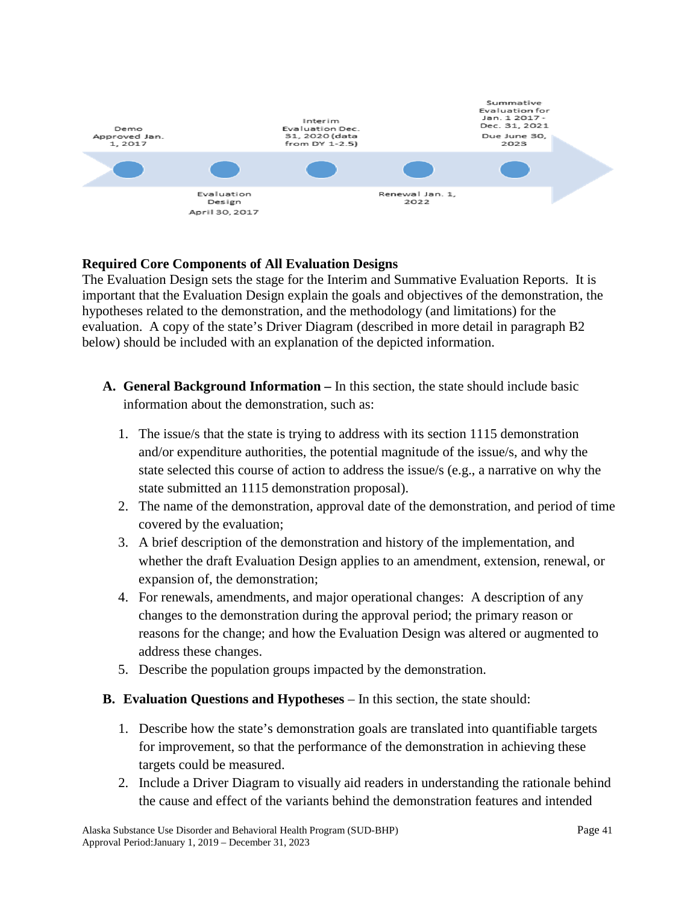Demo Approved Jan. 1, 2017

Evaluation Design April 30, 2017

Interim Evaluation Dec. 31, 2020 (data from DY 1-2.5)

Renewal Jan. 1, 2022

Summative Evaluation for Jan. 1 2017 - Dec. 31, 2021 Due June 30, 2023

**Required Core Components of All Evaluation Designs**

The Evaluation Design sets the stage for the Interim and Summative Evaluation Reports. It is important that the Evaluation Design explain the goals and objectives of the demonstration, the hypotheses related to the demonstration, and the methodology (and limitations) for the evaluation. A copy of the state's Driver Diagram (described in more detail in paragraph B2 below) should be included with an explanation of the depicted information.

A. **General Background Information –** In this section, the state should include basic information about the demonstration, such as:

   1. The issue/s that the state is trying to address with its section 1115 demonstration and/or expenditure authorities, the potential magnitude of the issue/s, and why the state selected this course of action to address the issue/s (e.g., a narrative on why the state submitted an 1115 demonstration proposal).
   2. The name of the demonstration, approval date of the demonstration, and period of time covered by the evaluation;
   3. A brief description of the demonstration and history of the implementation, and whether the draft Evaluation Design applies to an amendment, extension, renewal, or expansion of, the demonstration;
   4. For renewals, amendments, and major operational changes: A description of any changes to the demonstration during the approval period; the primary reason or reasons for the change; and how the Evaluation Design was altered or augmented to address these changes.
   5. Describe the population groups impacted by the demonstration.

B. **Evaluation Questions and Hypotheses** – In this section, the state should:

   1. Describe how the state's demonstration goals are translated into quantifiable targets for improvement, so that the performance of the demonstration in achieving these targets could be measured.
   2. Include a Driver Diagram to visually aid readers in understanding the rationale behind the cause and effect of the variants behind the demonstration features and intended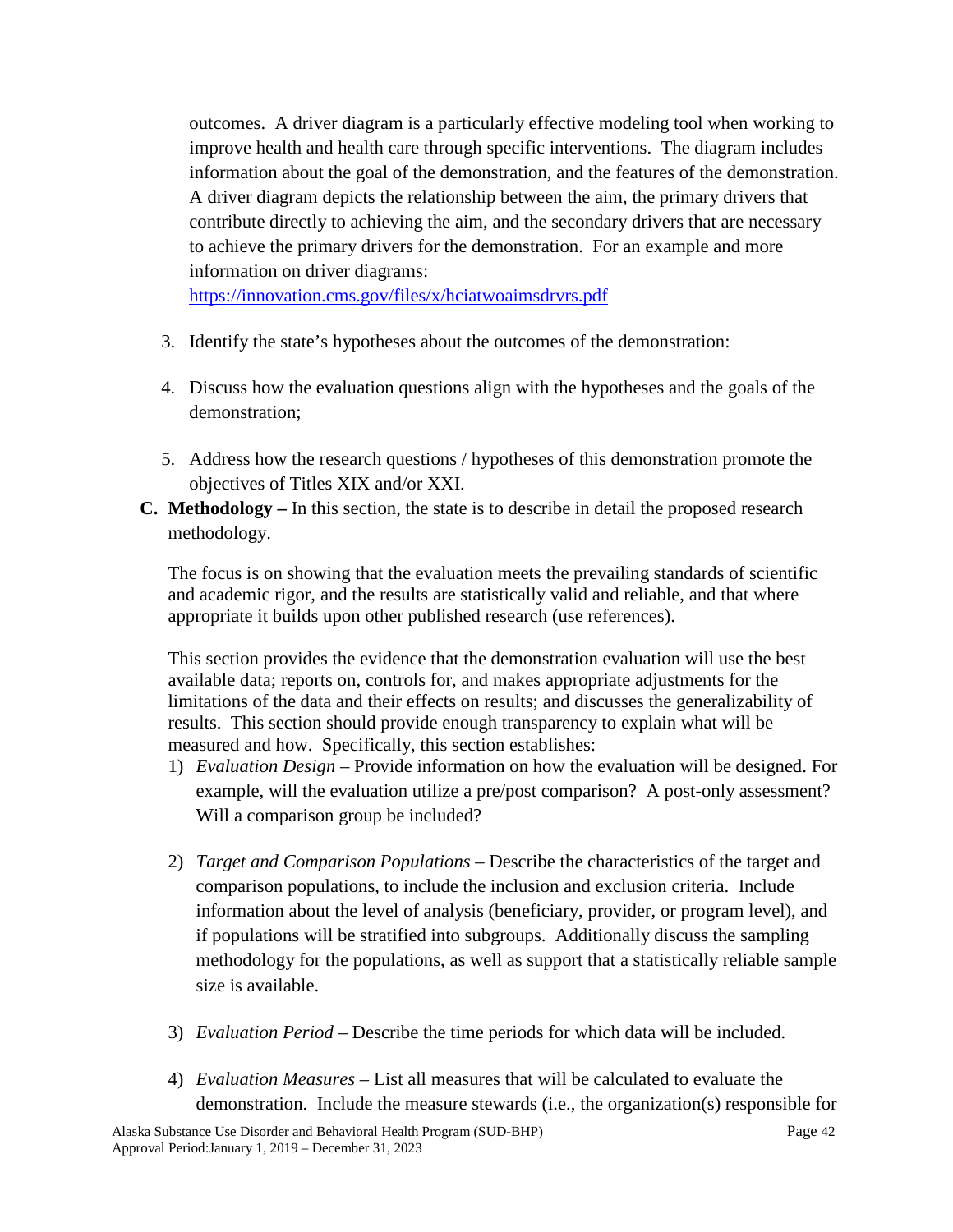outcomes. A driver diagram is a particularly effective modeling tool when working to improve health and health care through specific interventions. The diagram includes information about the goal of the demonstration, and the features of the demonstration. A driver diagram depicts the relationship between the aim, the primary drivers that contribute directly to achieving the aim, and the secondary drivers that are necessary to achieve the primary drivers for the demonstration. For an example and more information on driver diagrams: [https://innovation.cms.gov/files/x/hciatwoaimsdrvrs.pdf](https://innovation.cms.gov/files/x/hciatwoaimsdrvrs.pdf)

3. Identify the state's hypotheses about the outcomes of the demonstration:

4. Discuss how the evaluation questions align with the hypotheses and the goals of the demonstration;

5. Address how the research questions / hypotheses of this demonstration promote the objectives of Titles XIX and/or XXI.

**C. Methodology –** In this section, the state is to describe in detail the proposed research methodology.

The focus is on showing that the evaluation meets the prevailing standards of scientific and academic rigor, and the results are statistically valid and reliable, and that where appropriate it builds upon other published research (use references).

This section provides the evidence that the demonstration evaluation will use the best available data; reports on, controls for, and makes appropriate adjustments for the limitations of the data and their effects on results; and discusses the generalizability of results. This section should provide enough transparency to explain what will be measured and how. Specifically, this section establishes:

1) *Evaluation Design* – Provide information on how the evaluation will be designed. For example, will the evaluation utilize a pre/post comparison? A post-only assessment? Will a comparison group be included?

2) *Target and Comparison Populations* – Describe the characteristics of the target and comparison populations, to include the inclusion and exclusion criteria. Include information about the level of analysis (beneficiary, provider, or program level), and if populations will be stratified into subgroups. Additionally discuss the sampling methodology for the populations, as well as support that a statistically reliable sample size is available.

3) *Evaluation Period* – Describe the time periods for which data will be included.

4) *Evaluation Measures* – List all measures that will be calculated to evaluate the demonstration. Include the measure stewards (i.e., the organization(s) responsible for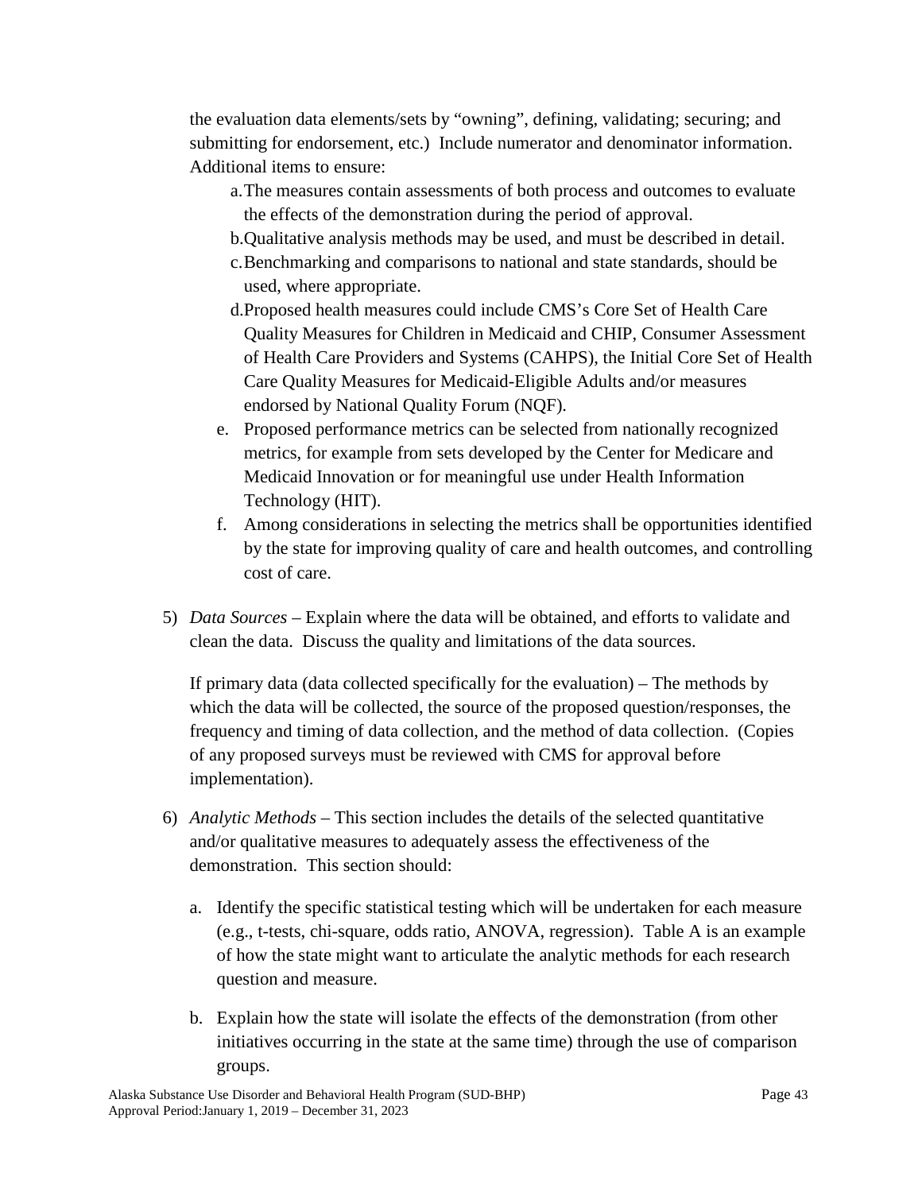the evaluation data elements/sets by "owning", defining, validating; securing; and submitting for endorsement, etc.) Include numerator and denominator information. Additional items to ensure:

a. The measures contain assessments of both process and outcomes to evaluate the effects of the demonstration during the period of approval.
b. Qualitative analysis methods may be used, and must be described in detail.
c. Benchmarking and comparisons to national and state standards, should be used, where appropriate.
d. Proposed health measures could include CMS's Core Set of Health Care Quality Measures for Children in Medicaid and CHIP, Consumer Assessment of Health Care Providers and Systems (CAHPS), the Initial Core Set of Health Care Quality Measures for Medicaid-Eligible Adults and/or measures endorsed by National Quality Forum (NQF).
e. Proposed performance metrics can be selected from nationally recognized metrics, for example from sets developed by the Center for Medicare and Medicaid Innovation or for meaningful use under Health Information Technology (HIT).
f. Among considerations in selecting the metrics shall be opportunities identified by the state for improving quality of care and health outcomes, and controlling cost of care.

5) *Data Sources* – Explain where the data will be obtained, and efforts to validate and clean the data. Discuss the quality and limitations of the data sources.

   If primary data (data collected specifically for the evaluation) – The methods by which the data will be collected, the source of the proposed question/responses, the frequency and timing of data collection, and the method of data collection. (Copies of any proposed surveys must be reviewed with CMS for approval before implementation).

6) *Analytic Methods* – This section includes the details of the selected quantitative and/or qualitative measures to adequately assess the effectiveness of the demonstration. This section should:

   a. Identify the specific statistical testing which will be undertaken for each measure (e.g., t-tests, chi-square, odds ratio, ANOVA, regression). Table A is an example of how the state might want to articulate the analytic methods for each research question and measure.

   b. Explain how the state will isolate the effects of the demonstration (from other initiatives occurring in the state at the same time) through the use of comparison groups.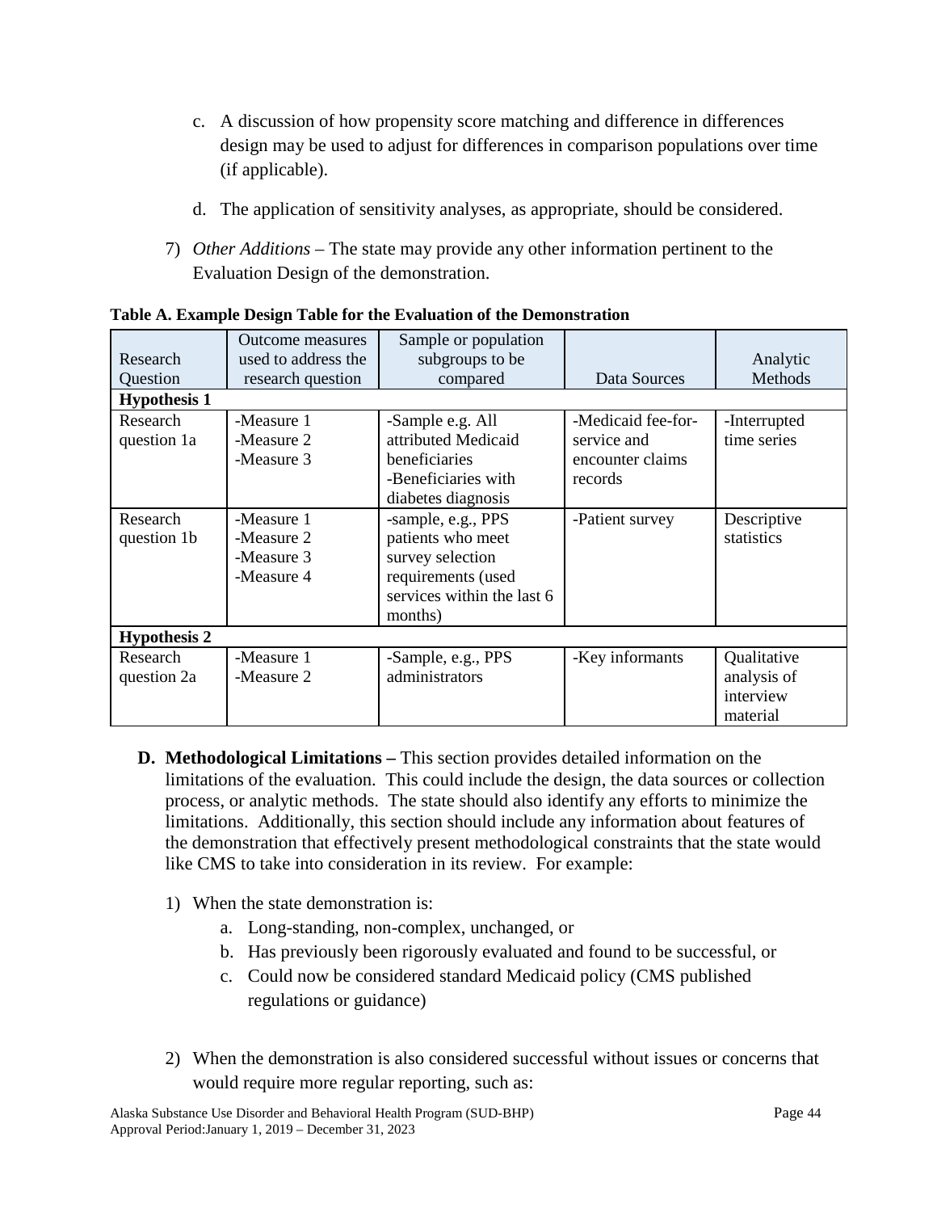c. A discussion of how propensity score matching and difference in differences design may be used to adjust for differences in comparison populations over time (if applicable).

d. The application of sensitivity analyses, as appropriate, should be considered.

7) *Other Additions* – The state may provide any other information pertinent to the Evaluation Design of the demonstration.

**Table A. Example Design Table for the Evaluation of the Demonstration**

| Research Question | Outcome measures used to address the research question | Sample or population subgroups to be compared | Data Sources | Analytic Methods |
|---|---|---|---|---|
| **Hypothesis 1** | | | | |
| Research question 1a | -Measure 1<br>-Measure 2<br>-Measure 3 | -Sample e.g. All attributed Medicaid beneficiaries<br>-Beneficiaries with diabetes diagnosis | -Medicaid fee-for-service and encounter claims records | -Interrupted time series |
| Research question 1b | -Measure 1<br>-Measure 2<br>-Measure 3<br>-Measure 4 | -sample, e.g., PPS patients who meet survey selection requirements (used services within the last 6 months) | -Patient survey | Descriptive statistics |
| **Hypothesis 2** | | | | |
| Research question 2a | -Measure 1<br>-Measure 2 | -Sample, e.g., PPS administrators | -Key informants | Qualitative analysis of interview material |

**D. Methodological Limitations –** This section provides detailed information on the limitations of the evaluation. This could include the design, the data sources or collection process, or analytic methods. The state should also identify any efforts to minimize the limitations. Additionally, this section should include any information about features of the demonstration that effectively present methodological constraints that the state would like CMS to take into consideration in its review. For example:

1) When the state demonstration is:
   a. Long-standing, non-complex, unchanged, or
   b. Has previously been rigorously evaluated and found to be successful, or
   c. Could now be considered standard Medicaid policy (CMS published regulations or guidance)

2) When the demonstration is also considered successful without issues or concerns that would require more regular reporting, such as: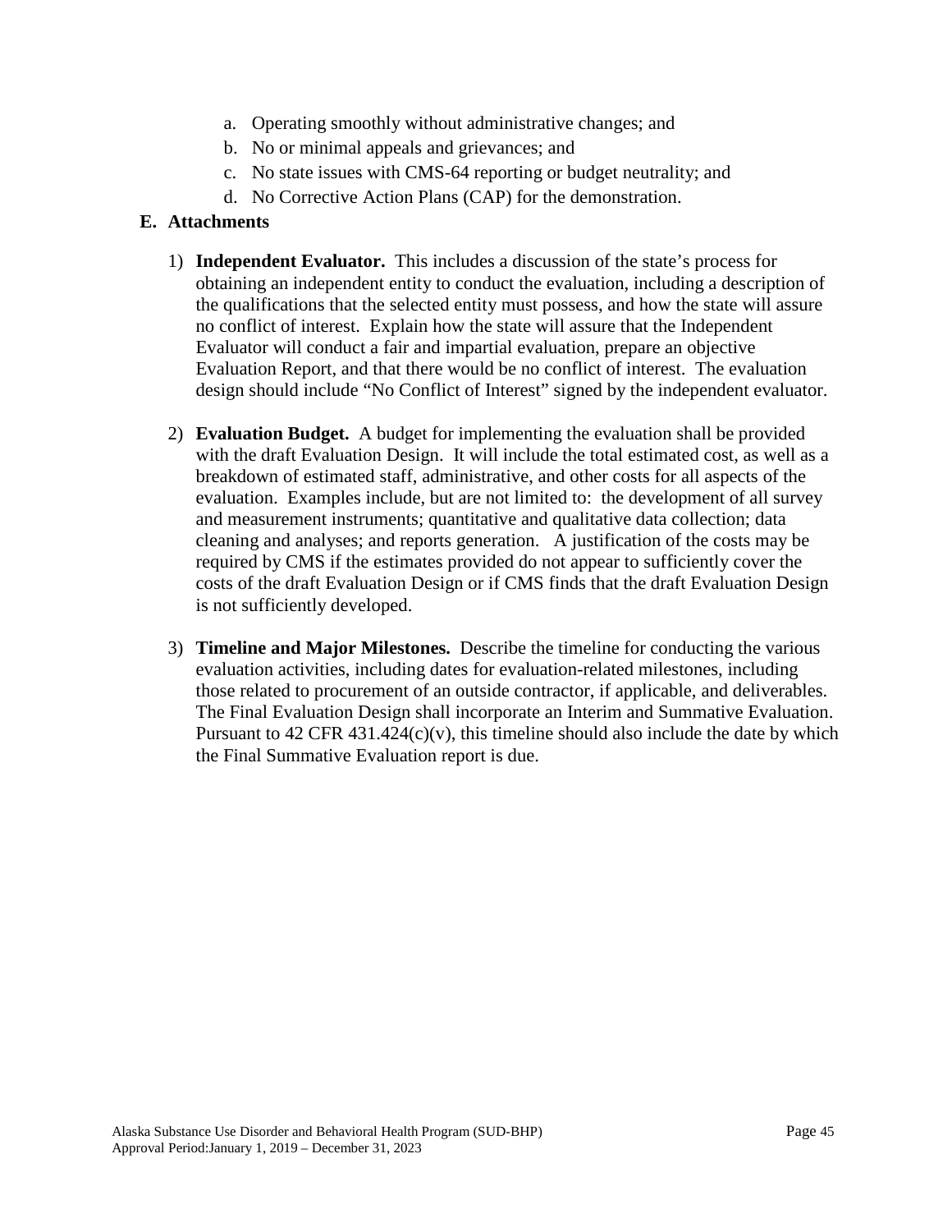a. Operating smoothly without administrative changes; and
b. No or minimal appeals and grievances; and
c. No state issues with CMS-64 reporting or budget neutrality; and
d. No Corrective Action Plans (CAP) for the demonstration.

## E. Attachments

1) **Independent Evaluator.** This includes a discussion of the state's process for obtaining an independent entity to conduct the evaluation, including a description of the qualifications that the selected entity must possess, and how the state will assure no conflict of interest. Explain how the state will assure that the Independent Evaluator will conduct a fair and impartial evaluation, prepare an objective Evaluation Report, and that there would be no conflict of interest. The evaluation design should include "No Conflict of Interest" signed by the independent evaluator.

2) **Evaluation Budget.** A budget for implementing the evaluation shall be provided with the draft Evaluation Design. It will include the total estimated cost, as well as a breakdown of estimated staff, administrative, and other costs for all aspects of the evaluation. Examples include, but are not limited to: the development of all survey and measurement instruments; quantitative and qualitative data collection; data cleaning and analyses; and reports generation. A justification of the costs may be required by CMS if the estimates provided do not appear to sufficiently cover the costs of the draft Evaluation Design or if CMS finds that the draft Evaluation Design is not sufficiently developed.

3) **Timeline and Major Milestones.** Describe the timeline for conducting the various evaluation activities, including dates for evaluation-related milestones, including those related to procurement of an outside contractor, if applicable, and deliverables. The Final Evaluation Design shall incorporate an Interim and Summative Evaluation. Pursuant to 42 CFR 431.424(c)(v), this timeline should also include the date by which the Final Summative Evaluation report is due.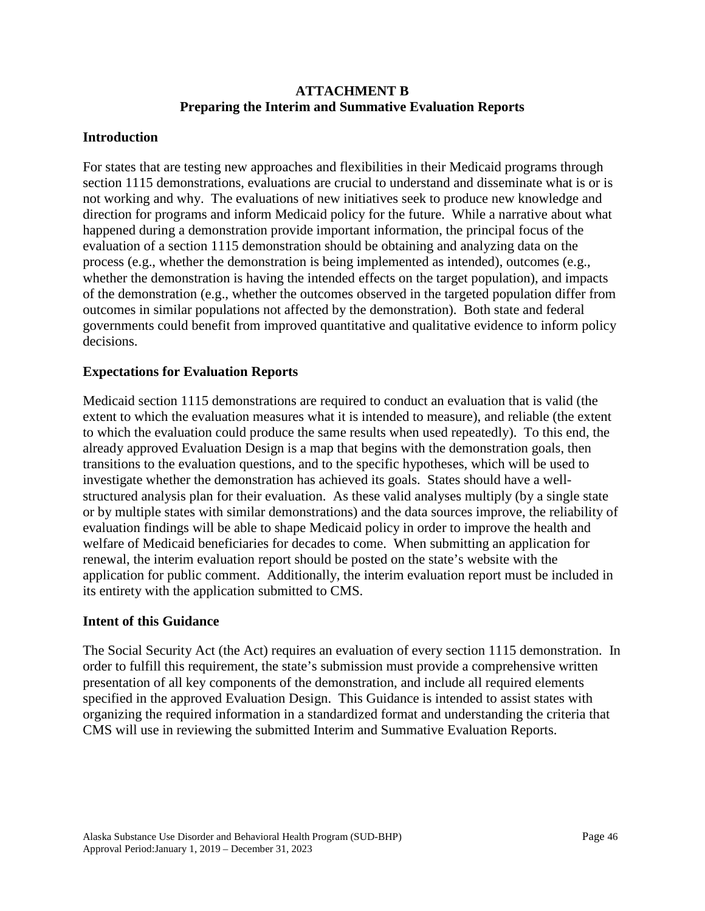# ATTACHMENT B
## Preparing the Interim and Summative Evaluation Reports

### Introduction

For states that are testing new approaches and flexibilities in their Medicaid programs through section 1115 demonstrations, evaluations are crucial to understand and disseminate what is or is not working and why. The evaluations of new initiatives seek to produce new knowledge and direction for programs and inform Medicaid policy for the future. While a narrative about what happened during a demonstration provide important information, the principal focus of the evaluation of a section 1115 demonstration should be obtaining and analyzing data on the process (e.g., whether the demonstration is being implemented as intended), outcomes (e.g., whether the demonstration is having the intended effects on the target population), and impacts of the demonstration (e.g., whether the outcomes observed in the targeted population differ from outcomes in similar populations not affected by the demonstration). Both state and federal governments could benefit from improved quantitative and qualitative evidence to inform policy decisions.

### Expectations for Evaluation Reports

Medicaid section 1115 demonstrations are required to conduct an evaluation that is valid (the extent to which the evaluation measures what it is intended to measure), and reliable (the extent to which the evaluation could produce the same results when used repeatedly). To this end, the already approved Evaluation Design is a map that begins with the demonstration goals, then transitions to the evaluation questions, and to the specific hypotheses, which will be used to investigate whether the demonstration has achieved its goals. States should have a well-structured analysis plan for their evaluation. As these valid analyses multiply (by a single state or by multiple states with similar demonstrations) and the data sources improve, the reliability of evaluation findings will be able to shape Medicaid policy in order to improve the health and welfare of Medicaid beneficiaries for decades to come. When submitting an application for renewal, the interim evaluation report should be posted on the state's website with the application for public comment. Additionally, the interim evaluation report must be included in its entirety with the application submitted to CMS.

### Intent of this Guidance

The Social Security Act (the Act) requires an evaluation of every section 1115 demonstration. In order to fulfill this requirement, the state's submission must provide a comprehensive written presentation of all key components of the demonstration, and include all required elements specified in the approved Evaluation Design. This Guidance is intended to assist states with organizing the required information in a standardized format and understanding the criteria that CMS will use in reviewing the submitted Interim and Summative Evaluation Reports.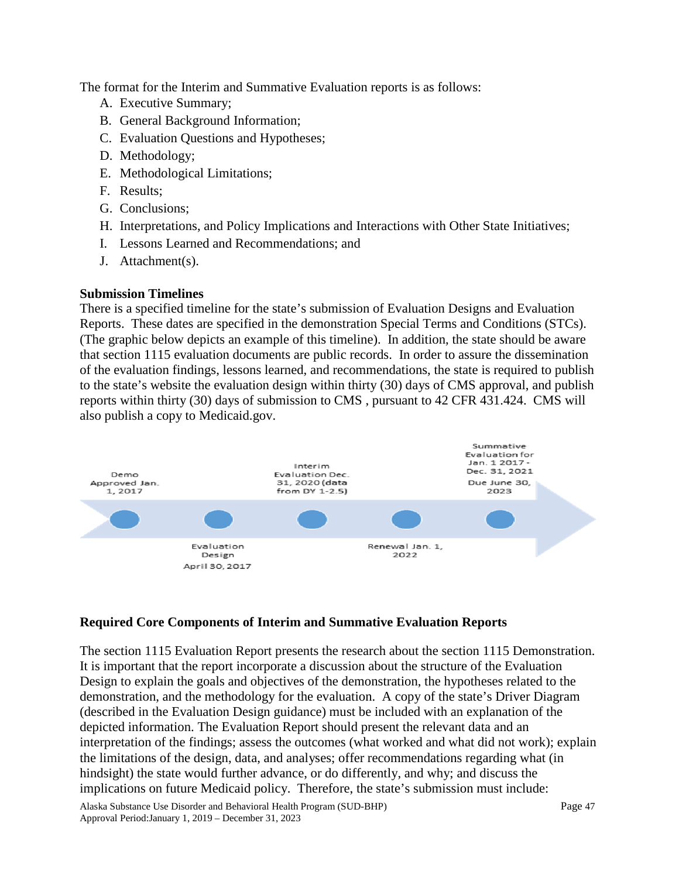The format for the Interim and Summative Evaluation reports is as follows:

A. Executive Summary;
B. General Background Information;
C. Evaluation Questions and Hypotheses;
D. Methodology;
E. Methodological Limitations;
F. Results;
G. Conclusions;
H. Interpretations, and Policy Implications and Interactions with Other State Initiatives;
I. Lessons Learned and Recommendations; and
J. Attachment(s).

**Submission Timelines**

There is a specified timeline for the state's submission of Evaluation Designs and Evaluation Reports. These dates are specified in the demonstration Special Terms and Conditions (STCs). (The graphic below depicts an example of this timeline). In addition, the state should be aware that section 1115 evaluation documents are public records. In order to assure the dissemination of the evaluation findings, lessons learned, and recommendations, the state is required to publish to the state's website the evaluation design within thirty (30) days of CMS approval, and publish reports within thirty (30) days of submission to CMS , pursuant to 42 CFR 431.424. CMS will also publish a copy to Medicaid.gov.

Demo Approved Jan. 1, 2017

Evaluation Design April 30, 2017

Interim Evaluation Dec. 31, 2020 (data from DY 1-2.5)

Renewal Jan. 1, 2022

Summative Evaluation for Jan. 1 2017 - Dec. 31, 2021 Due June 30, 2023

**Required Core Components of Interim and Summative Evaluation Reports**

The section 1115 Evaluation Report presents the research about the section 1115 Demonstration. It is important that the report incorporate a discussion about the structure of the Evaluation Design to explain the goals and objectives of the demonstration, the hypotheses related to the demonstration, and the methodology for the evaluation. A copy of the state's Driver Diagram (described in the Evaluation Design guidance) must be included with an explanation of the depicted information. The Evaluation Report should present the relevant data and an interpretation of the findings; assess the outcomes (what worked and what did not work); explain the limitations of the design, data, and analyses; offer recommendations regarding what (in hindsight) the state would further advance, or do differently, and why; and discuss the implications on future Medicaid policy. Therefore, the state's submission must include: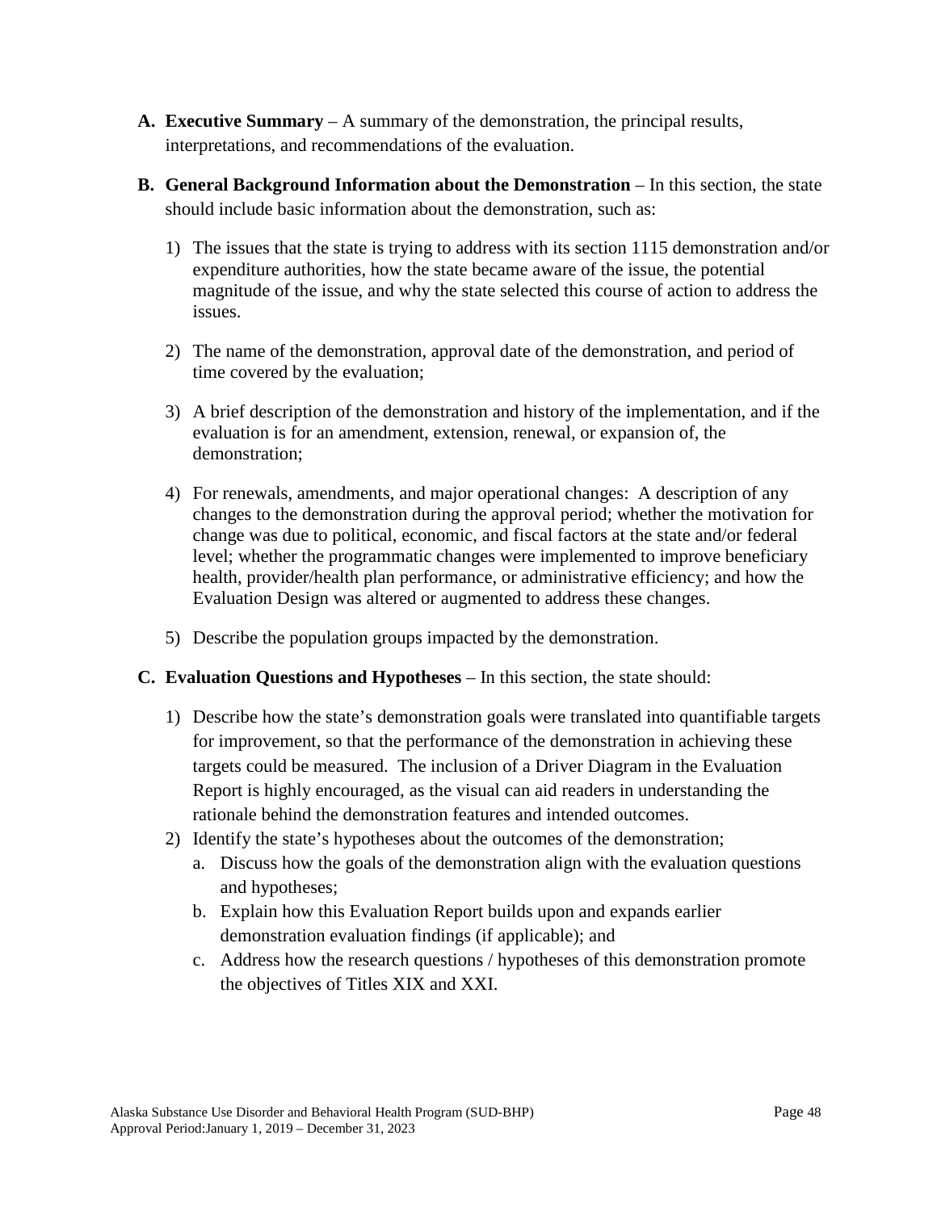A. **Executive Summary** – A summary of the demonstration, the principal results, interpretations, and recommendations of the evaluation.

B. **General Background Information about the Demonstration** – In this section, the state should include basic information about the demonstration, such as:

   1) The issues that the state is trying to address with its section 1115 demonstration and/or expenditure authorities, how the state became aware of the issue, the potential magnitude of the issue, and why the state selected this course of action to address the issues.

   2) The name of the demonstration, approval date of the demonstration, and period of time covered by the evaluation;

   3) A brief description of the demonstration and history of the implementation, and if the evaluation is for an amendment, extension, renewal, or expansion of, the demonstration;

   4) For renewals, amendments, and major operational changes: A description of any changes to the demonstration during the approval period; whether the motivation for change was due to political, economic, and fiscal factors at the state and/or federal level; whether the programmatic changes were implemented to improve beneficiary health, provider/health plan performance, or administrative efficiency; and how the Evaluation Design was altered or augmented to address these changes.

   5) Describe the population groups impacted by the demonstration.

C. **Evaluation Questions and Hypotheses** – In this section, the state should:

   1) Describe how the state's demonstration goals were translated into quantifiable targets for improvement, so that the performance of the demonstration in achieving these targets could be measured. The inclusion of a Driver Diagram in the Evaluation Report is highly encouraged, as the visual can aid readers in understanding the rationale behind the demonstration features and intended outcomes.
   2) Identify the state's hypotheses about the outcomes of the demonstration;
      a. Discuss how the goals of the demonstration align with the evaluation questions and hypotheses;
      b. Explain how this Evaluation Report builds upon and expands earlier demonstration evaluation findings (if applicable); and
      c. Address how the research questions / hypotheses of this demonstration promote the objectives of Titles XIX and XXI.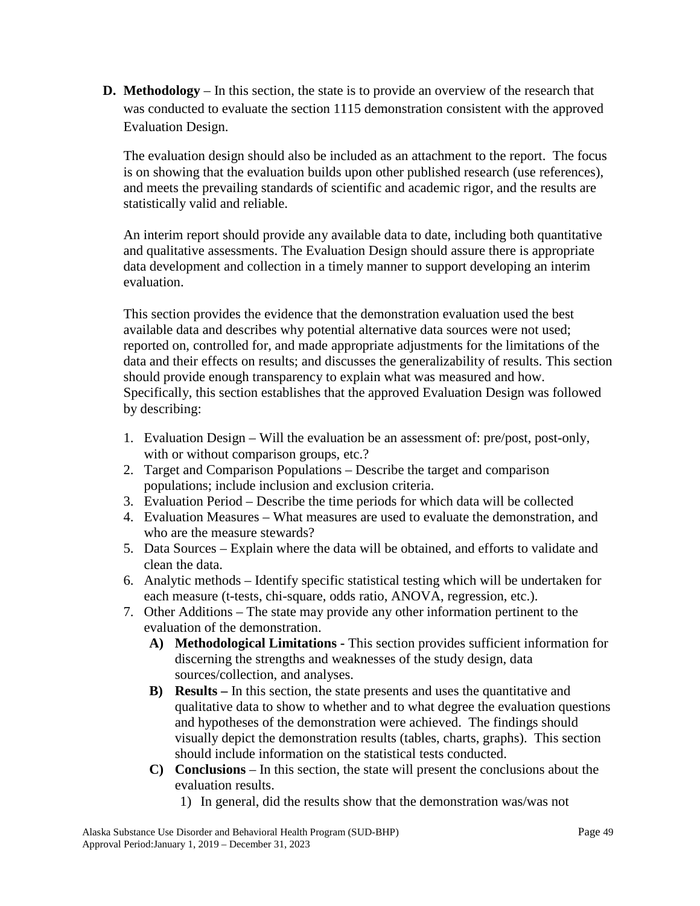**D. Methodology** – In this section, the state is to provide an overview of the research that was conducted to evaluate the section 1115 demonstration consistent with the approved Evaluation Design.

The evaluation design should also be included as an attachment to the report. The focus is on showing that the evaluation builds upon other published research (use references), and meets the prevailing standards of scientific and academic rigor, and the results are statistically valid and reliable.

An interim report should provide any available data to date, including both quantitative and qualitative assessments. The Evaluation Design should assure there is appropriate data development and collection in a timely manner to support developing an interim evaluation.

This section provides the evidence that the demonstration evaluation used the best available data and describes why potential alternative data sources were not used; reported on, controlled for, and made appropriate adjustments for the limitations of the data and their effects on results; and discusses the generalizability of results. This section should provide enough transparency to explain what was measured and how. Specifically, this section establishes that the approved Evaluation Design was followed by describing:

1. Evaluation Design – Will the evaluation be an assessment of: pre/post, post-only, with or without comparison groups, etc.?
2. Target and Comparison Populations – Describe the target and comparison populations; include inclusion and exclusion criteria.
3. Evaluation Period – Describe the time periods for which data will be collected
4. Evaluation Measures – What measures are used to evaluate the demonstration, and who are the measure stewards?
5. Data Sources – Explain where the data will be obtained, and efforts to validate and clean the data.
6. Analytic methods – Identify specific statistical testing which will be undertaken for each measure (t-tests, chi-square, odds ratio, ANOVA, regression, etc.).
7. Other Additions – The state may provide any other information pertinent to the evaluation of the demonstration.
   - **A) Methodological Limitations -** This section provides sufficient information for discerning the strengths and weaknesses of the study design, data sources/collection, and analyses.
   - **B) Results –** In this section, the state presents and uses the quantitative and qualitative data to show to whether and to what degree the evaluation questions and hypotheses of the demonstration were achieved. The findings should visually depict the demonstration results (tables, charts, graphs). This section should include information on the statistical tests conducted.
   - **C) Conclusions** – In this section, the state will present the conclusions about the evaluation results.
     1) In general, did the results show that the demonstration was/was not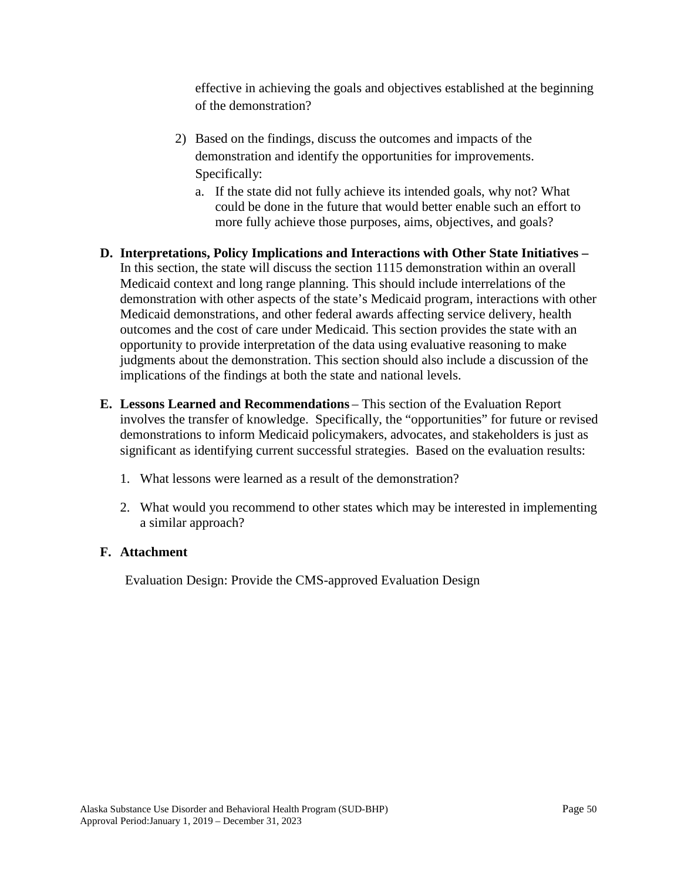effective in achieving the goals and objectives established at the beginning of the demonstration?

2) Based on the findings, discuss the outcomes and impacts of the demonstration and identify the opportunities for improvements. Specifically:

    a. If the state did not fully achieve its intended goals, why not? What could be done in the future that would better enable such an effort to more fully achieve those purposes, aims, objectives, and goals?

**D. Interpretations, Policy Implications and Interactions with Other State Initiatives –** In this section, the state will discuss the section 1115 demonstration within an overall Medicaid context and long range planning. This should include interrelations of the demonstration with other aspects of the state's Medicaid program, interactions with other Medicaid demonstrations, and other federal awards affecting service delivery, health outcomes and the cost of care under Medicaid. This section provides the state with an opportunity to provide interpretation of the data using evaluative reasoning to make judgments about the demonstration. This section should also include a discussion of the implications of the findings at both the state and national levels.

**E. Lessons Learned and Recommendations** – This section of the Evaluation Report involves the transfer of knowledge. Specifically, the "opportunities" for future or revised demonstrations to inform Medicaid policymakers, advocates, and stakeholders is just as significant as identifying current successful strategies. Based on the evaluation results:

1. What lessons were learned as a result of the demonstration?

2. What would you recommend to other states which may be interested in implementing a similar approach?

**F. Attachment**

Evaluation Design: Provide the CMS-approved Evaluation Design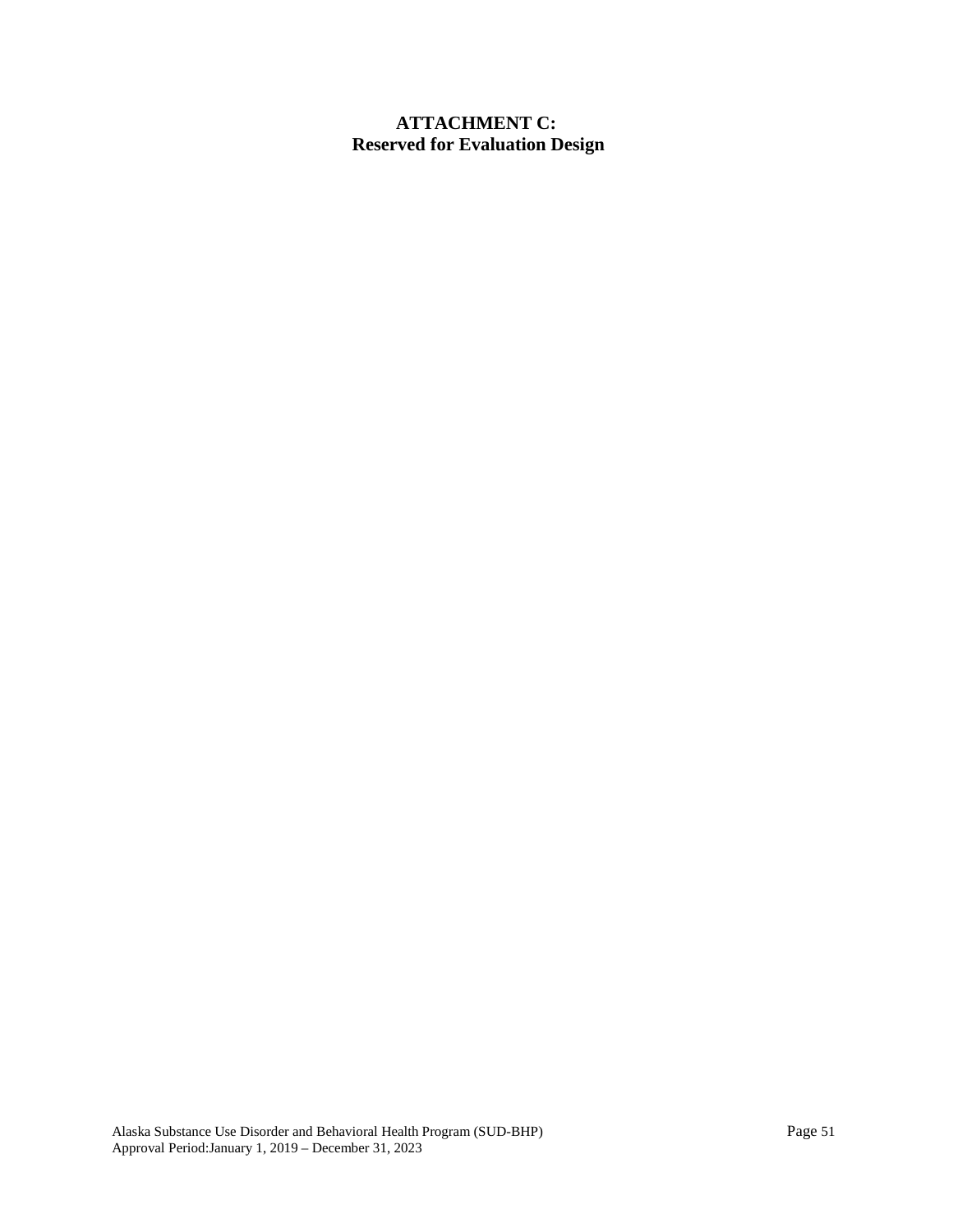# ATTACHMENT C:
# Reserved for Evaluation Design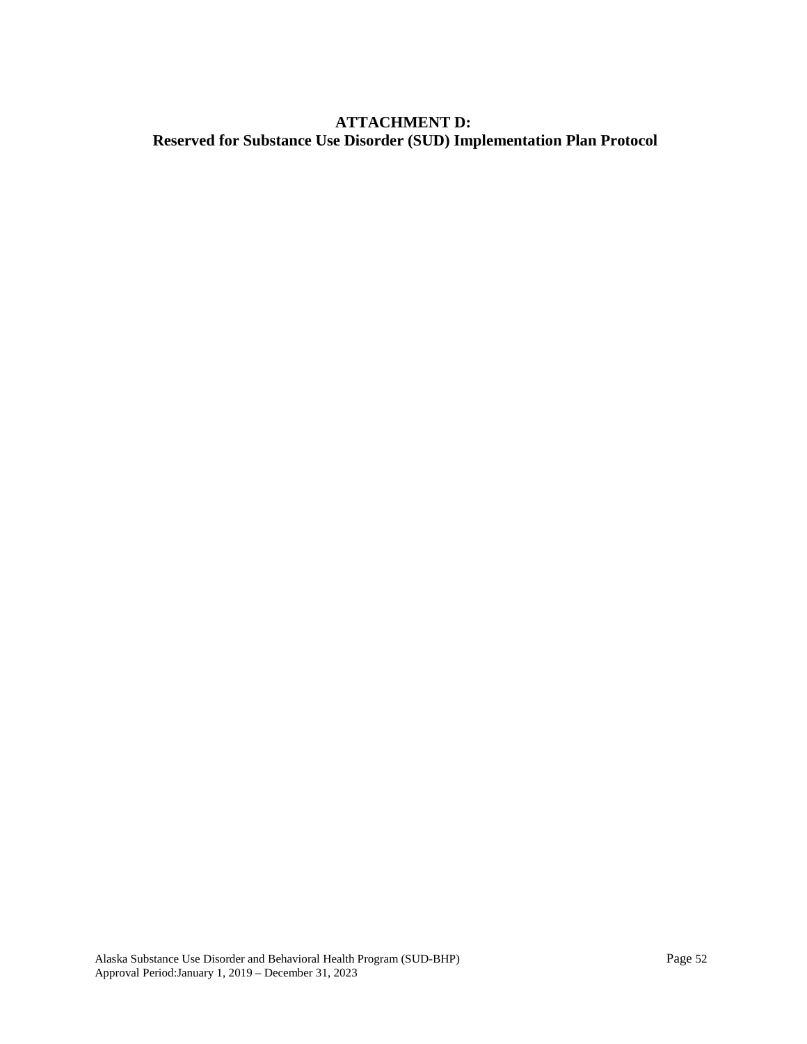# ATTACHMENT D:
# Reserved for Substance Use Disorder (SUD) Implementation Plan Protocol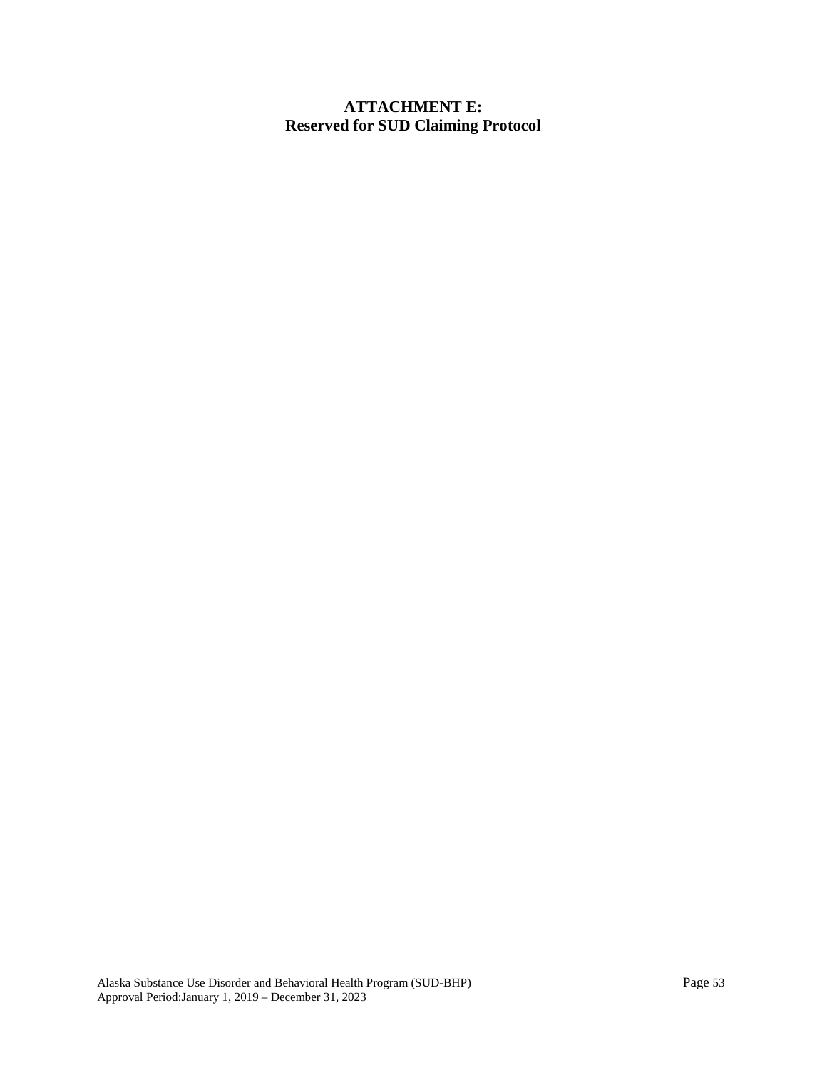# ATTACHMENT E:
# Reserved for SUD Claiming Protocol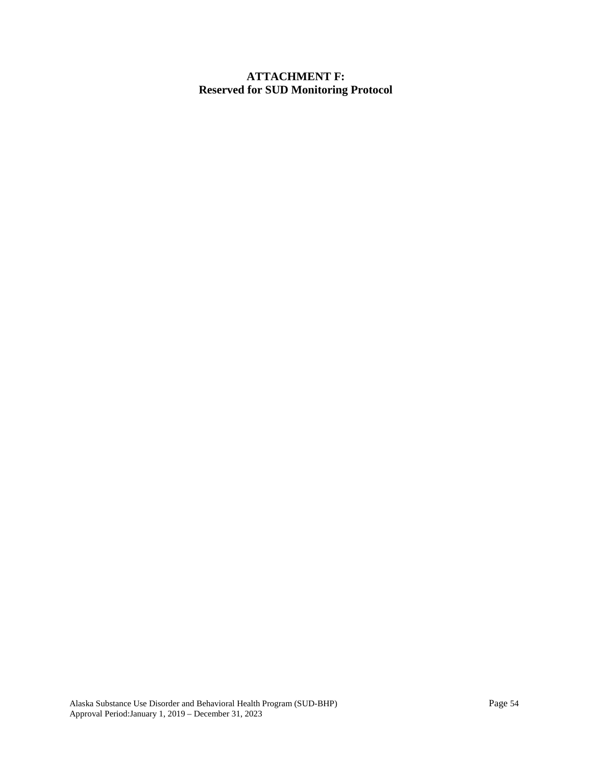# ATTACHMENT F:
# Reserved for SUD Monitoring Protocol